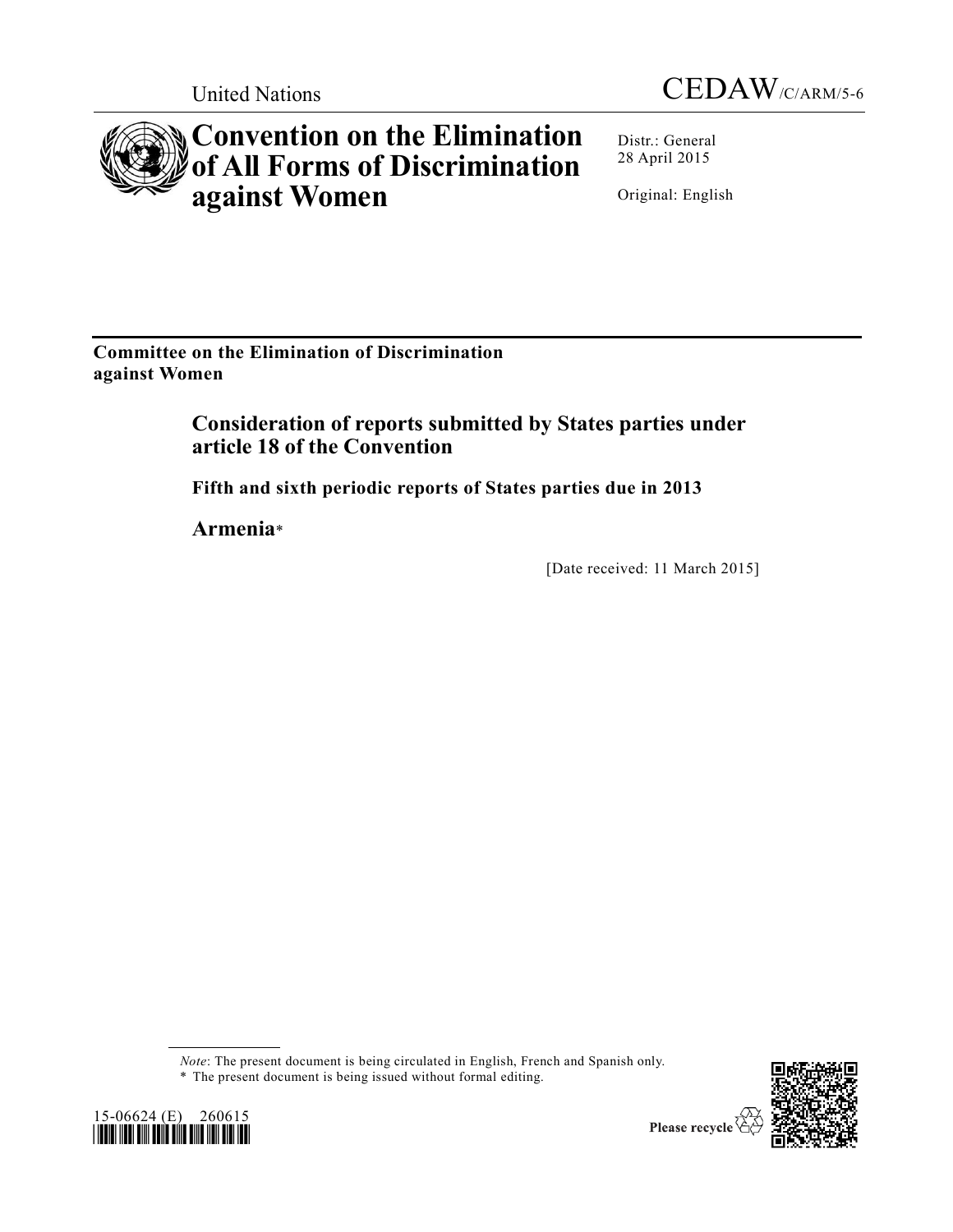United Nations

CEDAW/C/ARM/5-6

# Convention on the Elimination of All Forms of Discrimination against Women

Distr.: General
28 April 2015

Original: English

**Committee on the Elimination of Discrimination against Women**

## Consideration of reports submitted by States parties under article 18 of the Convention

### Fifth and sixth periodic reports of States parties due in 2013

### Armenia*

[Date received: 11 March 2015]

*Note*: The present document is being circulated in English, French and Spanish only.

* The present document is being issued without formal editing.

15-06624 (E) 260615

Please recycle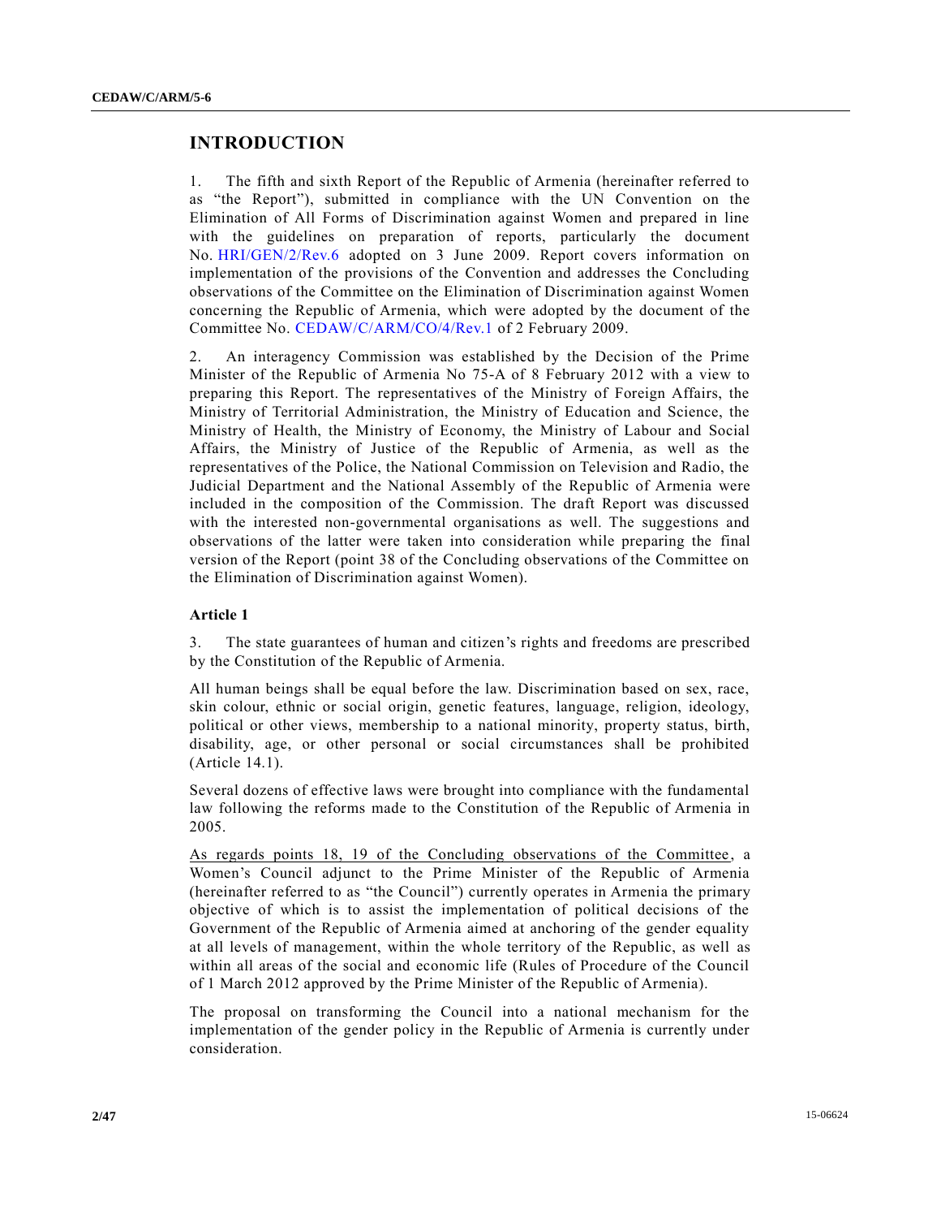## INTRODUCTION

1. The fifth and sixth Report of the Republic of Armenia (hereinafter referred to as "the Report"), submitted in compliance with the UN Convention on the Elimination of All Forms of Discrimination against Women and prepared in line with the guidelines on preparation of reports, particularly the document No. HRI/GEN/2/Rev.6 adopted on 3 June 2009. Report covers information on implementation of the provisions of the Convention and addresses the Concluding observations of the Committee on the Elimination of Discrimination against Women concerning the Republic of Armenia, which were adopted by the document of the Committee No. CEDAW/C/ARM/CO/4/Rev.1 of 2 February 2009.

2. An interagency Commission was established by the Decision of the Prime Minister of the Republic of Armenia No 75-A of 8 February 2012 with a view to preparing this Report. The representatives of the Ministry of Foreign Affairs, the Ministry of Territorial Administration, the Ministry of Education and Science, the Ministry of Health, the Ministry of Economy, the Ministry of Labour and Social Affairs, the Ministry of Justice of the Republic of Armenia, as well as the representatives of the Police, the National Commission on Television and Radio, the Judicial Department and the National Assembly of the Republic of Armenia were included in the composition of the Commission. The draft Report was discussed with the interested non-governmental organisations as well. The suggestions and observations of the latter were taken into consideration while preparing the final version of the Report (point 38 of the Concluding observations of the Committee on the Elimination of Discrimination against Women).

### Article 1

3. The state guarantees of human and citizen's rights and freedoms are prescribed by the Constitution of the Republic of Armenia.

All human beings shall be equal before the law. Discrimination based on sex, race, skin colour, ethnic or social origin, genetic features, language, religion, ideology, political or other views, membership to a national minority, property status, birth, disability, age, or other personal or social circumstances shall be prohibited (Article 14.1).

Several dozens of effective laws were brought into compliance with the fundamental law following the reforms made to the Constitution of the Republic of Armenia in 2005.

As regards points 18, 19 of the Concluding observations of the Committee, a Women's Council adjunct to the Prime Minister of the Republic of Armenia (hereinafter referred to as "the Council") currently operates in Armenia the primary objective of which is to assist the implementation of political decisions of the Government of the Republic of Armenia aimed at anchoring of the gender equality at all levels of management, within the whole territory of the Republic, as well as within all areas of the social and economic life (Rules of Procedure of the Council of 1 March 2012 approved by the Prime Minister of the Republic of Armenia).

The proposal on transforming the Council into a national mechanism for the implementation of the gender policy in the Republic of Armenia is currently under consideration.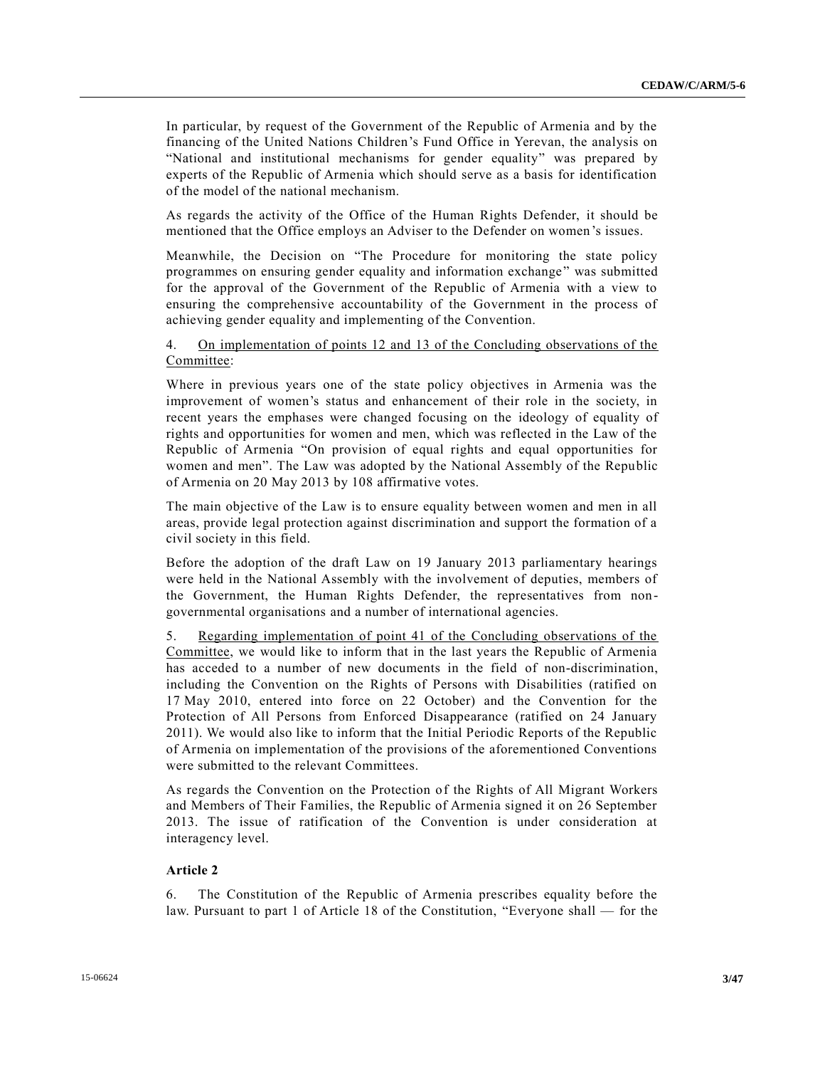In particular, by request of the Government of the Republic of Armenia and by the financing of the United Nations Children's Fund Office in Yerevan, the analysis on "National and institutional mechanisms for gender equality" was prepared by experts of the Republic of Armenia which should serve as a basis for identification of the model of the national mechanism.

As regards the activity of the Office of the Human Rights Defender, it should be mentioned that the Office employs an Adviser to the Defender on women's issues.

Meanwhile, the Decision on "The Procedure for monitoring the state policy programmes on ensuring gender equality and information exchange" was submitted for the approval of the Government of the Republic of Armenia with a view to ensuring the comprehensive accountability of the Government in the process of achieving gender equality and implementing of the Convention.

4. On implementation of points 12 and 13 of the Concluding observations of the Committee:

Where in previous years one of the state policy objectives in Armenia was the improvement of women's status and enhancement of their role in the society, in recent years the emphases were changed focusing on the ideology of equality of rights and opportunities for women and men, which was reflected in the Law of the Republic of Armenia "On provision of equal rights and equal opportunities for women and men". The Law was adopted by the National Assembly of the Republic of Armenia on 20 May 2013 by 108 affirmative votes.

The main objective of the Law is to ensure equality between women and men in all areas, provide legal protection against discrimination and support the formation of a civil society in this field.

Before the adoption of the draft Law on 19 January 2013 parliamentary hearings were held in the National Assembly with the involvement of deputies, members of the Government, the Human Rights Defender, the representatives from non-governmental organisations and a number of international agencies.

5. Regarding implementation of point 41 of the Concluding observations of the Committee, we would like to inform that in the last years the Republic of Armenia has acceded to a number of new documents in the field of non-discrimination, including the Convention on the Rights of Persons with Disabilities (ratified on 17 May 2010, entered into force on 22 October) and the Convention for the Protection of All Persons from Enforced Disappearance (ratified on 24 January 2011). We would also like to inform that the Initial Periodic Reports of the Republic of Armenia on implementation of the provisions of the aforementioned Conventions were submitted to the relevant Committees.

As regards the Convention on the Protection of the Rights of All Migrant Workers and Members of Their Families, the Republic of Armenia signed it on 26 September 2013. The issue of ratification of the Convention is under consideration at interagency level.

**Article 2**

6. The Constitution of the Republic of Armenia prescribes equality before the law. Pursuant to part 1 of Article 18 of the Constitution, "Everyone shall — for the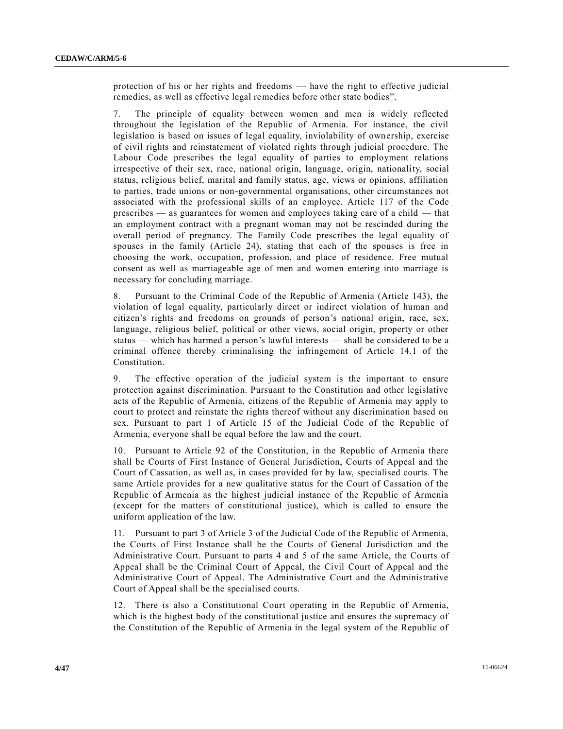protection of his or her rights and freedoms — have the right to effective judicial remedies, as well as effective legal remedies before other state bodies".

7. The principle of equality between women and men is widely reflected throughout the legislation of the Republic of Armenia. For instance, the civil legislation is based on issues of legal equality, inviolability of ownership, exercise of civil rights and reinstatement of violated rights through judicial procedure. The Labour Code prescribes the legal equality of parties to employment relations irrespective of their sex, race, national origin, language, origin, nationality, social status, religious belief, marital and family status, age, views or opinions, affiliation to parties, trade unions or non-governmental organisations, other circumstances not associated with the professional skills of an employee. Article 117 of the Code prescribes — as guarantees for women and employees taking care of a child — that an employment contract with a pregnant woman may not be rescinded during the overall period of pregnancy. The Family Code prescribes the legal equality of spouses in the family (Article 24), stating that each of the spouses is free in choosing the work, occupation, profession, and place of residence. Free mutual consent as well as marriageable age of men and women entering into marriage is necessary for concluding marriage.

8. Pursuant to the Criminal Code of the Republic of Armenia (Article 143), the violation of legal equality, particularly direct or indirect violation of human and citizen's rights and freedoms on grounds of person's national origin, race, sex, language, religious belief, political or other views, social origin, property or other status — which has harmed a person's lawful interests — shall be considered to be a criminal offence thereby criminalising the infringement of Article 14.1 of the Constitution.

9. The effective operation of the judicial system is the important to ensure protection against discrimination. Pursuant to the Constitution and other legislative acts of the Republic of Armenia, citizens of the Republic of Armenia may apply to court to protect and reinstate the rights thereof without any discrimination based on sex. Pursuant to part 1 of Article 15 of the Judicial Code of the Republic of Armenia, everyone shall be equal before the law and the court.

10. Pursuant to Article 92 of the Constitution, in the Republic of Armenia there shall be Courts of First Instance of General Jurisdiction, Courts of Appeal and the Court of Cassation, as well as, in cases provided for by law, specialised courts. The same Article provides for a new qualitative status for the Court of Cassation of the Republic of Armenia as the highest judicial instance of the Republic of Armenia (except for the matters of constitutional justice), which is called to ensure the uniform application of the law.

11. Pursuant to part 3 of Article 3 of the Judicial Code of the Republic of Armenia, the Courts of First Instance shall be the Courts of General Jurisdiction and the Administrative Court. Pursuant to parts 4 and 5 of the same Article, the Courts of Appeal shall be the Criminal Court of Appeal, the Civil Court of Appeal and the Administrative Court of Appeal. The Administrative Court and the Administrative Court of Appeal shall be the specialised courts.

12. There is also a Constitutional Court operating in the Republic of Armenia, which is the highest body of the constitutional justice and ensures the supremacy of the Constitution of the Republic of Armenia in the legal system of the Republic of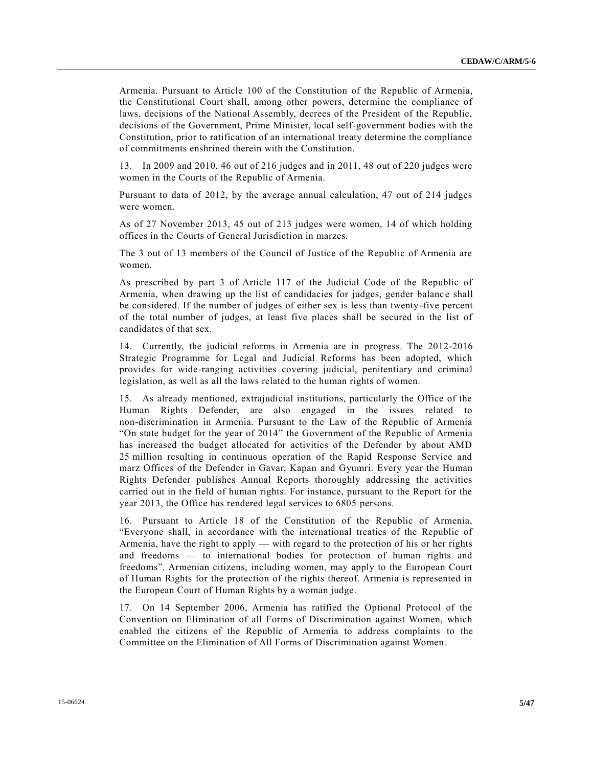Armenia. Pursuant to Article 100 of the Constitution of the Republic of Armenia, the Constitutional Court shall, among other powers, determine the compliance of laws, decisions of the National Assembly, decrees of the President of the Republic, decisions of the Government, Prime Minister, local self-government bodies with the Constitution, prior to ratification of an international treaty determine the compliance of commitments enshrined therein with the Constitution.

13. In 2009 and 2010, 46 out of 216 judges and in 2011, 48 out of 220 judges were women in the Courts of the Republic of Armenia.

Pursuant to data of 2012, by the average annual calculation, 47 out of 214 judges were women.

As of 27 November 2013, 45 out of 213 judges were women, 14 of which holding offices in the Courts of General Jurisdiction in marzes.

The 3 out of 13 members of the Council of Justice of the Republic of Armenia are women.

As prescribed by part 3 of Article 117 of the Judicial Code of the Republic of Armenia, when drawing up the list of candidacies for judges, gender balance shall be considered. If the number of judges of either sex is less than twenty-five percent of the total number of judges, at least five places shall be secured in the list of candidates of that sex.

14. Currently, the judicial reforms in Armenia are in progress. The 2012-2016 Strategic Programme for Legal and Judicial Reforms has been adopted, which provides for wide-ranging activities covering judicial, penitentiary and criminal legislation, as well as all the laws related to the human rights of women.

15. As already mentioned, extrajudicial institutions, particularly the Office of the Human Rights Defender, are also engaged in the issues related to non-discrimination in Armenia. Pursuant to the Law of the Republic of Armenia "On state budget for the year of 2014" the Government of the Republic of Armenia has increased the budget allocated for activities of the Defender by about AMD 25 million resulting in continuous operation of the Rapid Response Service and marz Offices of the Defender in Gavar, Kapan and Gyumri. Every year the Human Rights Defender publishes Annual Reports thoroughly addressing the activities carried out in the field of human rights. For instance, pursuant to the Report for the year 2013, the Office has rendered legal services to 6805 persons.

16. Pursuant to Article 18 of the Constitution of the Republic of Armenia, "Everyone shall, in accordance with the international treaties of the Republic of Armenia, have the right to apply — with regard to the protection of his or her rights and freedoms — to international bodies for protection of human rights and freedoms". Armenian citizens, including women, may apply to the European Court of Human Rights for the protection of the rights thereof. Armenia is represented in the European Court of Human Rights by a woman judge.

17. On 14 September 2006, Armenia has ratified the Optional Protocol of the Convention on Elimination of all Forms of Discrimination against Women, which enabled the citizens of the Republic of Armenia to address complaints to the Committee on the Elimination of All Forms of Discrimination against Women.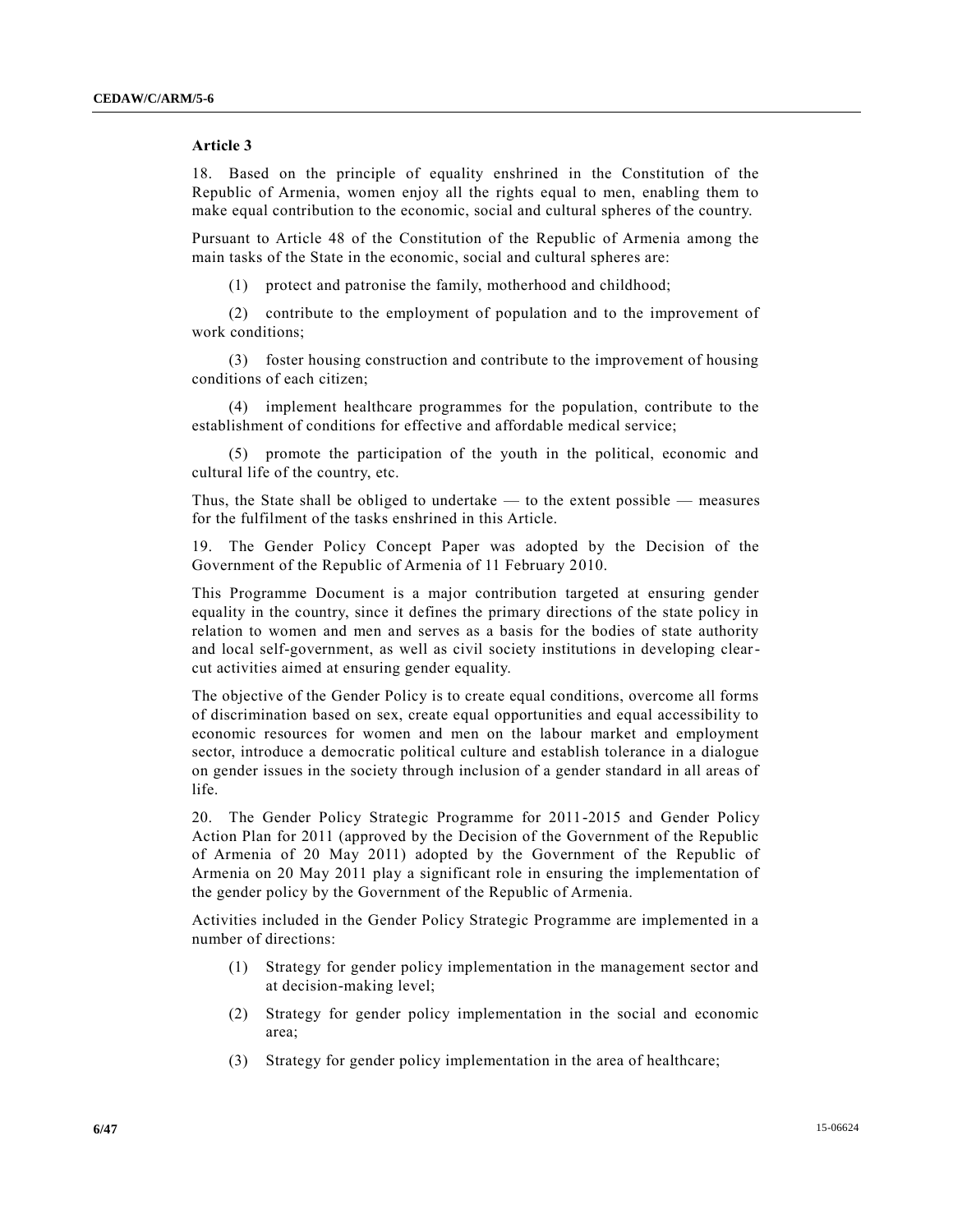### Article 3

18. Based on the principle of equality enshrined in the Constitution of the Republic of Armenia, women enjoy all the rights equal to men, enabling them to make equal contribution to the economic, social and cultural spheres of the country.

Pursuant to Article 48 of the Constitution of the Republic of Armenia among the main tasks of the State in the economic, social and cultural spheres are:

(1) protect and patronise the family, motherhood and childhood;

(2) contribute to the employment of population and to the improvement of work conditions;

(3) foster housing construction and contribute to the improvement of housing conditions of each citizen;

(4) implement healthcare programmes for the population, contribute to the establishment of conditions for effective and affordable medical service;

(5) promote the participation of the youth in the political, economic and cultural life of the country, etc.

Thus, the State shall be obliged to undertake — to the extent possible — measures for the fulfilment of the tasks enshrined in this Article.

19. The Gender Policy Concept Paper was adopted by the Decision of the Government of the Republic of Armenia of 11 February 2010.

This Programme Document is a major contribution targeted at ensuring gender equality in the country, since it defines the primary directions of the state policy in relation to women and men and serves as a basis for the bodies of state authority and local self-government, as well as civil society institutions in developing clear-cut activities aimed at ensuring gender equality.

The objective of the Gender Policy is to create equal conditions, overcome all forms of discrimination based on sex, create equal opportunities and equal accessibility to economic resources for women and men on the labour market and employment sector, introduce a democratic political culture and establish tolerance in a dialogue on gender issues in the society through inclusion of a gender standard in all areas of life.

20. The Gender Policy Strategic Programme for 2011-2015 and Gender Policy Action Plan for 2011 (approved by the Decision of the Government of the Republic of Armenia of 20 May 2011) adopted by the Government of the Republic of Armenia on 20 May 2011 play a significant role in ensuring the implementation of the gender policy by the Government of the Republic of Armenia.

Activities included in the Gender Policy Strategic Programme are implemented in a number of directions:

(1) Strategy for gender policy implementation in the management sector and at decision-making level;

(2) Strategy for gender policy implementation in the social and economic area;

(3) Strategy for gender policy implementation in the area of healthcare;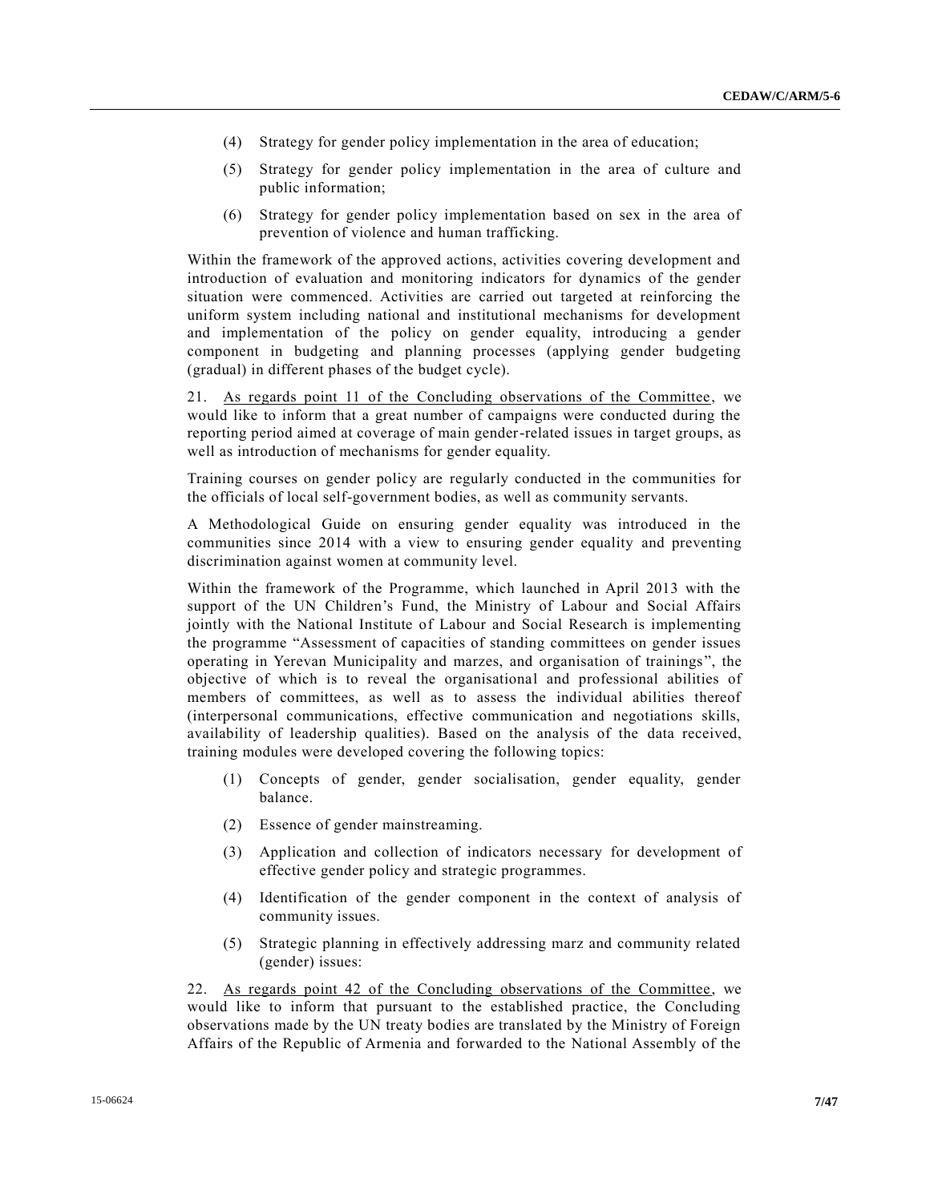(4) Strategy for gender policy implementation in the area of education;

(5) Strategy for gender policy implementation in the area of culture and public information;

(6) Strategy for gender policy implementation based on sex in the area of prevention of violence and human trafficking.

Within the framework of the approved actions, activities covering development and introduction of evaluation and monitoring indicators for dynamics of the gender situation were commenced. Activities are carried out targeted at reinforcing the uniform system including national and institutional mechanisms for development and implementation of the policy on gender equality, introducing a gender component in budgeting and planning processes (applying gender budgeting (gradual) in different phases of the budget cycle).

21. As regards point 11 of the Concluding observations of the Committee, we would like to inform that a great number of campaigns were conducted during the reporting period aimed at coverage of main gender-related issues in target groups, as well as introduction of mechanisms for gender equality.

Training courses on gender policy are regularly conducted in the communities for the officials of local self-government bodies, as well as community servants.

A Methodological Guide on ensuring gender equality was introduced in the communities since 2014 with a view to ensuring gender equality and preventing discrimination against women at community level.

Within the framework of the Programme, which launched in April 2013 with the support of the UN Children's Fund, the Ministry of Labour and Social Affairs jointly with the National Institute of Labour and Social Research is implementing the programme "Assessment of capacities of standing committees on gender issues operating in Yerevan Municipality and marzes, and organisation of trainings", the objective of which is to reveal the organisational and professional abilities of members of committees, as well as to assess the individual abilities thereof (interpersonal communications, effective communication and negotiations skills, availability of leadership qualities). Based on the analysis of the data received, training modules were developed covering the following topics:

(1) Concepts of gender, gender socialisation, gender equality, gender balance.

(2) Essence of gender mainstreaming.

(3) Application and collection of indicators necessary for development of effective gender policy and strategic programmes.

(4) Identification of the gender component in the context of analysis of community issues.

(5) Strategic planning in effectively addressing marz and community related (gender) issues:

22. As regards point 42 of the Concluding observations of the Committee, we would like to inform that pursuant to the established practice, the Concluding observations made by the UN treaty bodies are translated by the Ministry of Foreign Affairs of the Republic of Armenia and forwarded to the National Assembly of the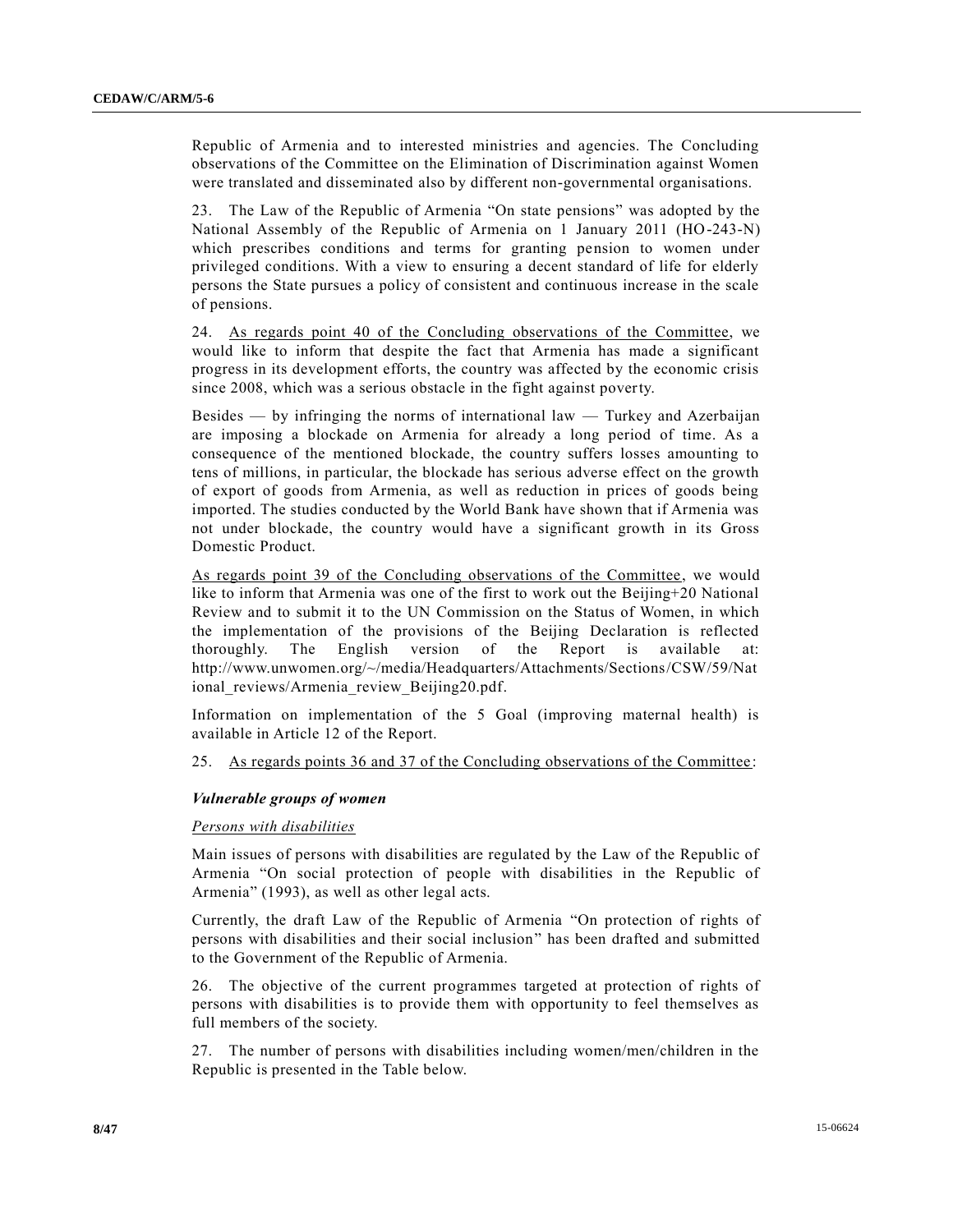Republic of Armenia and to interested ministries and agencies. The Concluding observations of the Committee on the Elimination of Discrimination against Women were translated and disseminated also by different non-governmental organisations.

23. The Law of the Republic of Armenia "On state pensions" was adopted by the National Assembly of the Republic of Armenia on 1 January 2011 (HO-243-N) which prescribes conditions and terms for granting pension to women under privileged conditions. With a view to ensuring a decent standard of life for elderly persons the State pursues a policy of consistent and continuous increase in the scale of pensions.

24. As regards point 40 of the Concluding observations of the Committee, we would like to inform that despite the fact that Armenia has made a significant progress in its development efforts, the country was affected by the economic crisis since 2008, which was a serious obstacle in the fight against poverty.

Besides — by infringing the norms of international law — Turkey and Azerbaijan are imposing a blockade on Armenia for already a long period of time. As a consequence of the mentioned blockade, the country suffers losses amounting to tens of millions, in particular, the blockade has serious adverse effect on the growth of export of goods from Armenia, as well as reduction in prices of goods being imported. The studies conducted by the World Bank have shown that if Armenia was not under blockade, the country would have a significant growth in its Gross Domestic Product.

As regards point 39 of the Concluding observations of the Committee, we would like to inform that Armenia was one of the first to work out the Beijing+20 National Review and to submit it to the UN Commission on the Status of Women, in which the implementation of the provisions of the Beijing Declaration is reflected thoroughly. The English version of the Report is available at: http://www.unwomen.org/~/media/Headquarters/Attachments/Sections/CSW/59/National_reviews/Armenia_review_Beijing20.pdf.

Information on implementation of the 5 Goal (improving maternal health) is available in Article 12 of the Report.

25. As regards points 36 and 37 of the Concluding observations of the Committee:

***Vulnerable groups of women***

*Persons with disabilities*

Main issues of persons with disabilities are regulated by the Law of the Republic of Armenia "On social protection of people with disabilities in the Republic of Armenia" (1993), as well as other legal acts.

Currently, the draft Law of the Republic of Armenia "On protection of rights of persons with disabilities and their social inclusion" has been drafted and submitted to the Government of the Republic of Armenia.

26. The objective of the current programmes targeted at protection of rights of persons with disabilities is to provide them with opportunity to feel themselves as full members of the society.

27. The number of persons with disabilities including women/men/children in the Republic is presented in the Table below.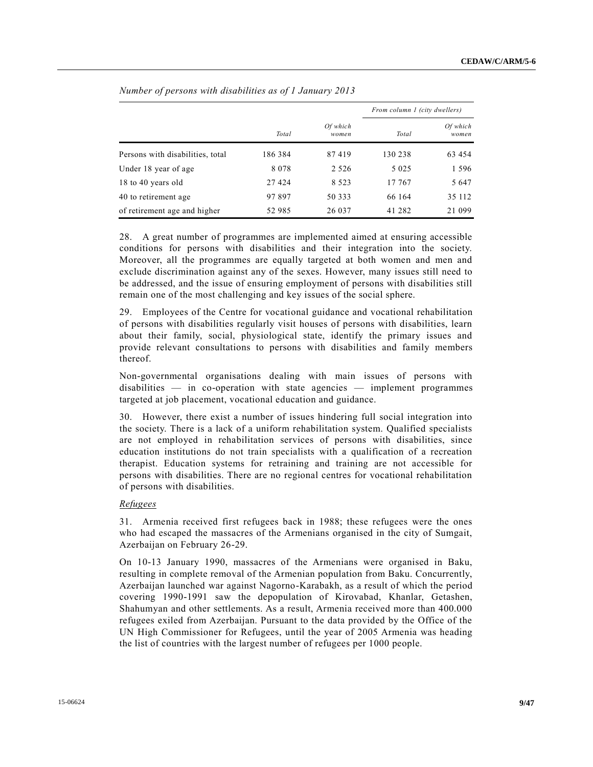*Number of persons with disabilities as of 1 January 2013*

| | | | From column 1 (city dwellers) | |
|---|---|---|---|---|
| | *Total* | *Of which women* | *Total* | *Of which women* |
| Persons with disabilities, total | 186 384 | 87 419 | 130 238 | 63 454 |
| Under 18 year of age | 8 078 | 2 526 | 5 025 | 1 596 |
| 18 to 40 years old | 27 424 | 8 523 | 17 767 | 5 647 |
| 40 to retirement age | 97 897 | 50 333 | 66 164 | 35 112 |
| of retirement age and higher | 52 985 | 26 037 | 41 282 | 21 099 |

28. A great number of programmes are implemented aimed at ensuring accessible conditions for persons with disabilities and their integration into the society. Moreover, all the programmes are equally targeted at both women and men and exclude discrimination against any of the sexes. However, many issues still need to be addressed, and the issue of ensuring employment of persons with disabilities still remain one of the most challenging and key issues of the social sphere.

29. Employees of the Centre for vocational guidance and vocational rehabilitation of persons with disabilities regularly visit houses of persons with disabilities, learn about their family, social, physiological state, identify the primary issues and provide relevant consultations to persons with disabilities and family members thereof.

Non-governmental organisations dealing with main issues of persons with disabilities — in co-operation with state agencies — implement programmes targeted at job placement, vocational education and guidance.

30. However, there exist a number of issues hindering full social integration into the society. There is a lack of a uniform rehabilitation system. Qualified specialists are not employed in rehabilitation services of persons with disabilities, since education institutions do not train specialists with a qualification of a recreation therapist. Education systems for retraining and training are not accessible for persons with disabilities. There are no regional centres for vocational rehabilitation of persons with disabilities.

*Refugees*

31. Armenia received first refugees back in 1988; these refugees were the ones who had escaped the massacres of the Armenians organised in the city of Sumgait, Azerbaijan on February 26-29.

On 10-13 January 1990, massacres of the Armenians were organised in Baku, resulting in complete removal of the Armenian population from Baku. Concurrently, Azerbaijan launched war against Nagorno-Karabakh, as a result of which the period covering 1990-1991 saw the depopulation of Kirovabad, Khanlar, Getashen, Shahumyan and other settlements. As a result, Armenia received more than 400.000 refugees exiled from Azerbaijan. Pursuant to the data provided by the Office of the UN High Commissioner for Refugees, until the year of 2005 Armenia was heading the list of countries with the largest number of refugees per 1000 people.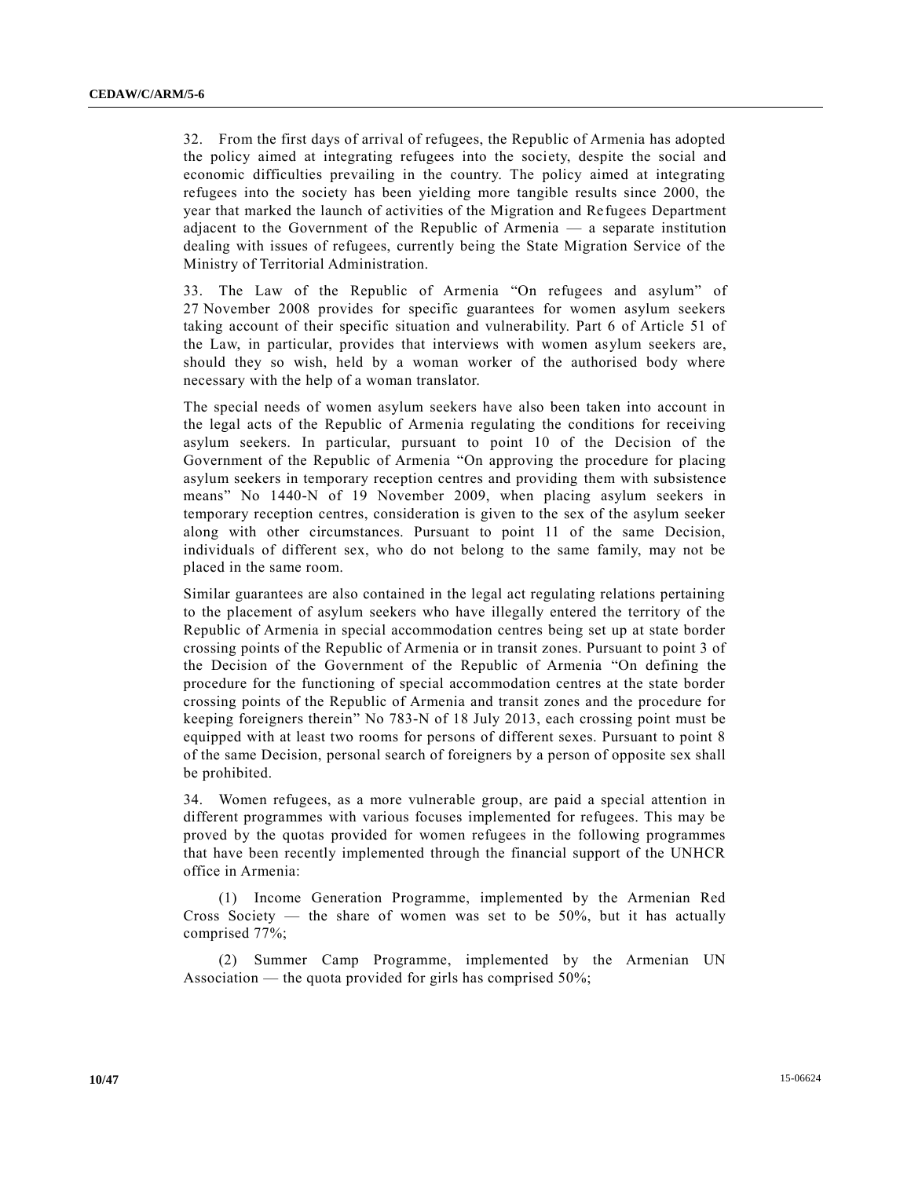32. From the first days of arrival of refugees, the Republic of Armenia has adopted the policy aimed at integrating refugees into the society, despite the social and economic difficulties prevailing in the country. The policy aimed at integrating refugees into the society has been yielding more tangible results since 2000, the year that marked the launch of activities of the Migration and Refugees Department adjacent to the Government of the Republic of Armenia — a separate institution dealing with issues of refugees, currently being the State Migration Service of the Ministry of Territorial Administration.

33. The Law of the Republic of Armenia "On refugees and asylum" of 27 November 2008 provides for specific guarantees for women asylum seekers taking account of their specific situation and vulnerability. Part 6 of Article 51 of the Law, in particular, provides that interviews with women asylum seekers are, should they so wish, held by a woman worker of the authorised body where necessary with the help of a woman translator.

The special needs of women asylum seekers have also been taken into account in the legal acts of the Republic of Armenia regulating the conditions for receiving asylum seekers. In particular, pursuant to point 10 of the Decision of the Government of the Republic of Armenia "On approving the procedure for placing asylum seekers in temporary reception centres and providing them with subsistence means" No 1440-N of 19 November 2009, when placing asylum seekers in temporary reception centres, consideration is given to the sex of the asylum seeker along with other circumstances. Pursuant to point 11 of the same Decision, individuals of different sex, who do not belong to the same family, may not be placed in the same room.

Similar guarantees are also contained in the legal act regulating relations pertaining to the placement of asylum seekers who have illegally entered the territory of the Republic of Armenia in special accommodation centres being set up at state border crossing points of the Republic of Armenia or in transit zones. Pursuant to point 3 of the Decision of the Government of the Republic of Armenia "On defining the procedure for the functioning of special accommodation centres at the state border crossing points of the Republic of Armenia and transit zones and the procedure for keeping foreigners therein" No 783-N of 18 July 2013, each crossing point must be equipped with at least two rooms for persons of different sexes. Pursuant to point 8 of the same Decision, personal search of foreigners by a person of opposite sex shall be prohibited.

34. Women refugees, as a more vulnerable group, are paid a special attention in different programmes with various focuses implemented for refugees. This may be proved by the quotas provided for women refugees in the following programmes that have been recently implemented through the financial support of the UNHCR office in Armenia:

(1) Income Generation Programme, implemented by the Armenian Red Cross Society — the share of women was set to be 50%, but it has actually comprised 77%;

(2) Summer Camp Programme, implemented by the Armenian UN Association — the quota provided for girls has comprised 50%;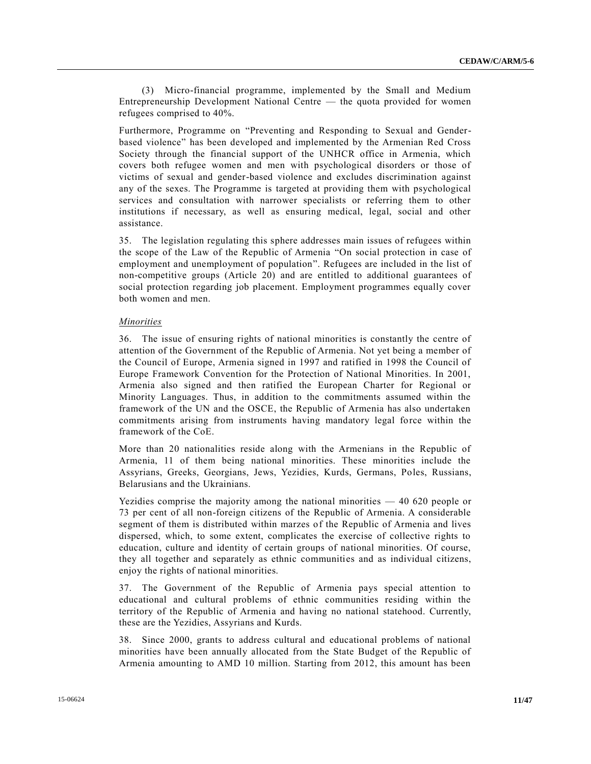(3) Micro-financial programme, implemented by the Small and Medium Entrepreneurship Development National Centre — the quota provided for women refugees comprised to 40%.

Furthermore, Programme on "Preventing and Responding to Sexual and Gender-based violence" has been developed and implemented by the Armenian Red Cross Society through the financial support of the UNHCR office in Armenia, which covers both refugee women and men with psychological disorders or those of victims of sexual and gender-based violence and excludes discrimination against any of the sexes. The Programme is targeted at providing them with psychological services and consultation with narrower specialists or referring them to other institutions if necessary, as well as ensuring medical, legal, social and other assistance.

35. The legislation regulating this sphere addresses main issues of refugees within the scope of the Law of the Republic of Armenia "On social protection in case of employment and unemployment of population". Refugees are included in the list of non-competitive groups (Article 20) and are entitled to additional guarantees of social protection regarding job placement. Employment programmes equally cover both women and men.

*Minorities*

36. The issue of ensuring rights of national minorities is constantly the centre of attention of the Government of the Republic of Armenia. Not yet being a member of the Council of Europe, Armenia signed in 1997 and ratified in 1998 the Council of Europe Framework Convention for the Protection of National Minorities. In 2001, Armenia also signed and then ratified the European Charter for Regional or Minority Languages. Thus, in addition to the commitments assumed within the framework of the UN and the OSCE, the Republic of Armenia has also undertaken commitments arising from instruments having mandatory legal force within the framework of the CoE.

More than 20 nationalities reside along with the Armenians in the Republic of Armenia, 11 of them being national minorities. These minorities include the Assyrians, Greeks, Georgians, Jews, Yezidies, Kurds, Germans, Poles, Russians, Belarusians and the Ukrainians.

Yezidies comprise the majority among the national minorities — 40 620 people or 73 per cent of all non-foreign citizens of the Republic of Armenia. A considerable segment of them is distributed within marzes of the Republic of Armenia and lives dispersed, which, to some extent, complicates the exercise of collective rights to education, culture and identity of certain groups of national minorities. Of course, they all together and separately as ethnic communities and as individual citizens, enjoy the rights of national minorities.

37. The Government of the Republic of Armenia pays special attention to educational and cultural problems of ethnic communities residing within the territory of the Republic of Armenia and having no national statehood. Currently, these are the Yezidies, Assyrians and Kurds.

38. Since 2000, grants to address cultural and educational problems of national minorities have been annually allocated from the State Budget of the Republic of Armenia amounting to AMD 10 million. Starting from 2012, this amount has been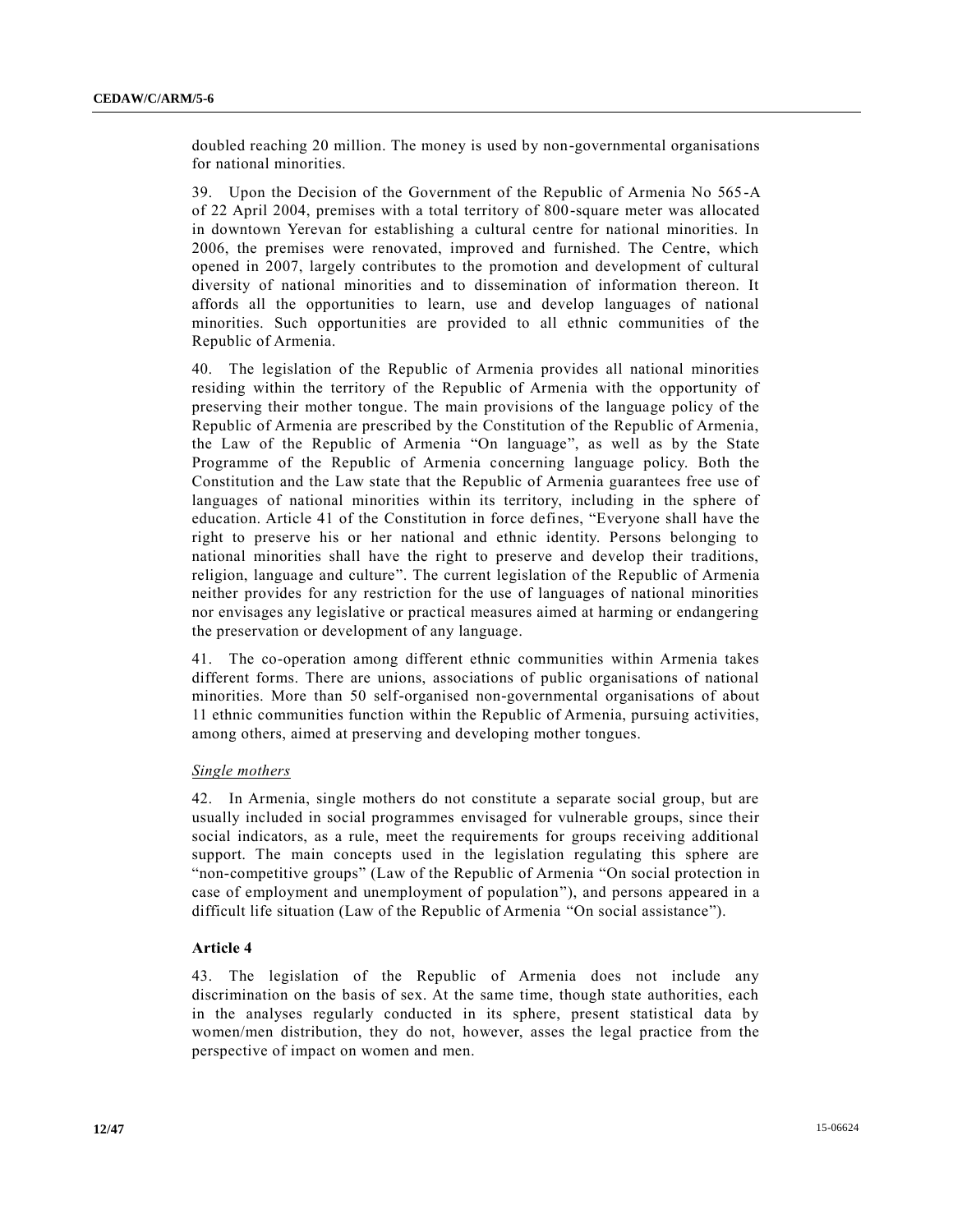doubled reaching 20 million. The money is used by non-governmental organisations for national minorities.

39. Upon the Decision of the Government of the Republic of Armenia No 565-A of 22 April 2004, premises with a total territory of 800-square meter was allocated in downtown Yerevan for establishing a cultural centre for national minorities. In 2006, the premises were renovated, improved and furnished. The Centre, which opened in 2007, largely contributes to the promotion and development of cultural diversity of national minorities and to dissemination of information thereon. It affords all the opportunities to learn, use and develop languages of national minorities. Such opportunities are provided to all ethnic communities of the Republic of Armenia.

40. The legislation of the Republic of Armenia provides all national minorities residing within the territory of the Republic of Armenia with the opportunity of preserving their mother tongue. The main provisions of the language policy of the Republic of Armenia are prescribed by the Constitution of the Republic of Armenia, the Law of the Republic of Armenia "On language", as well as by the State Programme of the Republic of Armenia concerning language policy. Both the Constitution and the Law state that the Republic of Armenia guarantees free use of languages of national minorities within its territory, including in the sphere of education. Article 41 of the Constitution in force defines, "Everyone shall have the right to preserve his or her national and ethnic identity. Persons belonging to national minorities shall have the right to preserve and develop their traditions, religion, language and culture". The current legislation of the Republic of Armenia neither provides for any restriction for the use of languages of national minorities nor envisages any legislative or practical measures aimed at harming or endangering the preservation or development of any language.

41. The co-operation among different ethnic communities within Armenia takes different forms. There are unions, associations of public organisations of national minorities. More than 50 self-organised non-governmental organisations of about 11 ethnic communities function within the Republic of Armenia, pursuing activities, among others, aimed at preserving and developing mother tongues.

*Single mothers*

42. In Armenia, single mothers do not constitute a separate social group, but are usually included in social programmes envisaged for vulnerable groups, since their social indicators, as a rule, meet the requirements for groups receiving additional support. The main concepts used in the legislation regulating this sphere are "non-competitive groups" (Law of the Republic of Armenia "On social protection in case of employment and unemployment of population"), and persons appeared in a difficult life situation (Law of the Republic of Armenia "On social assistance").

### Article 4

43. The legislation of the Republic of Armenia does not include any discrimination on the basis of sex. At the same time, though state authorities, each in the analyses regularly conducted in its sphere, present statistical data by women/men distribution, they do not, however, asses the legal practice from the perspective of impact on women and men.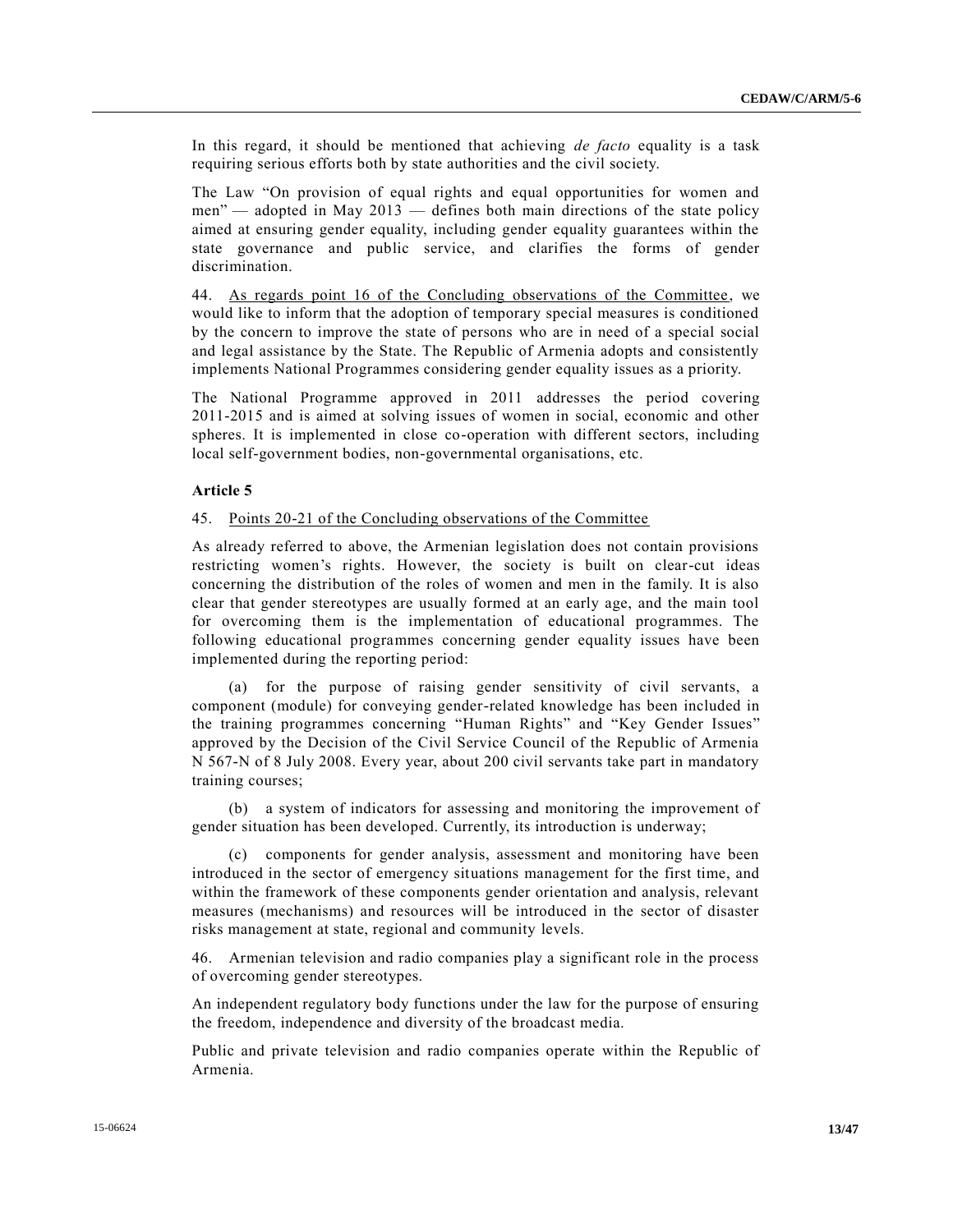In this regard, it should be mentioned that achieving *de facto* equality is a task requiring serious efforts both by state authorities and the civil society.

The Law "On provision of equal rights and equal opportunities for women and men" — adopted in May 2013 — defines both main directions of the state policy aimed at ensuring gender equality, including gender equality guarantees within the state governance and public service, and clarifies the forms of gender discrimination.

44. As regards point 16 of the Concluding observations of the Committee, we would like to inform that the adoption of temporary special measures is conditioned by the concern to improve the state of persons who are in need of a special social and legal assistance by the State. The Republic of Armenia adopts and consistently implements National Programmes considering gender equality issues as a priority.

The National Programme approved in 2011 addresses the period covering 2011-2015 and is aimed at solving issues of women in social, economic and other spheres. It is implemented in close co-operation with different sectors, including local self-government bodies, non-governmental organisations, etc.

### Article 5

45. Points 20-21 of the Concluding observations of the Committee

As already referred to above, the Armenian legislation does not contain provisions restricting women's rights. However, the society is built on clear-cut ideas concerning the distribution of the roles of women and men in the family. It is also clear that gender stereotypes are usually formed at an early age, and the main tool for overcoming them is the implementation of educational programmes. The following educational programmes concerning gender equality issues have been implemented during the reporting period:

(a) for the purpose of raising gender sensitivity of civil servants, a component (module) for conveying gender-related knowledge has been included in the training programmes concerning "Human Rights" and "Key Gender Issues" approved by the Decision of the Civil Service Council of the Republic of Armenia N 567-N of 8 July 2008. Every year, about 200 civil servants take part in mandatory training courses;

(b) a system of indicators for assessing and monitoring the improvement of gender situation has been developed. Currently, its introduction is underway;

(c) components for gender analysis, assessment and monitoring have been introduced in the sector of emergency situations management for the first time, and within the framework of these components gender orientation and analysis, relevant measures (mechanisms) and resources will be introduced in the sector of disaster risks management at state, regional and community levels.

46. Armenian television and radio companies play a significant role in the process of overcoming gender stereotypes.

An independent regulatory body functions under the law for the purpose of ensuring the freedom, independence and diversity of the broadcast media.

Public and private television and radio companies operate within the Republic of Armenia.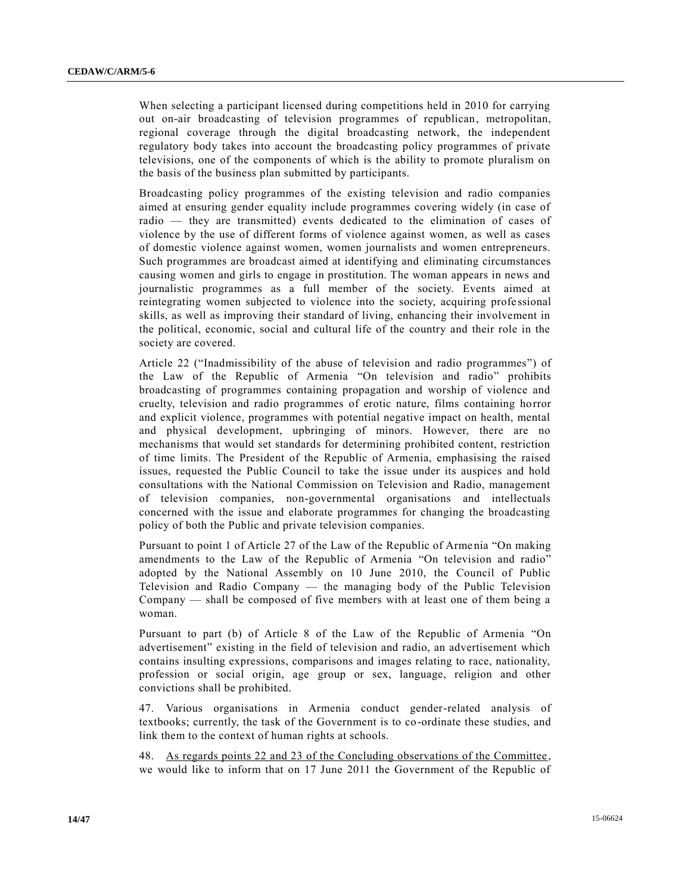When selecting a participant licensed during competitions held in 2010 for carrying out on-air broadcasting of television programmes of republican, metropolitan, regional coverage through the digital broadcasting network, the independent regulatory body takes into account the broadcasting policy programmes of private televisions, one of the components of which is the ability to promote pluralism on the basis of the business plan submitted by participants.

Broadcasting policy programmes of the existing television and radio companies aimed at ensuring gender equality include programmes covering widely (in case of radio — they are transmitted) events dedicated to the elimination of cases of violence by the use of different forms of violence against women, as well as cases of domestic violence against women, women journalists and women entrepreneurs. Such programmes are broadcast aimed at identifying and eliminating circumstances causing women and girls to engage in prostitution. The woman appears in news and journalistic programmes as a full member of the society. Events aimed at reintegrating women subjected to violence into the society, acquiring professional skills, as well as improving their standard of living, enhancing their involvement in the political, economic, social and cultural life of the country and their role in the society are covered.

Article 22 ("Inadmissibility of the abuse of television and radio programmes") of the Law of the Republic of Armenia "On television and radio" prohibits broadcasting of programmes containing propagation and worship of violence and cruelty, television and radio programmes of erotic nature, films containing horror and explicit violence, programmes with potential negative impact on health, mental and physical development, upbringing of minors. However, there are no mechanisms that would set standards for determining prohibited content, restriction of time limits. The President of the Republic of Armenia, emphasising the raised issues, requested the Public Council to take the issue under its auspices and hold consultations with the National Commission on Television and Radio, management of television companies, non-governmental organisations and intellectuals concerned with the issue and elaborate programmes for changing the broadcasting policy of both the Public and private television companies.

Pursuant to point 1 of Article 27 of the Law of the Republic of Armenia "On making amendments to the Law of the Republic of Armenia "On television and radio" adopted by the National Assembly on 10 June 2010, the Council of Public Television and Radio Company — the managing body of the Public Television Company — shall be composed of five members with at least one of them being a woman.

Pursuant to part (b) of Article 8 of the Law of the Republic of Armenia "On advertisement" existing in the field of television and radio, an advertisement which contains insulting expressions, comparisons and images relating to race, nationality, profession or social origin, age group or sex, language, religion and other convictions shall be prohibited.

47. Various organisations in Armenia conduct gender-related analysis of textbooks; currently, the task of the Government is to co-ordinate these studies, and link them to the context of human rights at schools.

48. As regards points 22 and 23 of the Concluding observations of the Committee, we would like to inform that on 17 June 2011 the Government of the Republic of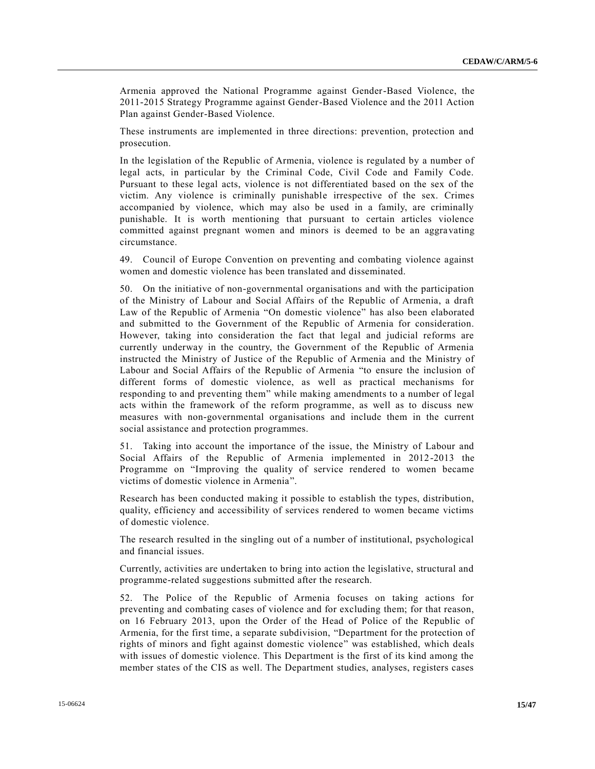Armenia approved the National Programme against Gender-Based Violence, the 2011-2015 Strategy Programme against Gender-Based Violence and the 2011 Action Plan against Gender-Based Violence.

These instruments are implemented in three directions: prevention, protection and prosecution.

In the legislation of the Republic of Armenia, violence is regulated by a number of legal acts, in particular by the Criminal Code, Civil Code and Family Code. Pursuant to these legal acts, violence is not differentiated based on the sex of the victim. Any violence is criminally punishable irrespective of the sex. Crimes accompanied by violence, which may also be used in a family, are criminally punishable. It is worth mentioning that pursuant to certain articles violence committed against pregnant women and minors is deemed to be an aggravating circumstance.

49. Council of Europe Convention on preventing and combating violence against women and domestic violence has been translated and disseminated.

50. On the initiative of non-governmental organisations and with the participation of the Ministry of Labour and Social Affairs of the Republic of Armenia, a draft Law of the Republic of Armenia "On domestic violence" has also been elaborated and submitted to the Government of the Republic of Armenia for consideration. However, taking into consideration the fact that legal and judicial reforms are currently underway in the country, the Government of the Republic of Armenia instructed the Ministry of Justice of the Republic of Armenia and the Ministry of Labour and Social Affairs of the Republic of Armenia "to ensure the inclusion of different forms of domestic violence, as well as practical mechanisms for responding to and preventing them" while making amendments to a number of legal acts within the framework of the reform programme, as well as to discuss new measures with non-governmental organisations and include them in the current social assistance and protection programmes.

51. Taking into account the importance of the issue, the Ministry of Labour and Social Affairs of the Republic of Armenia implemented in 2012-2013 the Programme on "Improving the quality of service rendered to women became victims of domestic violence in Armenia".

Research has been conducted making it possible to establish the types, distribution, quality, efficiency and accessibility of services rendered to women became victims of domestic violence.

The research resulted in the singling out of a number of institutional, psychological and financial issues.

Currently, activities are undertaken to bring into action the legislative, structural and programme-related suggestions submitted after the research.

52. The Police of the Republic of Armenia focuses on taking actions for preventing and combating cases of violence and for excluding them; for that reason, on 16 February 2013, upon the Order of the Head of Police of the Republic of Armenia, for the first time, a separate subdivision, "Department for the protection of rights of minors and fight against domestic violence" was established, which deals with issues of domestic violence. This Department is the first of its kind among the member states of the CIS as well. The Department studies, analyses, registers cases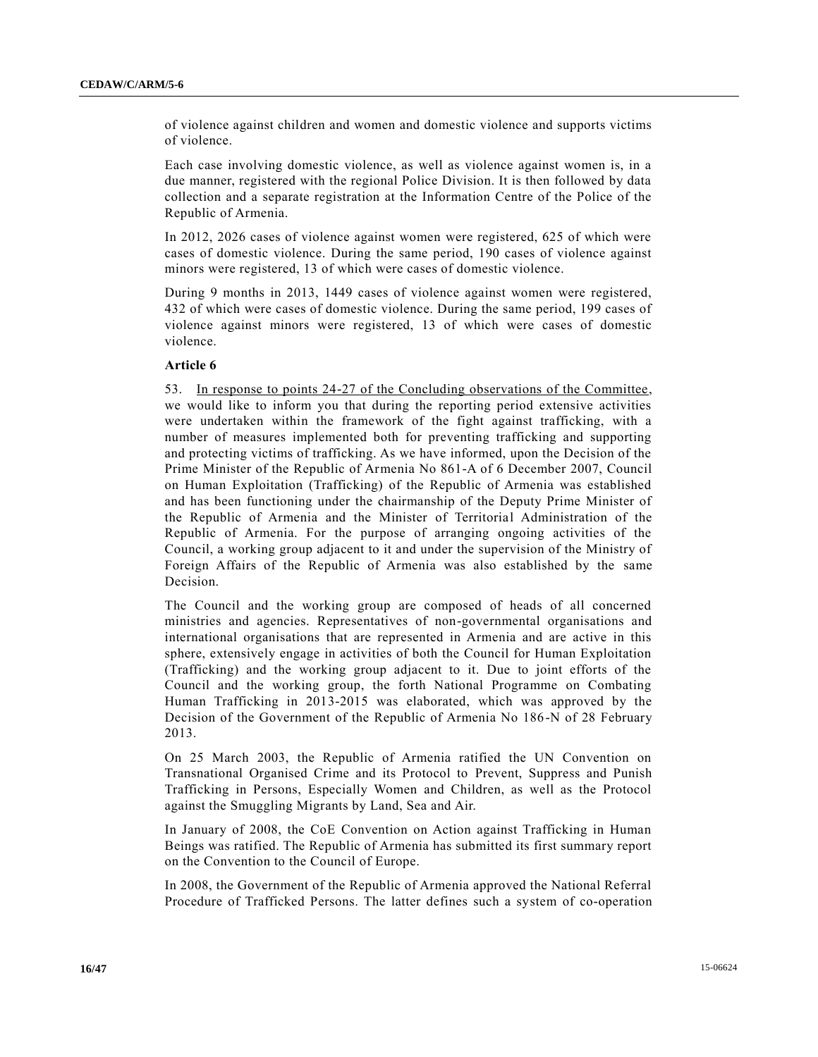of violence against children and women and domestic violence and supports victims of violence.

Each case involving domestic violence, as well as violence against women is, in a due manner, registered with the regional Police Division. It is then followed by data collection and a separate registration at the Information Centre of the Police of the Republic of Armenia.

In 2012, 2026 cases of violence against women were registered, 625 of which were cases of domestic violence. During the same period, 190 cases of violence against minors were registered, 13 of which were cases of domestic violence.

During 9 months in 2013, 1449 cases of violence against women were registered, 432 of which were cases of domestic violence. During the same period, 199 cases of violence against minors were registered, 13 of which were cases of domestic violence.

**Article 6**

53. In response to points 24-27 of the Concluding observations of the Committee, we would like to inform you that during the reporting period extensive activities were undertaken within the framework of the fight against trafficking, with a number of measures implemented both for preventing trafficking and supporting and protecting victims of trafficking. As we have informed, upon the Decision of the Prime Minister of the Republic of Armenia No 861-A of 6 December 2007, Council on Human Exploitation (Trafficking) of the Republic of Armenia was established and has been functioning under the chairmanship of the Deputy Prime Minister of the Republic of Armenia and the Minister of Territorial Administration of the Republic of Armenia. For the purpose of arranging ongoing activities of the Council, a working group adjacent to it and under the supervision of the Ministry of Foreign Affairs of the Republic of Armenia was also established by the same Decision.

The Council and the working group are composed of heads of all concerned ministries and agencies. Representatives of non-governmental organisations and international organisations that are represented in Armenia and are active in this sphere, extensively engage in activities of both the Council for Human Exploitation (Trafficking) and the working group adjacent to it. Due to joint efforts of the Council and the working group, the forth National Programme on Combating Human Trafficking in 2013-2015 was elaborated, which was approved by the Decision of the Government of the Republic of Armenia No 186-N of 28 February 2013.

On 25 March 2003, the Republic of Armenia ratified the UN Convention on Transnational Organised Crime and its Protocol to Prevent, Suppress and Punish Trafficking in Persons, Especially Women and Children, as well as the Protocol against the Smuggling Migrants by Land, Sea and Air.

In January of 2008, the CoE Convention on Action against Trafficking in Human Beings was ratified. The Republic of Armenia has submitted its first summary report on the Convention to the Council of Europe.

In 2008, the Government of the Republic of Armenia approved the National Referral Procedure of Trafficked Persons. The latter defines such a system of co-operation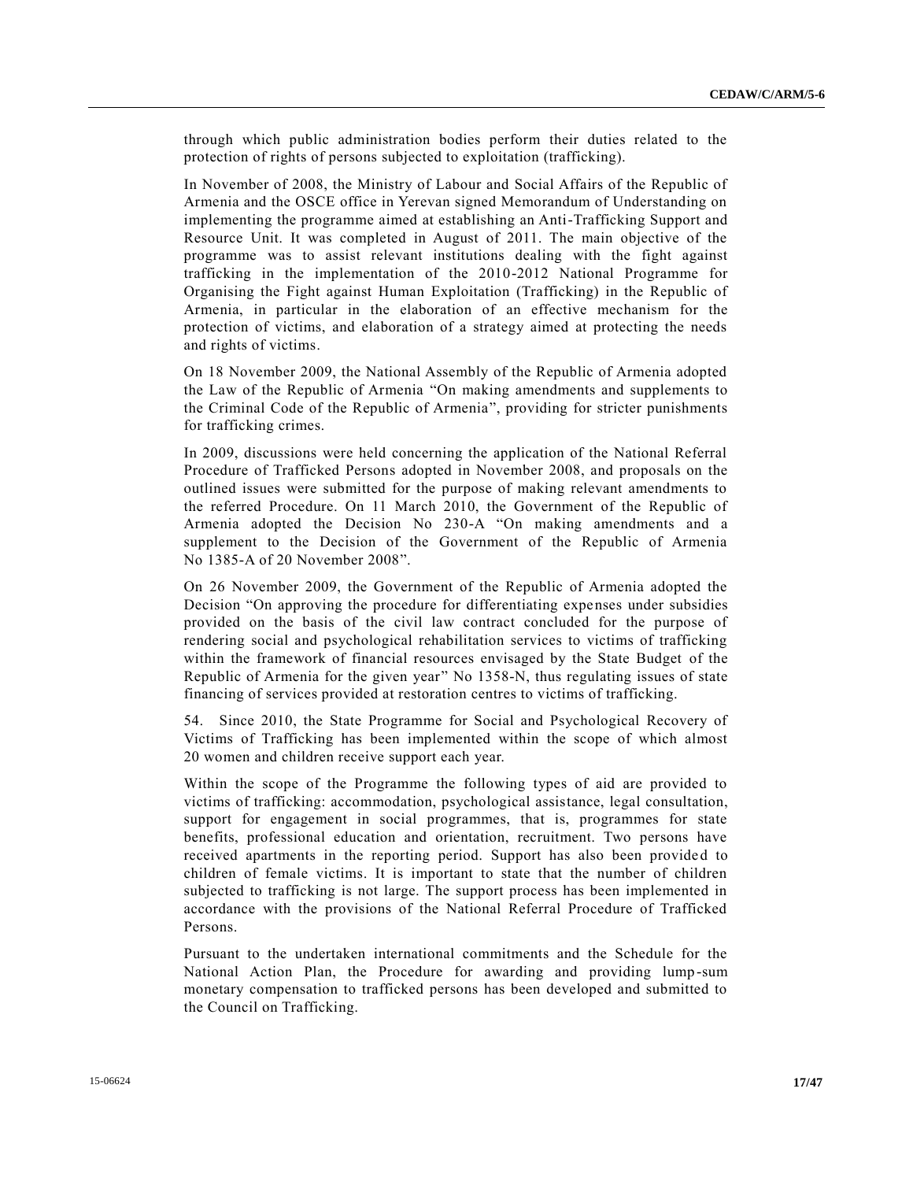through which public administration bodies perform their duties related to the protection of rights of persons subjected to exploitation (trafficking).

In November of 2008, the Ministry of Labour and Social Affairs of the Republic of Armenia and the OSCE office in Yerevan signed Memorandum of Understanding on implementing the programme aimed at establishing an Anti-Trafficking Support and Resource Unit. It was completed in August of 2011. The main objective of the programme was to assist relevant institutions dealing with the fight against trafficking in the implementation of the 2010-2012 National Programme for Organising the Fight against Human Exploitation (Trafficking) in the Republic of Armenia, in particular in the elaboration of an effective mechanism for the protection of victims, and elaboration of a strategy aimed at protecting the needs and rights of victims.

On 18 November 2009, the National Assembly of the Republic of Armenia adopted the Law of the Republic of Armenia "On making amendments and supplements to the Criminal Code of the Republic of Armenia", providing for stricter punishments for trafficking crimes.

In 2009, discussions were held concerning the application of the National Referral Procedure of Trafficked Persons adopted in November 2008, and proposals on the outlined issues were submitted for the purpose of making relevant amendments to the referred Procedure. On 11 March 2010, the Government of the Republic of Armenia adopted the Decision No 230-A "On making amendments and a supplement to the Decision of the Government of the Republic of Armenia No 1385-A of 20 November 2008".

On 26 November 2009, the Government of the Republic of Armenia adopted the Decision "On approving the procedure for differentiating expenses under subsidies provided on the basis of the civil law contract concluded for the purpose of rendering social and psychological rehabilitation services to victims of trafficking within the framework of financial resources envisaged by the State Budget of the Republic of Armenia for the given year" No 1358-N, thus regulating issues of state financing of services provided at restoration centres to victims of trafficking.

54. Since 2010, the State Programme for Social and Psychological Recovery of Victims of Trafficking has been implemented within the scope of which almost 20 women and children receive support each year.

Within the scope of the Programme the following types of aid are provided to victims of trafficking: accommodation, psychological assistance, legal consultation, support for engagement in social programmes, that is, programmes for state benefits, professional education and orientation, recruitment. Two persons have received apartments in the reporting period. Support has also been provided to children of female victims. It is important to state that the number of children subjected to trafficking is not large. The support process has been implemented in accordance with the provisions of the National Referral Procedure of Trafficked Persons.

Pursuant to the undertaken international commitments and the Schedule for the National Action Plan, the Procedure for awarding and providing lump-sum monetary compensation to trafficked persons has been developed and submitted to the Council on Trafficking.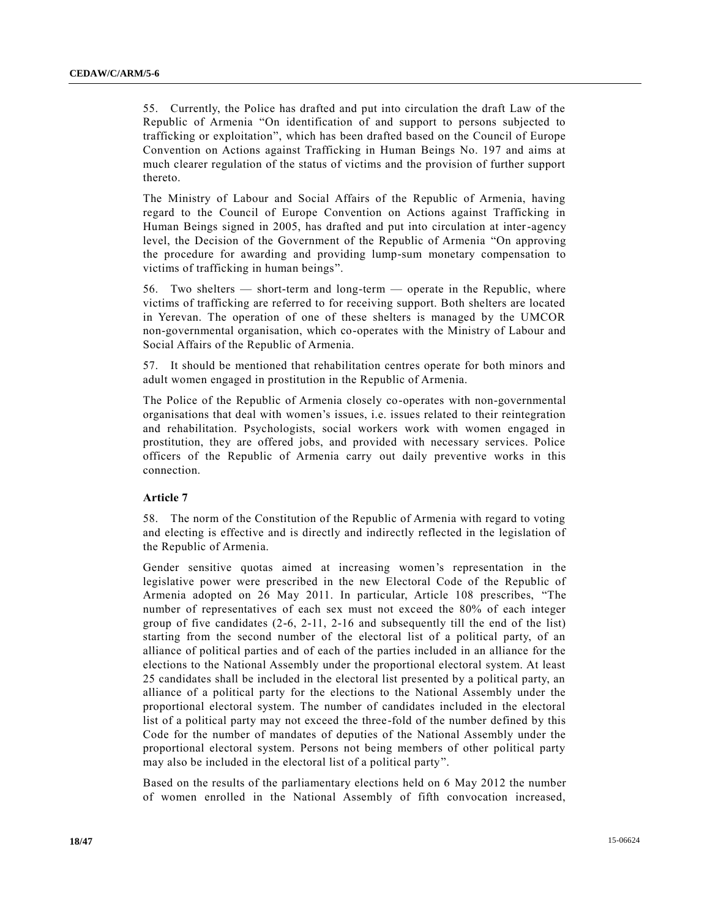55. Currently, the Police has drafted and put into circulation the draft Law of the Republic of Armenia "On identification of and support to persons subjected to trafficking or exploitation", which has been drafted based on the Council of Europe Convention on Actions against Trafficking in Human Beings No. 197 and aims at much clearer regulation of the status of victims and the provision of further support thereto.

The Ministry of Labour and Social Affairs of the Republic of Armenia, having regard to the Council of Europe Convention on Actions against Trafficking in Human Beings signed in 2005, has drafted and put into circulation at inter-agency level, the Decision of the Government of the Republic of Armenia "On approving the procedure for awarding and providing lump-sum monetary compensation to victims of trafficking in human beings".

56. Two shelters — short-term and long-term — operate in the Republic, where victims of trafficking are referred to for receiving support. Both shelters are located in Yerevan. The operation of one of these shelters is managed by the UMCOR non-governmental organisation, which co-operates with the Ministry of Labour and Social Affairs of the Republic of Armenia.

57. It should be mentioned that rehabilitation centres operate for both minors and adult women engaged in prostitution in the Republic of Armenia.

The Police of the Republic of Armenia closely co-operates with non-governmental organisations that deal with women's issues, i.e. issues related to their reintegration and rehabilitation. Psychologists, social workers work with women engaged in prostitution, they are offered jobs, and provided with necessary services. Police officers of the Republic of Armenia carry out daily preventive works in this connection.

**Article 7**

58. The norm of the Constitution of the Republic of Armenia with regard to voting and electing is effective and is directly and indirectly reflected in the legislation of the Republic of Armenia.

Gender sensitive quotas aimed at increasing women's representation in the legislative power were prescribed in the new Electoral Code of the Republic of Armenia adopted on 26 May 2011. In particular, Article 108 prescribes, "The number of representatives of each sex must not exceed the 80% of each integer group of five candidates (2-6, 2-11, 2-16 and subsequently till the end of the list) starting from the second number of the electoral list of a political party, of an alliance of political parties and of each of the parties included in an alliance for the elections to the National Assembly under the proportional electoral system. At least 25 candidates shall be included in the electoral list presented by a political party, an alliance of a political party for the elections to the National Assembly under the proportional electoral system. The number of candidates included in the electoral list of a political party may not exceed the three-fold of the number defined by this Code for the number of mandates of deputies of the National Assembly under the proportional electoral system. Persons not being members of other political party may also be included in the electoral list of a political party".

Based on the results of the parliamentary elections held on 6 May 2012 the number of women enrolled in the National Assembly of fifth convocation increased,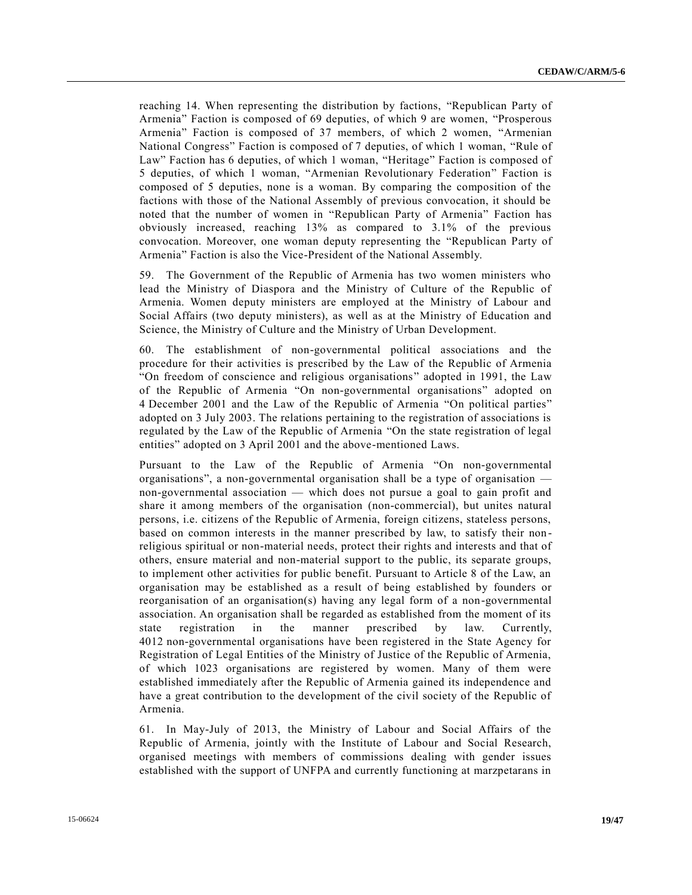reaching 14. When representing the distribution by factions, "Republican Party of Armenia" Faction is composed of 69 deputies, of which 9 are women, "Prosperous Armenia" Faction is composed of 37 members, of which 2 women, "Armenian National Congress" Faction is composed of 7 deputies, of which 1 woman, "Rule of Law" Faction has 6 deputies, of which 1 woman, "Heritage" Faction is composed of 5 deputies, of which 1 woman, "Armenian Revolutionary Federation" Faction is composed of 5 deputies, none is a woman. By comparing the composition of the factions with those of the National Assembly of previous convocation, it should be noted that the number of women in "Republican Party of Armenia" Faction has obviously increased, reaching 13% as compared to 3.1% of the previous convocation. Moreover, one woman deputy representing the "Republican Party of Armenia" Faction is also the Vice-President of the National Assembly.

59. The Government of the Republic of Armenia has two women ministers who lead the Ministry of Diaspora and the Ministry of Culture of the Republic of Armenia. Women deputy ministers are employed at the Ministry of Labour and Social Affairs (two deputy ministers), as well as at the Ministry of Education and Science, the Ministry of Culture and the Ministry of Urban Development.

60. The establishment of non-governmental political associations and the procedure for their activities is prescribed by the Law of the Republic of Armenia "On freedom of conscience and religious organisations" adopted in 1991, the Law of the Republic of Armenia "On non-governmental organisations" adopted on 4 December 2001 and the Law of the Republic of Armenia "On political parties" adopted on 3 July 2003. The relations pertaining to the registration of associations is regulated by the Law of the Republic of Armenia "On the state registration of legal entities" adopted on 3 April 2001 and the above-mentioned Laws.

Pursuant to the Law of the Republic of Armenia "On non-governmental organisations", a non-governmental organisation shall be a type of organisation — non-governmental association — which does not pursue a goal to gain profit and share it among members of the organisation (non-commercial), but unites natural persons, i.e. citizens of the Republic of Armenia, foreign citizens, stateless persons, based on common interests in the manner prescribed by law, to satisfy their non-religious spiritual or non-material needs, protect their rights and interests and that of others, ensure material and non-material support to the public, its separate groups, to implement other activities for public benefit. Pursuant to Article 8 of the Law, an organisation may be established as a result of being established by founders or reorganisation of an organisation(s) having any legal form of a non-governmental association. An organisation shall be regarded as established from the moment of its state registration in the manner prescribed by law. Currently, 4012 non-governmental organisations have been registered in the State Agency for Registration of Legal Entities of the Ministry of Justice of the Republic of Armenia, of which 1023 organisations are registered by women. Many of them were established immediately after the Republic of Armenia gained its independence and have a great contribution to the development of the civil society of the Republic of Armenia.

61. In May-July of 2013, the Ministry of Labour and Social Affairs of the Republic of Armenia, jointly with the Institute of Labour and Social Research, organised meetings with members of commissions dealing with gender issues established with the support of UNFPA and currently functioning at marzpetarans in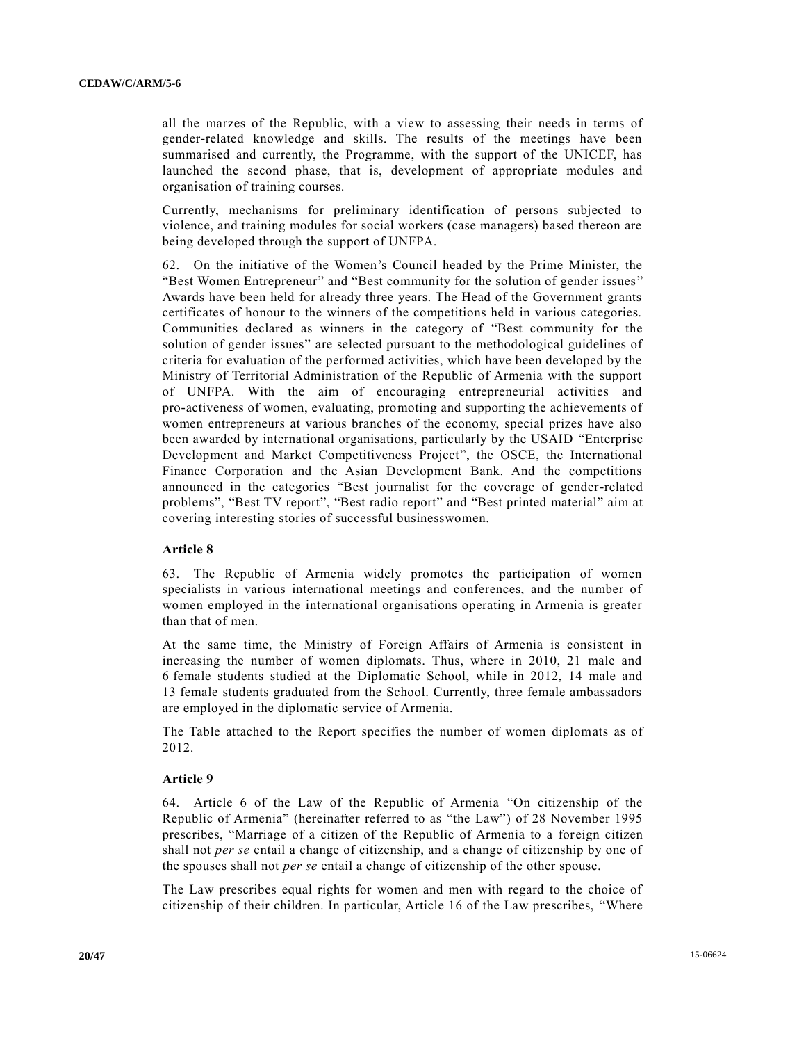all the marzes of the Republic, with a view to assessing their needs in terms of gender-related knowledge and skills. The results of the meetings have been summarised and currently, the Programme, with the support of the UNICEF, has launched the second phase, that is, development of appropriate modules and organisation of training courses.

Currently, mechanisms for preliminary identification of persons subjected to violence, and training modules for social workers (case managers) based thereon are being developed through the support of UNFPA.

62. On the initiative of the Women's Council headed by the Prime Minister, the "Best Women Entrepreneur" and "Best community for the solution of gender issues" Awards have been held for already three years. The Head of the Government grants certificates of honour to the winners of the competitions held in various categories. Communities declared as winners in the category of "Best community for the solution of gender issues" are selected pursuant to the methodological guidelines of criteria for evaluation of the performed activities, which have been developed by the Ministry of Territorial Administration of the Republic of Armenia with the support of UNFPA. With the aim of encouraging entrepreneurial activities and pro-activeness of women, evaluating, promoting and supporting the achievements of women entrepreneurs at various branches of the economy, special prizes have also been awarded by international organisations, particularly by the USAID "Enterprise Development and Market Competitiveness Project", the OSCE, the International Finance Corporation and the Asian Development Bank. And the competitions announced in the categories "Best journalist for the coverage of gender-related problems", "Best TV report", "Best radio report" and "Best printed material" aim at covering interesting stories of successful businesswomen.

**Article 8**

63. The Republic of Armenia widely promotes the participation of women specialists in various international meetings and conferences, and the number of women employed in the international organisations operating in Armenia is greater than that of men.

At the same time, the Ministry of Foreign Affairs of Armenia is consistent in increasing the number of women diplomats. Thus, where in 2010, 21 male and 6 female students studied at the Diplomatic School, while in 2012, 14 male and 13 female students graduated from the School. Currently, three female ambassadors are employed in the diplomatic service of Armenia.

The Table attached to the Report specifies the number of women diplomats as of 2012.

**Article 9**

64. Article 6 of the Law of the Republic of Armenia "On citizenship of the Republic of Armenia" (hereinafter referred to as "the Law") of 28 November 1995 prescribes, "Marriage of a citizen of the Republic of Armenia to a foreign citizen shall not *per se* entail a change of citizenship, and a change of citizenship by one of the spouses shall not *per se* entail a change of citizenship of the other spouse.

The Law prescribes equal rights for women and men with regard to the choice of citizenship of their children. In particular, Article 16 of the Law prescribes, "Where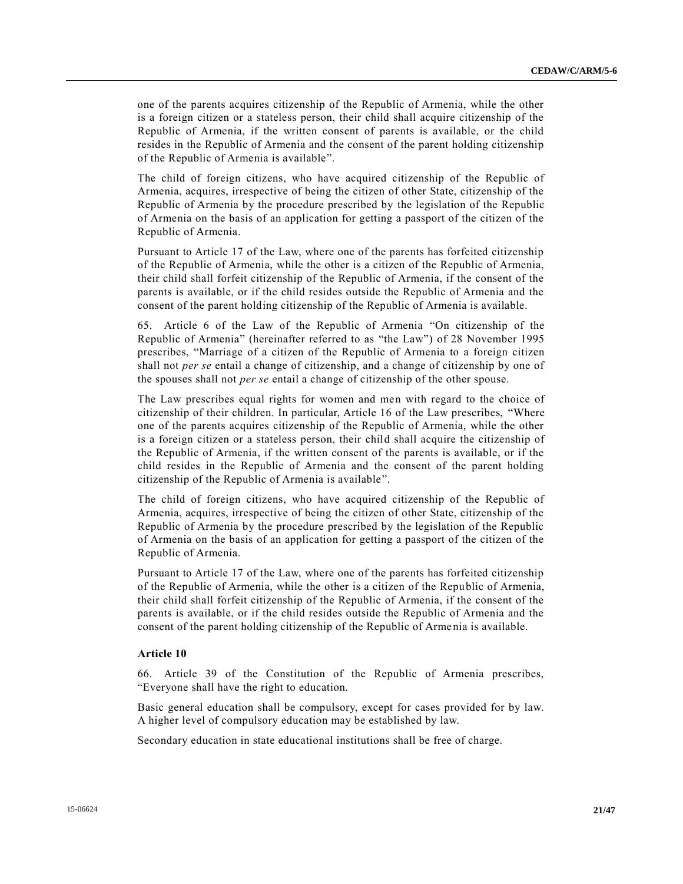one of the parents acquires citizenship of the Republic of Armenia, while the other is a foreign citizen or a stateless person, their child shall acquire citizenship of the Republic of Armenia, if the written consent of parents is available, or the child resides in the Republic of Armenia and the consent of the parent holding citizenship of the Republic of Armenia is available".

The child of foreign citizens, who have acquired citizenship of the Republic of Armenia, acquires, irrespective of being the citizen of other State, citizenship of the Republic of Armenia by the procedure prescribed by the legislation of the Republic of Armenia on the basis of an application for getting a passport of the citizen of the Republic of Armenia.

Pursuant to Article 17 of the Law, where one of the parents has forfeited citizenship of the Republic of Armenia, while the other is a citizen of the Republic of Armenia, their child shall forfeit citizenship of the Republic of Armenia, if the consent of the parents is available, or if the child resides outside the Republic of Armenia and the consent of the parent holding citizenship of the Republic of Armenia is available.

65. Article 6 of the Law of the Republic of Armenia "On citizenship of the Republic of Armenia" (hereinafter referred to as "the Law") of 28 November 1995 prescribes, "Marriage of a citizen of the Republic of Armenia to a foreign citizen shall not *per se* entail a change of citizenship, and a change of citizenship by one of the spouses shall not *per se* entail a change of citizenship of the other spouse.

The Law prescribes equal rights for women and men with regard to the choice of citizenship of their children. In particular, Article 16 of the Law prescribes, "Where one of the parents acquires citizenship of the Republic of Armenia, while the other is a foreign citizen or a stateless person, their child shall acquire the citizenship of the Republic of Armenia, if the written consent of the parents is available, or if the child resides in the Republic of Armenia and the consent of the parent holding citizenship of the Republic of Armenia is available".

The child of foreign citizens, who have acquired citizenship of the Republic of Armenia, acquires, irrespective of being the citizen of other State, citizenship of the Republic of Armenia by the procedure prescribed by the legislation of the Republic of Armenia on the basis of an application for getting a passport of the citizen of the Republic of Armenia.

Pursuant to Article 17 of the Law, where one of the parents has forfeited citizenship of the Republic of Armenia, while the other is a citizen of the Republic of Armenia, their child shall forfeit citizenship of the Republic of Armenia, if the consent of the parents is available, or if the child resides outside the Republic of Armenia and the consent of the parent holding citizenship of the Republic of Armenia is available.

### Article 10

66. Article 39 of the Constitution of the Republic of Armenia prescribes, "Everyone shall have the right to education.

Basic general education shall be compulsory, except for cases provided for by law. A higher level of compulsory education may be established by law.

Secondary education in state educational institutions shall be free of charge.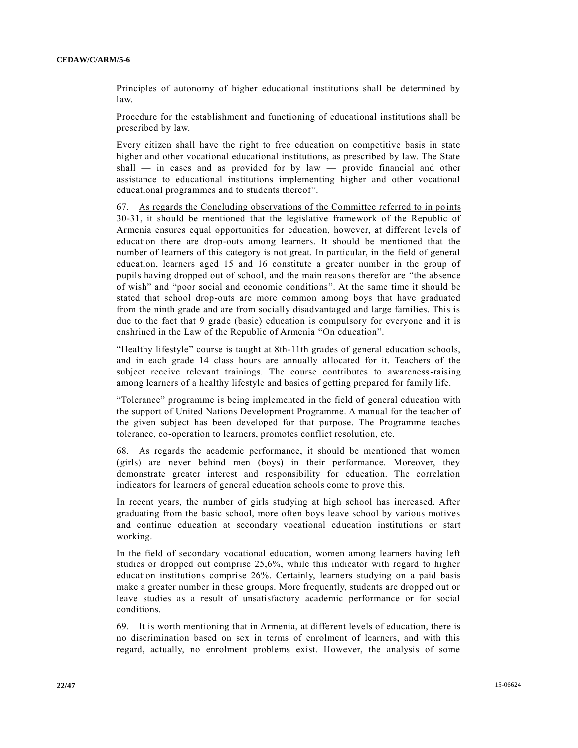Principles of autonomy of higher educational institutions shall be determined by law.

Procedure for the establishment and functioning of educational institutions shall be prescribed by law.

Every citizen shall have the right to free education on competitive basis in state higher and other vocational educational institutions, as prescribed by law. The State shall — in cases and as provided for by law — provide financial and other assistance to educational institutions implementing higher and other vocational educational programmes and to students thereof".

67. As regards the Concluding observations of the Committee referred to in points 30-31, it should be mentioned that the legislative framework of the Republic of Armenia ensures equal opportunities for education, however, at different levels of education there are drop-outs among learners. It should be mentioned that the number of learners of this category is not great. In particular, in the field of general education, learners aged 15 and 16 constitute a greater number in the group of pupils having dropped out of school, and the main reasons therefor are "the absence of wish" and "poor social and economic conditions". At the same time it should be stated that school drop-outs are more common among boys that have graduated from the ninth grade and are from socially disadvantaged and large families. This is due to the fact that 9 grade (basic) education is compulsory for everyone and it is enshrined in the Law of the Republic of Armenia "On education".

"Healthy lifestyle" course is taught at 8th-11th grades of general education schools, and in each grade 14 class hours are annually allocated for it. Teachers of the subject receive relevant trainings. The course contributes to awareness-raising among learners of a healthy lifestyle and basics of getting prepared for family life.

"Tolerance" programme is being implemented in the field of general education with the support of United Nations Development Programme. A manual for the teacher of the given subject has been developed for that purpose. The Programme teaches tolerance, co-operation to learners, promotes conflict resolution, etc.

68. As regards the academic performance, it should be mentioned that women (girls) are never behind men (boys) in their performance. Moreover, they demonstrate greater interest and responsibility for education. The correlation indicators for learners of general education schools come to prove this.

In recent years, the number of girls studying at high school has increased. After graduating from the basic school, more often boys leave school by various motives and continue education at secondary vocational education institutions or start working.

In the field of secondary vocational education, women among learners having left studies or dropped out comprise 25,6%, while this indicator with regard to higher education institutions comprise 26%. Certainly, learners studying on a paid basis make a greater number in these groups. More frequently, students are dropped out or leave studies as a result of unsatisfactory academic performance or for social conditions.

69. It is worth mentioning that in Armenia, at different levels of education, there is no discrimination based on sex in terms of enrolment of learners, and with this regard, actually, no enrolment problems exist. However, the analysis of some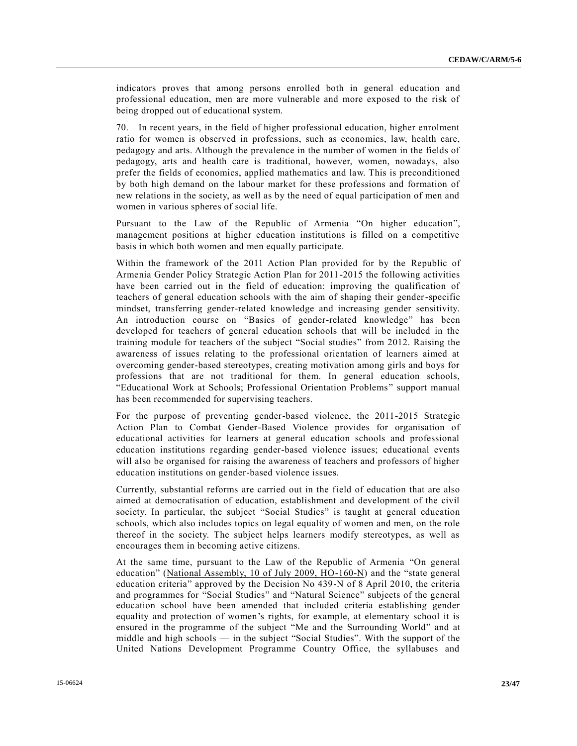indicators proves that among persons enrolled both in general education and professional education, men are more vulnerable and more exposed to the risk of being dropped out of educational system.

70. In recent years, in the field of higher professional education, higher enrolment ratio for women is observed in professions, such as economics, law, health care, pedagogy and arts. Although the prevalence in the number of women in the fields of pedagogy, arts and health care is traditional, however, women, nowadays, also prefer the fields of economics, applied mathematics and law. This is preconditioned by both high demand on the labour market for these professions and formation of new relations in the society, as well as by the need of equal participation of men and women in various spheres of social life.

Pursuant to the Law of the Republic of Armenia "On higher education", management positions at higher education institutions is filled on a competitive basis in which both women and men equally participate.

Within the framework of the 2011 Action Plan provided for by the Republic of Armenia Gender Policy Strategic Action Plan for 2011-2015 the following activities have been carried out in the field of education: improving the qualification of teachers of general education schools with the aim of shaping their gender-specific mindset, transferring gender-related knowledge and increasing gender sensitivity. An introduction course on "Basics of gender-related knowledge" has been developed for teachers of general education schools that will be included in the training module for teachers of the subject "Social studies" from 2012. Raising the awareness of issues relating to the professional orientation of learners aimed at overcoming gender-based stereotypes, creating motivation among girls and boys for professions that are not traditional for them. In general education schools, "Educational Work at Schools; Professional Orientation Problems" support manual has been recommended for supervising teachers.

For the purpose of preventing gender-based violence, the 2011-2015 Strategic Action Plan to Combat Gender-Based Violence provides for organisation of educational activities for learners at general education schools and professional education institutions regarding gender-based violence issues; educational events will also be organised for raising the awareness of teachers and professors of higher education institutions on gender-based violence issues.

Currently, substantial reforms are carried out in the field of education that are also aimed at democratisation of education, establishment and development of the civil society. In particular, the subject "Social Studies" is taught at general education schools, which also includes topics on legal equality of women and men, on the role thereof in the society. The subject helps learners modify stereotypes, as well as encourages them in becoming active citizens.

At the same time, pursuant to the Law of the Republic of Armenia "On general education" (National Assembly, 10 of July 2009, HO-160-N) and the "state general education criteria" approved by the Decision No 439-N of 8 April 2010, the criteria and programmes for "Social Studies" and "Natural Science" subjects of the general education school have been amended that included criteria establishing gender equality and protection of women's rights, for example, at elementary school it is ensured in the programme of the subject "Me and the Surrounding World" and at middle and high schools — in the subject "Social Studies". With the support of the United Nations Development Programme Country Office, the syllabuses and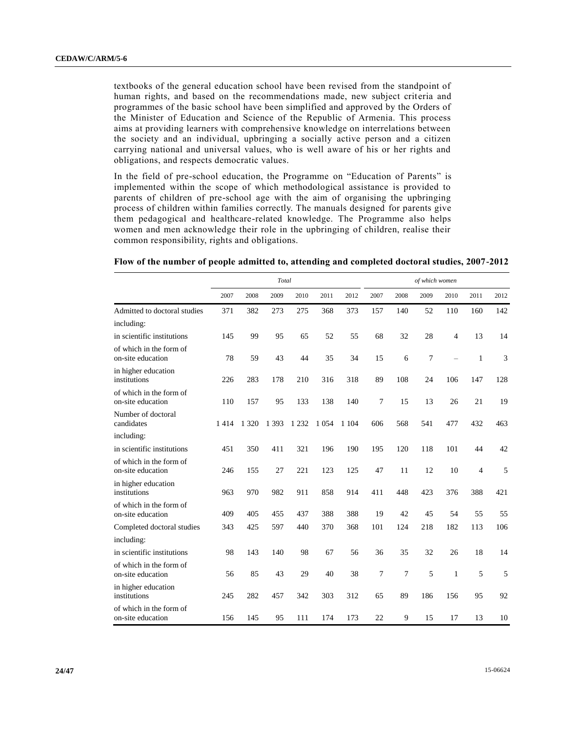textbooks of the general education school have been revised from the standpoint of human rights, and based on the recommendations made, new subject criteria and programmes of the basic school have been simplified and approved by the Orders of the Minister of Education and Science of the Republic of Armenia. This process aims at providing learners with comprehensive knowledge on interrelations between the society and an individual, upbringing a socially active person and a citizen carrying national and universal values, who is well aware of his or her rights and obligations, and respects democratic values.

In the field of pre-school education, the Programme on "Education of Parents" is implemented within the scope of which methodological assistance is provided to parents of children of pre-school age with the aim of organising the upbringing process of children within families correctly. The manuals designed for parents give them pedagogical and healthcare-related knowledge. The Programme also helps women and men acknowledge their role in the upbringing of children, realise their common responsibility, rights and obligations.

**Flow of the number of people admitted to, attending and completed doctoral studies, 2007-2012**

| | *Total* | | | | | | *of which women* | | | | | |
|---|---|---|---|---|---|---|---|---|---|---|---|---|
| | 2007 | 2008 | 2009 | 2010 | 2011 | 2012 | 2007 | 2008 | 2009 | 2010 | 2011 | 2012 |
| Admitted to doctoral studies | 371 | 382 | 273 | 275 | 368 | 373 | 157 | 140 | 52 | 110 | 160 | 142 |
| including: | | | | | | | | | | | | |
| in scientific institutions | 145 | 99 | 95 | 65 | 52 | 55 | 68 | 32 | 28 | 4 | 13 | 14 |
| of which in the form of on-site education | 78 | 59 | 43 | 44 | 35 | 34 | 15 | 6 | 7 | – | 1 | 3 |
| in higher education institutions | 226 | 283 | 178 | 210 | 316 | 318 | 89 | 108 | 24 | 106 | 147 | 128 |
| of which in the form of on-site education | 110 | 157 | 95 | 133 | 138 | 140 | 7 | 15 | 13 | 26 | 21 | 19 |
| Number of doctoral candidates | 1 414 | 1 320 | 1 393 | 1 232 | 1 054 | 1 104 | 606 | 568 | 541 | 477 | 432 | 463 |
| including: | | | | | | | | | | | | |
| in scientific institutions | 451 | 350 | 411 | 321 | 196 | 190 | 195 | 120 | 118 | 101 | 44 | 42 |
| of which in the form of on-site education | 246 | 155 | 27 | 221 | 123 | 125 | 47 | 11 | 12 | 10 | 4 | 5 |
| in higher education institutions | 963 | 970 | 982 | 911 | 858 | 914 | 411 | 448 | 423 | 376 | 388 | 421 |
| of which in the form of on-site education | 409 | 405 | 455 | 437 | 388 | 388 | 19 | 42 | 45 | 54 | 55 | 55 |
| Completed doctoral studies | 343 | 425 | 597 | 440 | 370 | 368 | 101 | 124 | 218 | 182 | 113 | 106 |
| including: | | | | | | | | | | | | |
| in scientific institutions | 98 | 143 | 140 | 98 | 67 | 56 | 36 | 35 | 32 | 26 | 18 | 14 |
| of which in the form of on-site education | 56 | 85 | 43 | 29 | 40 | 38 | 7 | 7 | 5 | 1 | 5 | 5 |
| in higher education institutions | 245 | 282 | 457 | 342 | 303 | 312 | 65 | 89 | 186 | 156 | 95 | 92 |
| of which in the form of on-site education | 156 | 145 | 95 | 111 | 174 | 173 | 22 | 9 | 15 | 17 | 13 | 10 |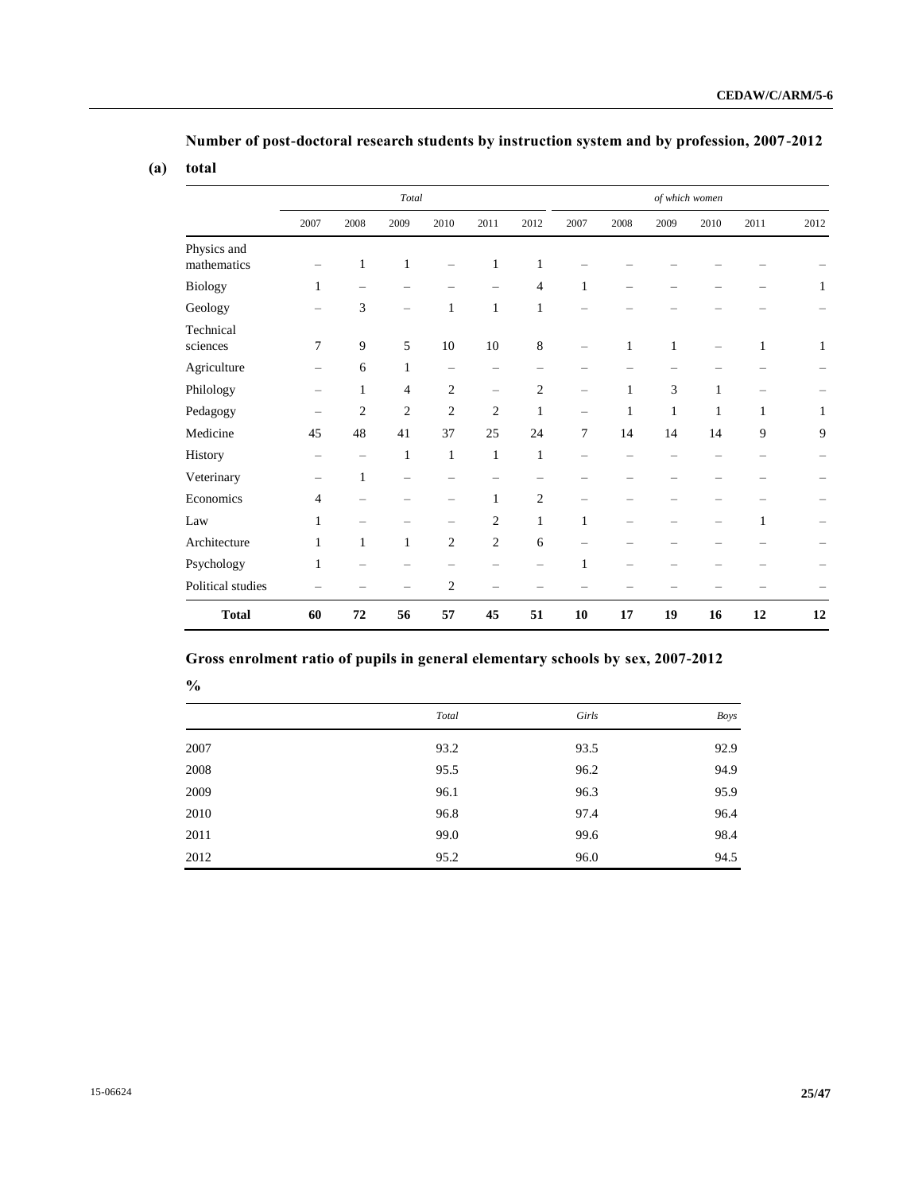### Number of post-doctoral research students by instruction system and by profession, 2007-2012

**(a) total**

| | *Total* | | | | | | *of which women* | | | | | |
|---|---|---|---|---|---|---|---|---|---|---|---|---|
| | 2007 | 2008 | 2009 | 2010 | 2011 | 2012 | 2007 | 2008 | 2009 | 2010 | 2011 | 2012 |
| Physics and mathematics | – | 1 | 1 | – | 1 | 1 | – | – | – | – | – | – |
| Biology | 1 | – | – | – | – | 4 | 1 | – | – | – | – | 1 |
| Geology | – | 3 | – | 1 | 1 | 1 | – | – | – | – | – | – |
| Technical sciences | 7 | 9 | 5 | 10 | 10 | 8 | – | 1 | 1 | – | 1 | 1 |
| Agriculture | – | 6 | 1 | – | – | – | – | – | – | – | – | – |
| Philology | – | 1 | 4 | 2 | – | 2 | – | 1 | 3 | 1 | – | – |
| Pedagogy | – | 2 | 2 | 2 | 2 | 1 | – | 1 | 1 | 1 | 1 | 1 |
| Medicine | 45 | 48 | 41 | 37 | 25 | 24 | 7 | 14 | 14 | 14 | 9 | 9 |
| History | – | – | 1 | 1 | 1 | 1 | – | – | – | – | – | – |
| Veterinary | – | 1 | – | – | – | – | – | – | – | – | – | – |
| Economics | 4 | – | – | – | 1 | 2 | – | – | – | – | – | – |
| Law | 1 | – | – | – | 2 | 1 | 1 | – | – | – | 1 | – |
| Architecture | 1 | 1 | 1 | 2 | 2 | 6 | – | – | – | – | – | – |
| Psychology | 1 | – | – | – | – | – | 1 | – | – | – | – | – |
| Political studies | – | – | – | 2 | – | – | – | – | – | – | – | – |
| **Total** | **60** | **72** | **56** | **57** | **45** | **51** | **10** | **17** | **19** | **16** | **12** | **12** |

### Gross enrolment ratio of pupils in general elementary schools by sex, 2007-2012

**%**

| | *Total* | *Girls* | *Boys* |
|---|---|---|---|
| 2007 | 93.2 | 93.5 | 92.9 |
| 2008 | 95.5 | 96.2 | 94.9 |
| 2009 | 96.1 | 96.3 | 95.9 |
| 2010 | 96.8 | 97.4 | 96.4 |
| 2011 | 99.0 | 99.6 | 98.4 |
| 2012 | 95.2 | 96.0 | 94.5 |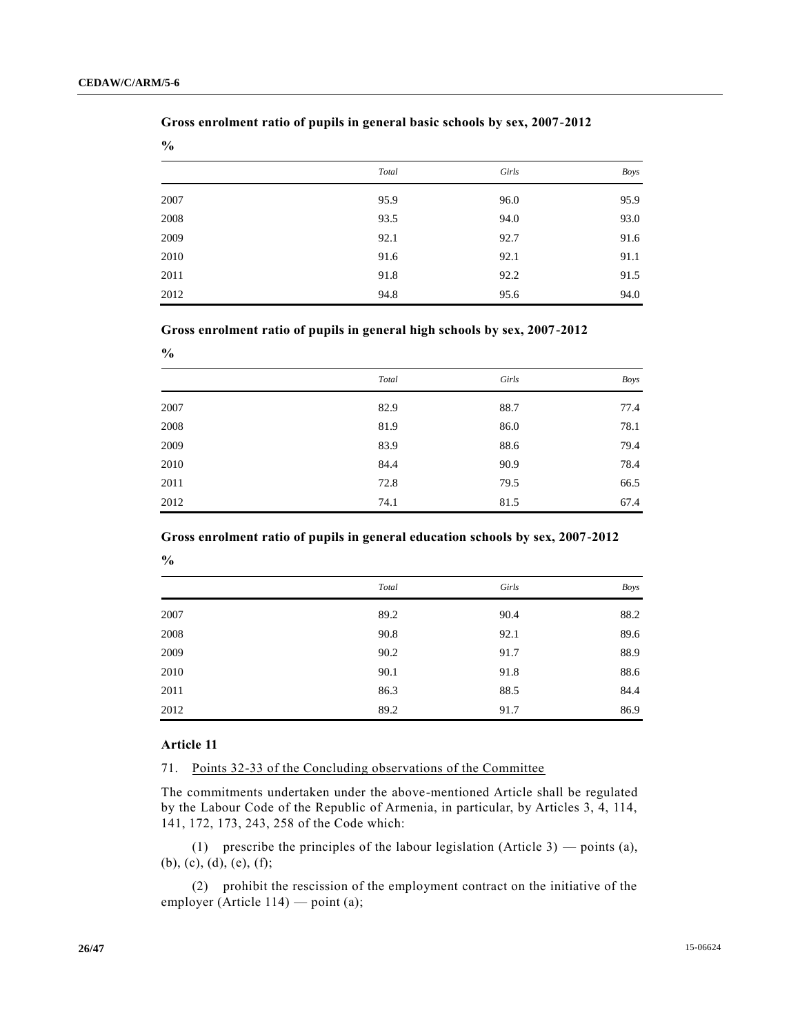**Gross enrolment ratio of pupils in general basic schools by sex, 2007-2012**

%

| | *Total* | *Girls* | *Boys* |
|---|---|---|---|
| 2007 | 95.9 | 96.0 | 95.9 |
| 2008 | 93.5 | 94.0 | 93.0 |
| 2009 | 92.1 | 92.7 | 91.6 |
| 2010 | 91.6 | 92.1 | 91.1 |
| 2011 | 91.8 | 92.2 | 91.5 |
| 2012 | 94.8 | 95.6 | 94.0 |

**Gross enrolment ratio of pupils in general high schools by sex, 2007-2012**

%

| | *Total* | *Girls* | *Boys* |
|---|---|---|---|
| 2007 | 82.9 | 88.7 | 77.4 |
| 2008 | 81.9 | 86.0 | 78.1 |
| 2009 | 83.9 | 88.6 | 79.4 |
| 2010 | 84.4 | 90.9 | 78.4 |
| 2011 | 72.8 | 79.5 | 66.5 |
| 2012 | 74.1 | 81.5 | 67.4 |

**Gross enrolment ratio of pupils in general education schools by sex, 2007-2012**

%

| | *Total* | *Girls* | *Boys* |
|---|---|---|---|
| 2007 | 89.2 | 90.4 | 88.2 |
| 2008 | 90.8 | 92.1 | 89.6 |
| 2009 | 90.2 | 91.7 | 88.9 |
| 2010 | 90.1 | 91.8 | 88.6 |
| 2011 | 86.3 | 88.5 | 84.4 |
| 2012 | 89.2 | 91.7 | 86.9 |

### Article 11

71. Points 32-33 of the Concluding observations of the Committee

The commitments undertaken under the above-mentioned Article shall be regulated by the Labour Code of the Republic of Armenia, in particular, by Articles 3, 4, 114, 141, 172, 173, 243, 258 of the Code which:

(1) prescribe the principles of the labour legislation (Article 3) — points (a), (b), (c), (d), (e), (f);

(2) prohibit the rescission of the employment contract on the initiative of the employer (Article 114) — point (a);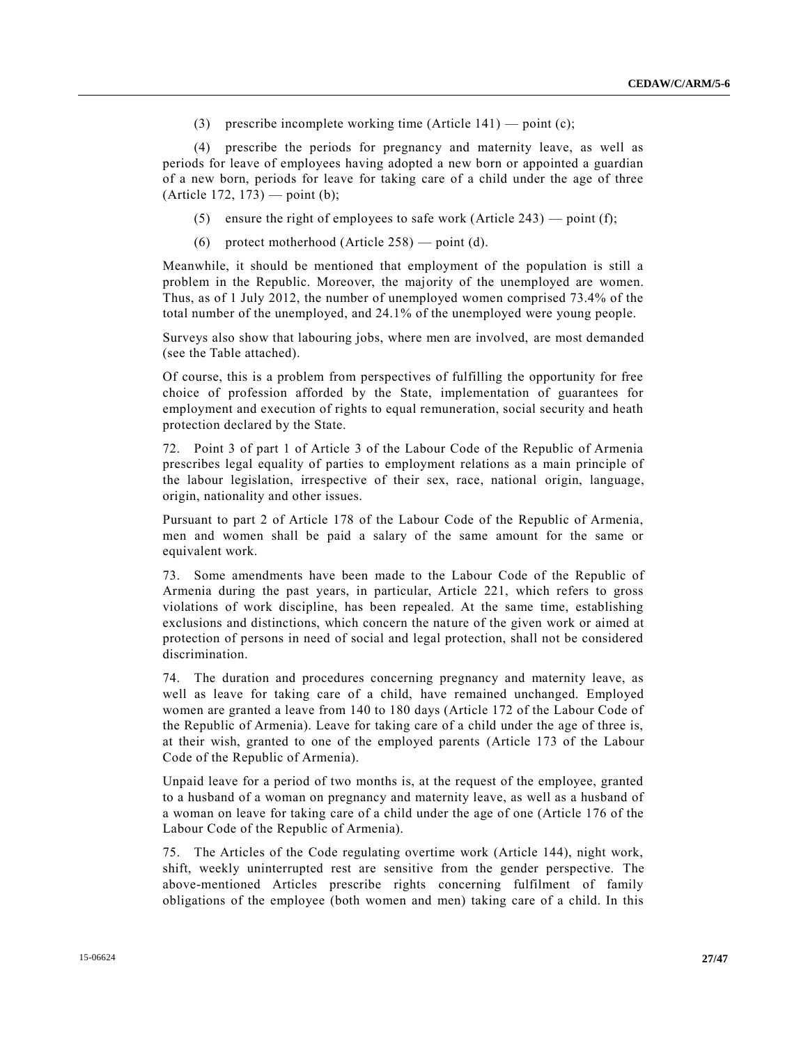(3) prescribe incomplete working time (Article 141) — point (c);

(4) prescribe the periods for pregnancy and maternity leave, as well as periods for leave of employees having adopted a new born or appointed a guardian of a new born, periods for leave for taking care of a child under the age of three (Article 172, 173) — point (b);

(5) ensure the right of employees to safe work (Article 243) — point (f);

(6) protect motherhood (Article 258) — point (d).

Meanwhile, it should be mentioned that employment of the population is still a problem in the Republic. Moreover, the majority of the unemployed are women. Thus, as of 1 July 2012, the number of unemployed women comprised 73.4% of the total number of the unemployed, and 24.1% of the unemployed were young people.

Surveys also show that labouring jobs, where men are involved, are most demanded (see the Table attached).

Of course, this is a problem from perspectives of fulfilling the opportunity for free choice of profession afforded by the State, implementation of guarantees for employment and execution of rights to equal remuneration, social security and heath protection declared by the State.

72. Point 3 of part 1 of Article 3 of the Labour Code of the Republic of Armenia prescribes legal equality of parties to employment relations as a main principle of the labour legislation, irrespective of their sex, race, national origin, language, origin, nationality and other issues.

Pursuant to part 2 of Article 178 of the Labour Code of the Republic of Armenia, men and women shall be paid a salary of the same amount for the same or equivalent work.

73. Some amendments have been made to the Labour Code of the Republic of Armenia during the past years, in particular, Article 221, which refers to gross violations of work discipline, has been repealed. At the same time, establishing exclusions and distinctions, which concern the nature of the given work or aimed at protection of persons in need of social and legal protection, shall not be considered discrimination.

74. The duration and procedures concerning pregnancy and maternity leave, as well as leave for taking care of a child, have remained unchanged. Employed women are granted a leave from 140 to 180 days (Article 172 of the Labour Code of the Republic of Armenia). Leave for taking care of a child under the age of three is, at their wish, granted to one of the employed parents (Article 173 of the Labour Code of the Republic of Armenia).

Unpaid leave for a period of two months is, at the request of the employee, granted to a husband of a woman on pregnancy and maternity leave, as well as a husband of a woman on leave for taking care of a child under the age of one (Article 176 of the Labour Code of the Republic of Armenia).

75. The Articles of the Code regulating overtime work (Article 144), night work, shift, weekly uninterrupted rest are sensitive from the gender perspective. The above-mentioned Articles prescribe rights concerning fulfilment of family obligations of the employee (both women and men) taking care of a child. In this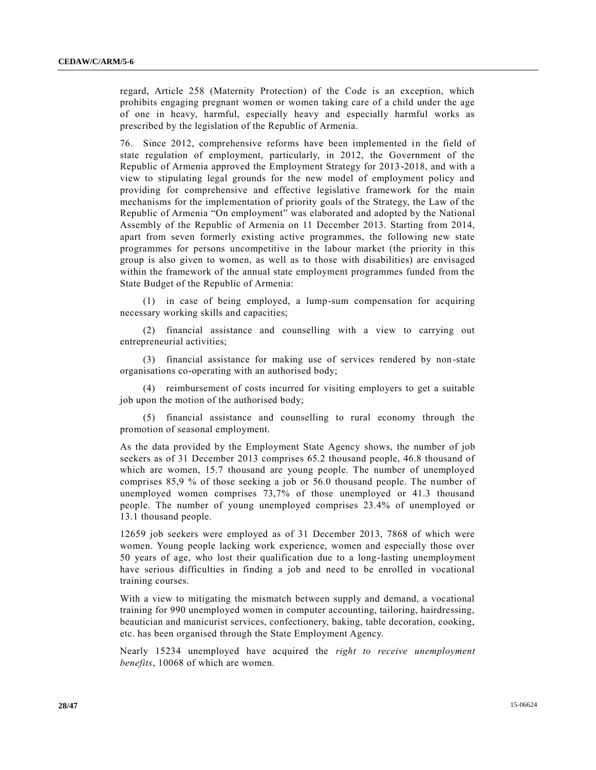regard, Article 258 (Maternity Protection) of the Code is an exception, which prohibits engaging pregnant women or women taking care of a child under the age of one in heavy, harmful, especially heavy and especially harmful works as prescribed by the legislation of the Republic of Armenia.

76. Since 2012, comprehensive reforms have been implemented in the field of state regulation of employment, particularly, in 2012, the Government of the Republic of Armenia approved the Employment Strategy for 2013-2018, and with a view to stipulating legal grounds for the new model of employment policy and providing for comprehensive and effective legislative framework for the main mechanisms for the implementation of priority goals of the Strategy, the Law of the Republic of Armenia "On employment" was elaborated and adopted by the National Assembly of the Republic of Armenia on 11 December 2013. Starting from 2014, apart from seven formerly existing active programmes, the following new state programmes for persons uncompetitive in the labour market (the priority in this group is also given to women, as well as to those with disabilities) are envisaged within the framework of the annual state employment programmes funded from the State Budget of the Republic of Armenia:

(1) in case of being employed, a lump-sum compensation for acquiring necessary working skills and capacities;

(2) financial assistance and counselling with a view to carrying out entrepreneurial activities;

(3) financial assistance for making use of services rendered by non-state organisations co-operating with an authorised body;

(4) reimbursement of costs incurred for visiting employers to get a suitable job upon the motion of the authorised body;

(5) financial assistance and counselling to rural economy through the promotion of seasonal employment.

As the data provided by the Employment State Agency shows, the number of job seekers as of 31 December 2013 comprises 65.2 thousand people, 46.8 thousand of which are women, 15.7 thousand are young people. The number of unemployed comprises 85,9 % of those seeking a job or 56.0 thousand people. The number of unemployed women comprises 73,7% of those unemployed or 41.3 thousand people. The number of young unemployed comprises 23.4% of unemployed or 13.1 thousand people.

12659 job seekers were employed as of 31 December 2013, 7868 of which were women. Young people lacking work experience, women and especially those over 50 years of age, who lost their qualification due to a long-lasting unemployment have serious difficulties in finding a job and need to be enrolled in vocational training courses.

With a view to mitigating the mismatch between supply and demand, a vocational training for 990 unemployed women in computer accounting, tailoring, hairdressing, beautician and manicurist services, confectionery, baking, table decoration, cooking, etc. has been organised through the State Employment Agency.

Nearly 15234 unemployed have acquired the *right to receive unemployment benefits*, 10068 of which are women.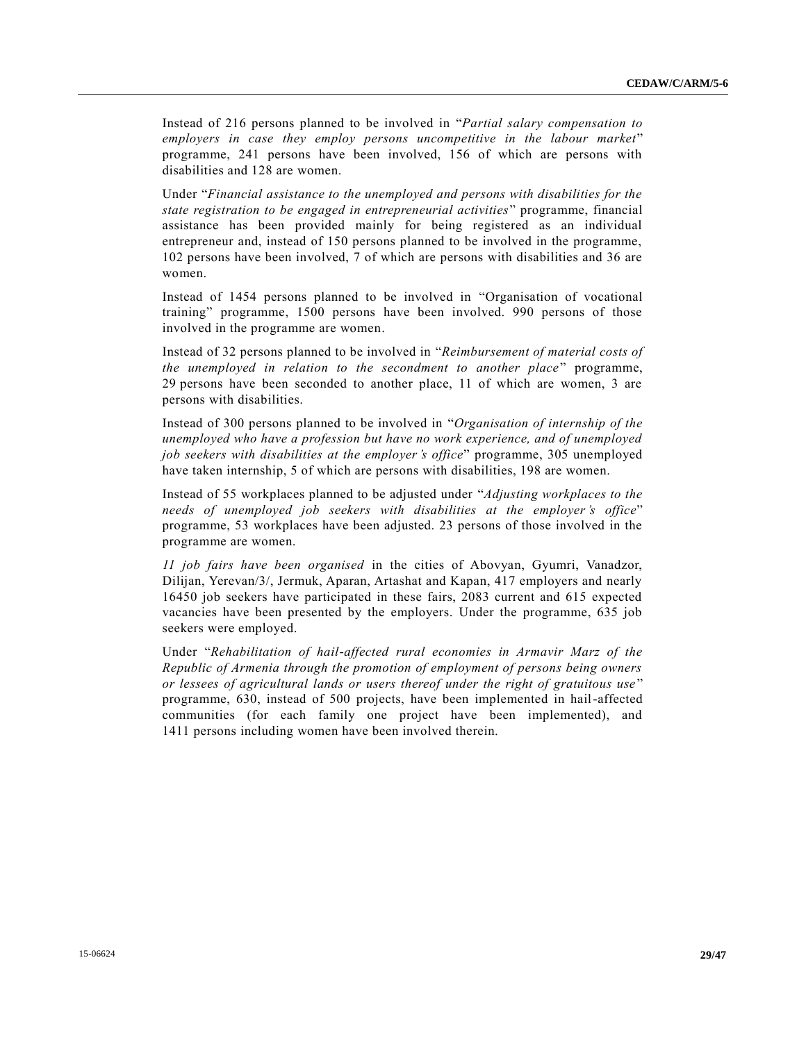Instead of 216 persons planned to be involved in "*Partial salary compensation to employers in case they employ persons uncompetitive in the labour market*" programme, 241 persons have been involved, 156 of which are persons with disabilities and 128 are women.

Under "*Financial assistance to the unemployed and persons with disabilities for the state registration to be engaged in entrepreneurial activities*" programme, financial assistance has been provided mainly for being registered as an individual entrepreneur and, instead of 150 persons planned to be involved in the programme, 102 persons have been involved, 7 of which are persons with disabilities and 36 are women.

Instead of 1454 persons planned to be involved in "Organisation of vocational training" programme, 1500 persons have been involved. 990 persons of those involved in the programme are women.

Instead of 32 persons planned to be involved in "*Reimbursement of material costs of the unemployed in relation to the secondment to another place*" programme, 29 persons have been seconded to another place, 11 of which are women, 3 are persons with disabilities.

Instead of 300 persons planned to be involved in "*Organisation of internship of the unemployed who have a profession but have no work experience, and of unemployed job seekers with disabilities at the employer's office*" programme, 305 unemployed have taken internship, 5 of which are persons with disabilities, 198 are women.

Instead of 55 workplaces planned to be adjusted under "*Adjusting workplaces to the needs of unemployed job seekers with disabilities at the employer's office*" programme, 53 workplaces have been adjusted. 23 persons of those involved in the programme are women.

*11 job fairs have been organised* in the cities of Abovyan, Gyumri, Vanadzor, Dilijan, Yerevan/3/, Jermuk, Aparan, Artashat and Kapan, 417 employers and nearly 16450 job seekers have participated in these fairs, 2083 current and 615 expected vacancies have been presented by the employers. Under the programme, 635 job seekers were employed.

Under "*Rehabilitation of hail-affected rural economies in Armavir Marz of the Republic of Armenia through the promotion of employment of persons being owners or lessees of agricultural lands or users thereof under the right of gratuitous use*" programme, 630, instead of 500 projects, have been implemented in hail-affected communities (for each family one project have been implemented), and 1411 persons including women have been involved therein.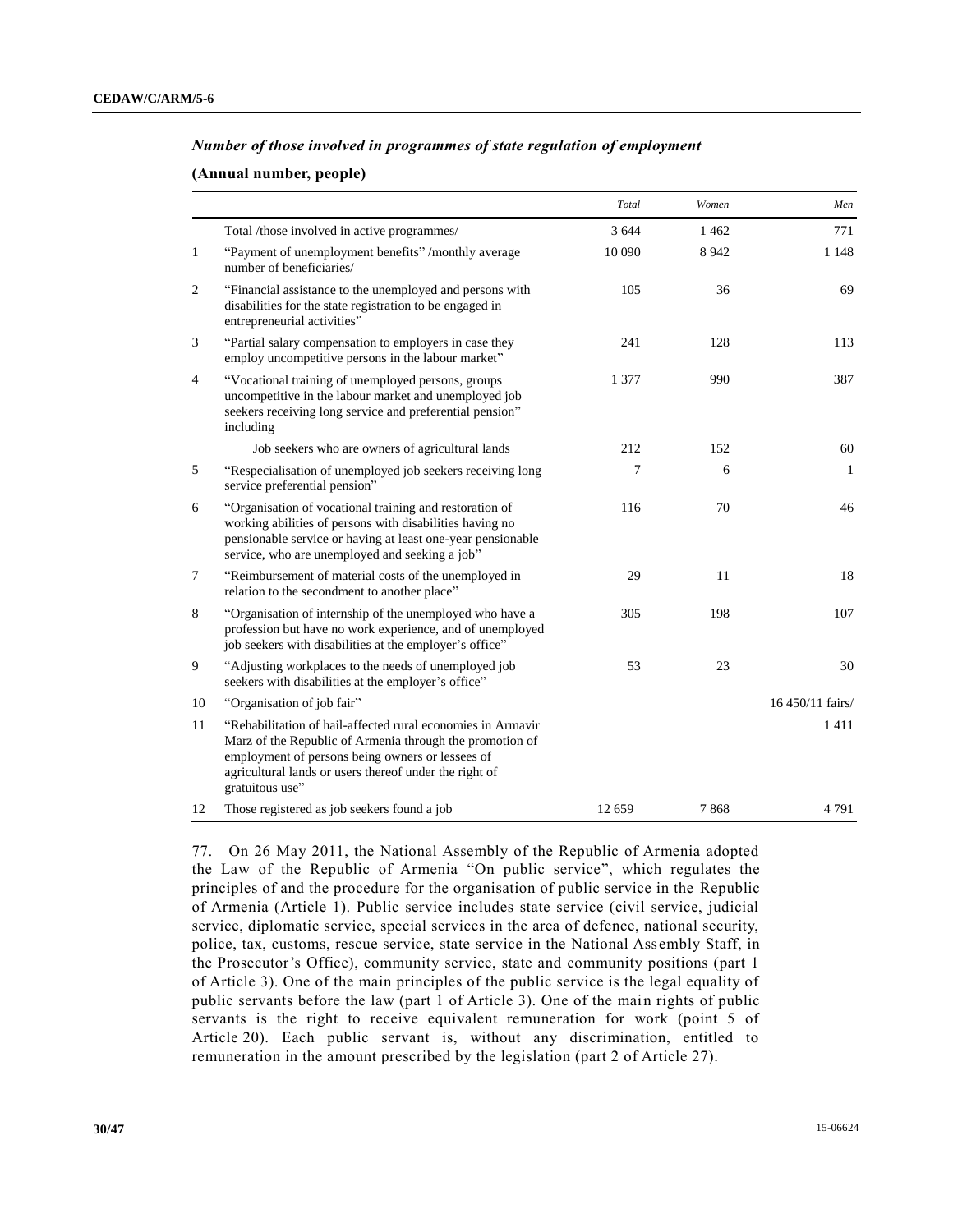### *Number of those involved in programmes of state regulation of employment*

**(Annual number, people)**

| | | *Total* | *Women* | *Men* |
|---|---|---|---|---|
| | Total /those involved in active programmes/ | 3 644 | 1 462 | 771 |
| 1 | "Payment of unemployment benefits" /monthly average number of beneficiaries/ | 10 090 | 8 942 | 1 148 |
| 2 | "Financial assistance to the unemployed and persons with disabilities for the state registration to be engaged in entrepreneurial activities" | 105 | 36 | 69 |
| 3 | "Partial salary compensation to employers in case they employ uncompetitive persons in the labour market" | 241 | 128 | 113 |
| 4 | "Vocational training of unemployed persons, groups uncompetitive in the labour market and unemployed job seekers receiving long service and preferential pension" including | 1 377 | 990 | 387 |
| | Job seekers who are owners of agricultural lands | 212 | 152 | 60 |
| 5 | "Respecialisation of unemployed job seekers receiving long service preferential pension" | 7 | 6 | 1 |
| 6 | "Organisation of vocational training and restoration of working abilities of persons with disabilities having no pensionable service or having at least one-year pensionable service, who are unemployed and seeking a job" | 116 | 70 | 46 |
| 7 | "Reimbursement of material costs of the unemployed in relation to the secondment to another place" | 29 | 11 | 18 |
| 8 | "Organisation of internship of the unemployed who have a profession but have no work experience, and of unemployed job seekers with disabilities at the employer's office" | 305 | 198 | 107 |
| 9 | "Adjusting workplaces to the needs of unemployed job seekers with disabilities at the employer's office" | 53 | 23 | 30 |
| 10 | "Organisation of job fair" | | | 16 450/11 fairs/ |
| 11 | "Rehabilitation of hail-affected rural economies in Armavir Marz of the Republic of Armenia through the promotion of employment of persons being owners or lessees of agricultural lands or users thereof under the right of gratuitous use" | | | 1 411 |
| 12 | Those registered as job seekers found a job | 12 659 | 7 868 | 4 791 |

77. On 26 May 2011, the National Assembly of the Republic of Armenia adopted the Law of the Republic of Armenia "On public service", which regulates the principles of and the procedure for the organisation of public service in the Republic of Armenia (Article 1). Public service includes state service (civil service, judicial service, diplomatic service, special services in the area of defence, national security, police, tax, customs, rescue service, state service in the National Assembly Staff, in the Prosecutor's Office), community service, state and community positions (part 1 of Article 3). One of the main principles of the public service is the legal equality of public servants before the law (part 1 of Article 3). One of the main rights of public servants is the right to receive equivalent remuneration for work (point 5 of Article 20). Each public servant is, without any discrimination, entitled to remuneration in the amount prescribed by the legislation (part 2 of Article 27).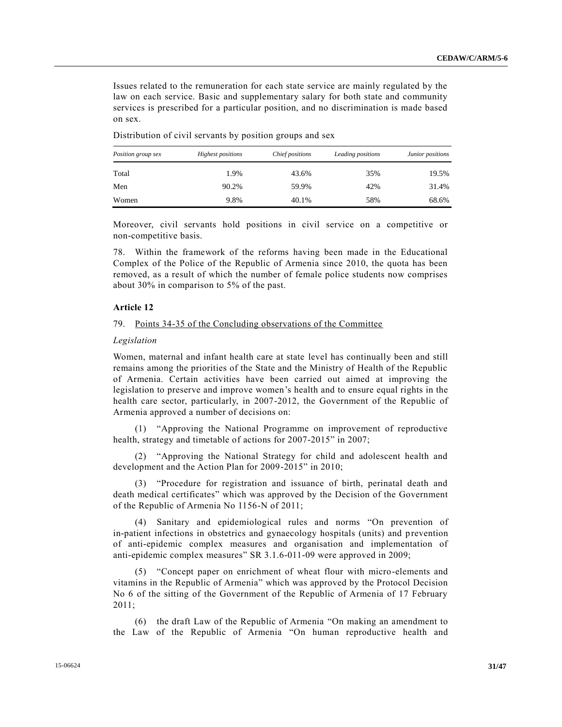Issues related to the remuneration for each state service are mainly regulated by the law on each service. Basic and supplementary salary for both state and community services is prescribed for a particular position, and no discrimination is made based on sex.

Distribution of civil servants by position groups and sex

| *Position group sex* | *Highest positions* | *Chief positions* | *Leading positions* | *Junior positions* |
|---|---|---|---|---|
| Total | 1.9% | 43.6% | 35% | 19.5% |
| Men | 90.2% | 59.9% | 42% | 31.4% |
| Women | 9.8% | 40.1% | 58% | 68.6% |

Moreover, civil servants hold positions in civil service on a competitive or non-competitive basis.

78. Within the framework of the reforms having been made in the Educational Complex of the Police of the Republic of Armenia since 2010, the quota has been removed, as a result of which the number of female police students now comprises about 30% in comparison to 5% of the past.

**Article 12**

79. Points 34-35 of the Concluding observations of the Committee

*Legislation*

Women, maternal and infant health care at state level has continually been and still remains among the priorities of the State and the Ministry of Health of the Republic of Armenia. Certain activities have been carried out aimed at improving the legislation to preserve and improve women's health and to ensure equal rights in the health care sector, particularly, in 2007-2012, the Government of the Republic of Armenia approved a number of decisions on:

(1) "Approving the National Programme on improvement of reproductive health, strategy and timetable of actions for 2007-2015" in 2007;

(2) "Approving the National Strategy for child and adolescent health and development and the Action Plan for 2009-2015" in 2010;

(3) "Procedure for registration and issuance of birth, perinatal death and death medical certificates" which was approved by the Decision of the Government of the Republic of Armenia No 1156-N of 2011;

(4) Sanitary and epidemiological rules and norms "On prevention of in-patient infections in obstetrics and gynaecology hospitals (units) and prevention of anti-epidemic complex measures and organisation and implementation of anti-epidemic complex measures" SR 3.1.6-011-09 were approved in 2009;

(5) "Concept paper on enrichment of wheat flour with micro-elements and vitamins in the Republic of Armenia" which was approved by the Protocol Decision No 6 of the sitting of the Government of the Republic of Armenia of 17 February 2011;

(6) the draft Law of the Republic of Armenia "On making an amendment to the Law of the Republic of Armenia "On human reproductive health and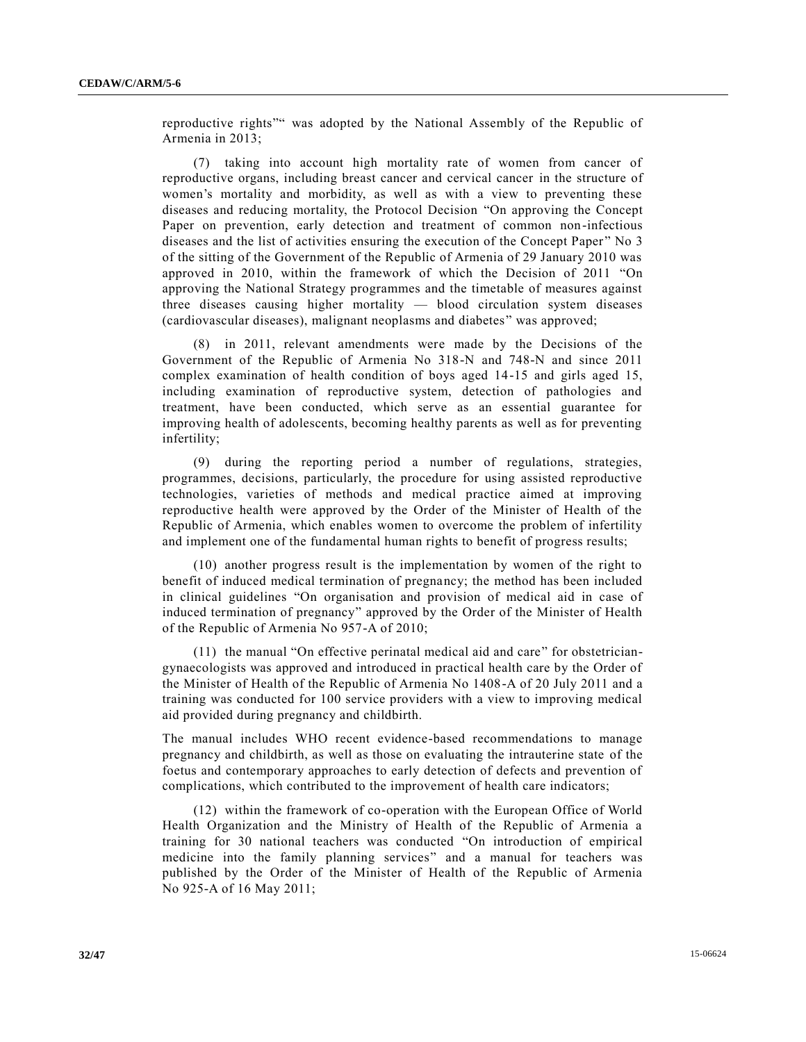reproductive rights"" was adopted by the National Assembly of the Republic of Armenia in 2013;

(7) taking into account high mortality rate of women from cancer of reproductive organs, including breast cancer and cervical cancer in the structure of women's mortality and morbidity, as well as with a view to preventing these diseases and reducing mortality, the Protocol Decision "On approving the Concept Paper on prevention, early detection and treatment of common non-infectious diseases and the list of activities ensuring the execution of the Concept Paper" No 3 of the sitting of the Government of the Republic of Armenia of 29 January 2010 was approved in 2010, within the framework of which the Decision of 2011 "On approving the National Strategy programmes and the timetable of measures against three diseases causing higher mortality — blood circulation system diseases (cardiovascular diseases), malignant neoplasms and diabetes" was approved;

(8) in 2011, relevant amendments were made by the Decisions of the Government of the Republic of Armenia No 318-N and 748-N and since 2011 complex examination of health condition of boys aged 14-15 and girls aged 15, including examination of reproductive system, detection of pathologies and treatment, have been conducted, which serve as an essential guarantee for improving health of adolescents, becoming healthy parents as well as for preventing infertility;

(9) during the reporting period a number of regulations, strategies, programmes, decisions, particularly, the procedure for using assisted reproductive technologies, varieties of methods and medical practice aimed at improving reproductive health were approved by the Order of the Minister of Health of the Republic of Armenia, which enables women to overcome the problem of infertility and implement one of the fundamental human rights to benefit of progress results;

(10) another progress result is the implementation by women of the right to benefit of induced medical termination of pregnancy; the method has been included in clinical guidelines "On organisation and provision of medical aid in case of induced termination of pregnancy" approved by the Order of the Minister of Health of the Republic of Armenia No 957-A of 2010;

(11) the manual "On effective perinatal medical aid and care" for obstetrician-gynaecologists was approved and introduced in practical health care by the Order of the Minister of Health of the Republic of Armenia No 1408-A of 20 July 2011 and a training was conducted for 100 service providers with a view to improving medical aid provided during pregnancy and childbirth.

The manual includes WHO recent evidence-based recommendations to manage pregnancy and childbirth, as well as those on evaluating the intrauterine state of the foetus and contemporary approaches to early detection of defects and prevention of complications, which contributed to the improvement of health care indicators;

(12) within the framework of co-operation with the European Office of World Health Organization and the Ministry of Health of the Republic of Armenia a training for 30 national teachers was conducted "On introduction of empirical medicine into the family planning services" and a manual for teachers was published by the Order of the Minister of Health of the Republic of Armenia No 925-A of 16 May 2011;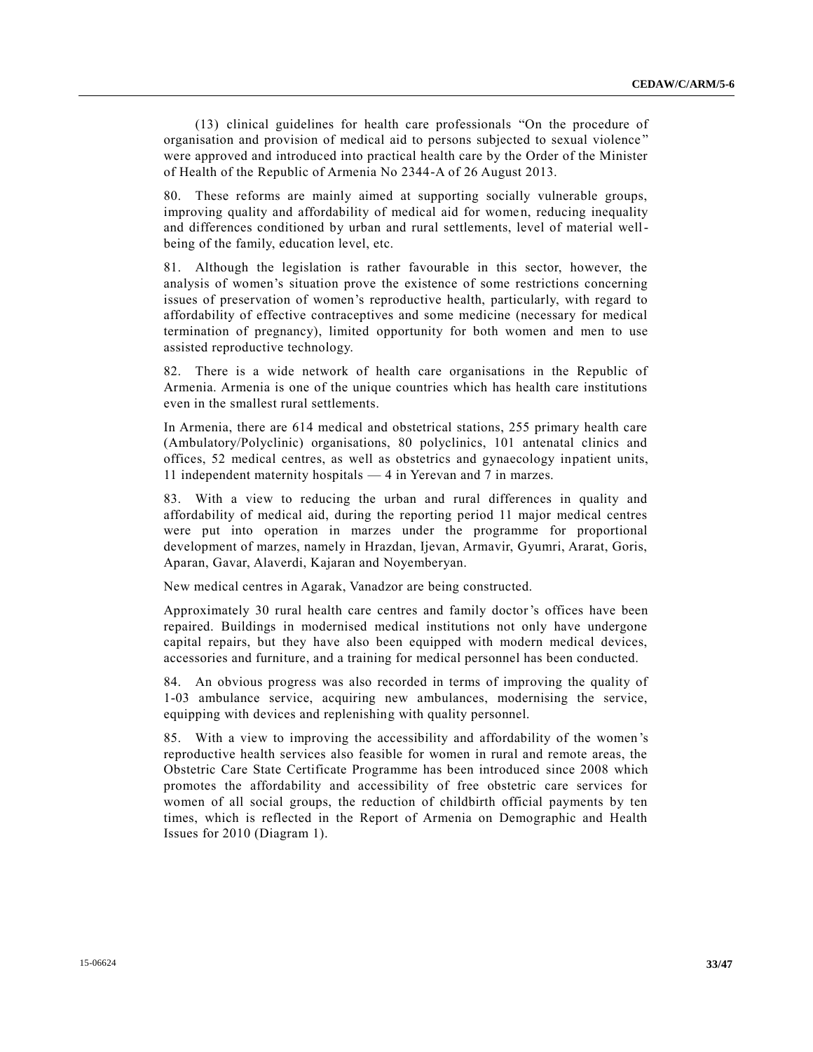(13) clinical guidelines for health care professionals "On the procedure of organisation and provision of medical aid to persons subjected to sexual violence" were approved and introduced into practical health care by the Order of the Minister of Health of the Republic of Armenia No 2344-A of 26 August 2013.

80. These reforms are mainly aimed at supporting socially vulnerable groups, improving quality and affordability of medical aid for women, reducing inequality and differences conditioned by urban and rural settlements, level of material well-being of the family, education level, etc.

81. Although the legislation is rather favourable in this sector, however, the analysis of women's situation prove the existence of some restrictions concerning issues of preservation of women's reproductive health, particularly, with regard to affordability of effective contraceptives and some medicine (necessary for medical termination of pregnancy), limited opportunity for both women and men to use assisted reproductive technology.

82. There is a wide network of health care organisations in the Republic of Armenia. Armenia is one of the unique countries which has health care institutions even in the smallest rural settlements.

In Armenia, there are 614 medical and obstetrical stations, 255 primary health care (Ambulatory/Polyclinic) organisations, 80 polyclinics, 101 antenatal clinics and offices, 52 medical centres, as well as obstetrics and gynaecology inpatient units, 11 independent maternity hospitals — 4 in Yerevan and 7 in marzes.

83. With a view to reducing the urban and rural differences in quality and affordability of medical aid, during the reporting period 11 major medical centres were put into operation in marzes under the programme for proportional development of marzes, namely in Hrazdan, Ijevan, Armavir, Gyumri, Ararat, Goris, Aparan, Gavar, Alaverdi, Kajaran and Noyemberyan.

New medical centres in Agarak, Vanadzor are being constructed.

Approximately 30 rural health care centres and family doctor's offices have been repaired. Buildings in modernised medical institutions not only have undergone capital repairs, but they have also been equipped with modern medical devices, accessories and furniture, and a training for medical personnel has been conducted.

84. An obvious progress was also recorded in terms of improving the quality of 1-03 ambulance service, acquiring new ambulances, modernising the service, equipping with devices and replenishing with quality personnel.

85. With a view to improving the accessibility and affordability of the women's reproductive health services also feasible for women in rural and remote areas, the Obstetric Care State Certificate Programme has been introduced since 2008 which promotes the affordability and accessibility of free obstetric care services for women of all social groups, the reduction of childbirth official payments by ten times, which is reflected in the Report of Armenia on Demographic and Health Issues for 2010 (Diagram 1).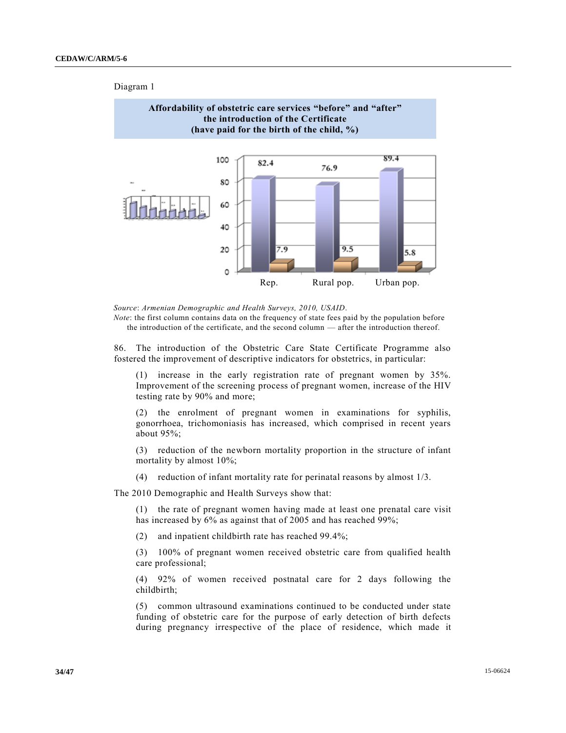Diagram 1

**Affordability of obstetric care services "before" and "after" the introduction of the Certificate (have paid for the birth of the child, %)**

| | Rep. | Rural pop. | Urban pop. |
|---|---|---|---|
| Before | 82.4 | 76.9 | 89.4 |
| After | 7.9 | 9.5 | 5.8 |

*Source*: *Armenian Demographic and Health Surveys, 2010, USAID*.

*Note*: the first column contains data on the frequency of state fees paid by the population before the introduction of the certificate, and the second column — after the introduction thereof.

86. The introduction of the Obstetric Care State Certificate Programme also fostered the improvement of descriptive indicators for obstetrics, in particular:

(1) increase in the early registration rate of pregnant women by 35%. Improvement of the screening process of pregnant women, increase of the HIV testing rate by 90% and more;

(2) the enrolment of pregnant women in examinations for syphilis, gonorrhoea, trichomoniasis has increased, which comprised in recent years about 95%;

(3) reduction of the newborn mortality proportion in the structure of infant mortality by almost 10%;

(4) reduction of infant mortality rate for perinatal reasons by almost 1/3.

The 2010 Demographic and Health Surveys show that:

(1) the rate of pregnant women having made at least one prenatal care visit has increased by 6% as against that of 2005 and has reached 99%;

(2) and inpatient childbirth rate has reached 99.4%;

(3) 100% of pregnant women received obstetric care from qualified health care professional;

(4) 92% of women received postnatal care for 2 days following the childbirth;

(5) common ultrasound examinations continued to be conducted under state funding of obstetric care for the purpose of early detection of birth defects during pregnancy irrespective of the place of residence, which made it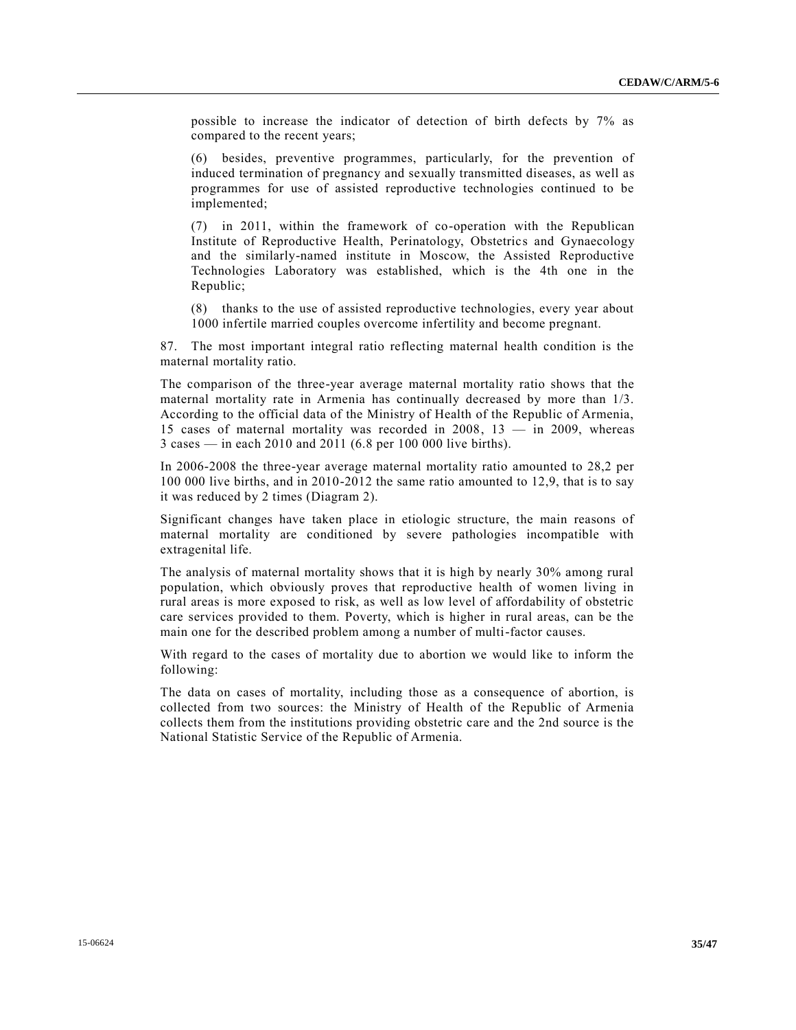possible to increase the indicator of detection of birth defects by 7% as compared to the recent years;

(6) besides, preventive programmes, particularly, for the prevention of induced termination of pregnancy and sexually transmitted diseases, as well as programmes for use of assisted reproductive technologies continued to be implemented;

(7) in 2011, within the framework of co-operation with the Republican Institute of Reproductive Health, Perinatology, Obstetrics and Gynaecology and the similarly-named institute in Moscow, the Assisted Reproductive Technologies Laboratory was established, which is the 4th one in the Republic;

(8) thanks to the use of assisted reproductive technologies, every year about 1000 infertile married couples overcome infertility and become pregnant.

87. The most important integral ratio reflecting maternal health condition is the maternal mortality ratio.

The comparison of the three-year average maternal mortality ratio shows that the maternal mortality rate in Armenia has continually decreased by more than 1/3. According to the official data of the Ministry of Health of the Republic of Armenia, 15 cases of maternal mortality was recorded in 2008, 13 — in 2009, whereas 3 cases — in each 2010 and 2011 (6.8 per 100 000 live births).

In 2006-2008 the three-year average maternal mortality ratio amounted to 28,2 per 100 000 live births, and in 2010-2012 the same ratio amounted to 12,9, that is to say it was reduced by 2 times (Diagram 2).

Significant changes have taken place in etiologic structure, the main reasons of maternal mortality are conditioned by severe pathologies incompatible with extragenital life.

The analysis of maternal mortality shows that it is high by nearly 30% among rural population, which obviously proves that reproductive health of women living in rural areas is more exposed to risk, as well as low level of affordability of obstetric care services provided to them. Poverty, which is higher in rural areas, can be the main one for the described problem among a number of multi-factor causes.

With regard to the cases of mortality due to abortion we would like to inform the following:

The data on cases of mortality, including those as a consequence of abortion, is collected from two sources: the Ministry of Health of the Republic of Armenia collects them from the institutions providing obstetric care and the 2nd source is the National Statistic Service of the Republic of Armenia.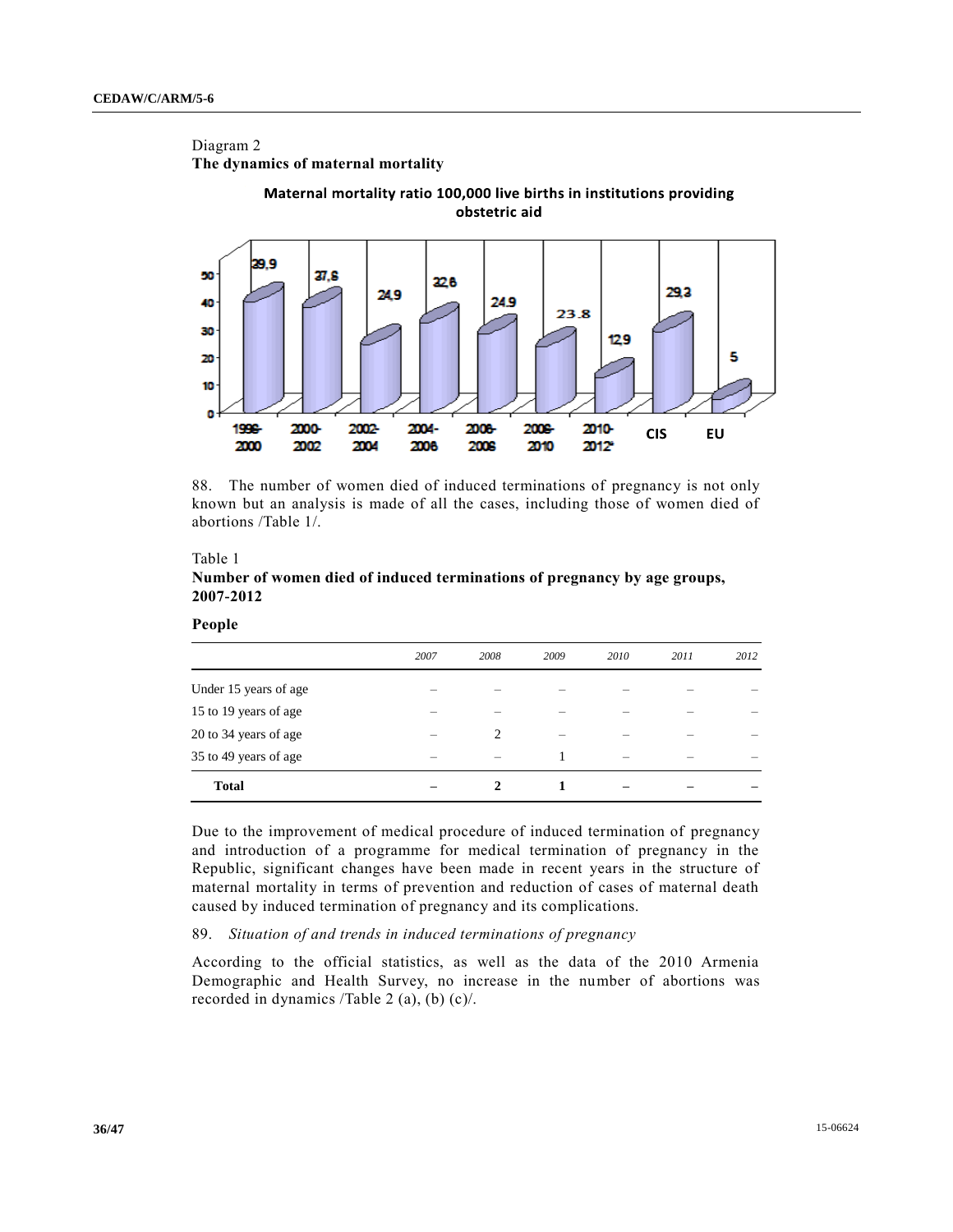Diagram 2

**The dynamics of maternal mortality**

**Maternal mortality ratio 100,000 live births in institutions providing obstetric aid**

| Period | Ratio |
|---|---|
| 1998-2000 | 39,9 |
| 2000-2002 | 37,8 |
| 2002-2004 | 24,9 |
| 2004-2006 | 32,6 |
| 2006-2008 | 24,9 |
| 2008-2010 | 23.8 |
| 2010-2012* | 12,9 |
| CIS | 29,3 |
| EU | 5 |

88. The number of women died of induced terminations of pregnancy is not only known but an analysis is made of all the cases, including those of women died of abortions /Table 1/.

Table 1

**Number of women died of induced terminations of pregnancy by age groups, 2007-2012**

**People**

| | *2007* | *2008* | *2009* | *2010* | *2011* | *2012* |
|---|---|---|---|---|---|---|
| Under 15 years of age | – | – | – | – | – | – |
| 15 to 19 years of age | – | – | – | – | – | – |
| 20 to 34 years of age | – | 2 | – | – | – | – |
| 35 to 49 years of age | – | – | 1 | – | – | – |
| **Total** | **–** | **2** | **1** | **–** | **–** | **–** |

Due to the improvement of medical procedure of induced termination of pregnancy and introduction of a programme for medical termination of pregnancy in the Republic, significant changes have been made in recent years in the structure of maternal mortality in terms of prevention and reduction of cases of maternal death caused by induced termination of pregnancy and its complications.

89. *Situation of and trends in induced terminations of pregnancy*

According to the official statistics, as well as the data of the 2010 Armenia Demographic and Health Survey, no increase in the number of abortions was recorded in dynamics /Table 2 (a), (b) (c)/.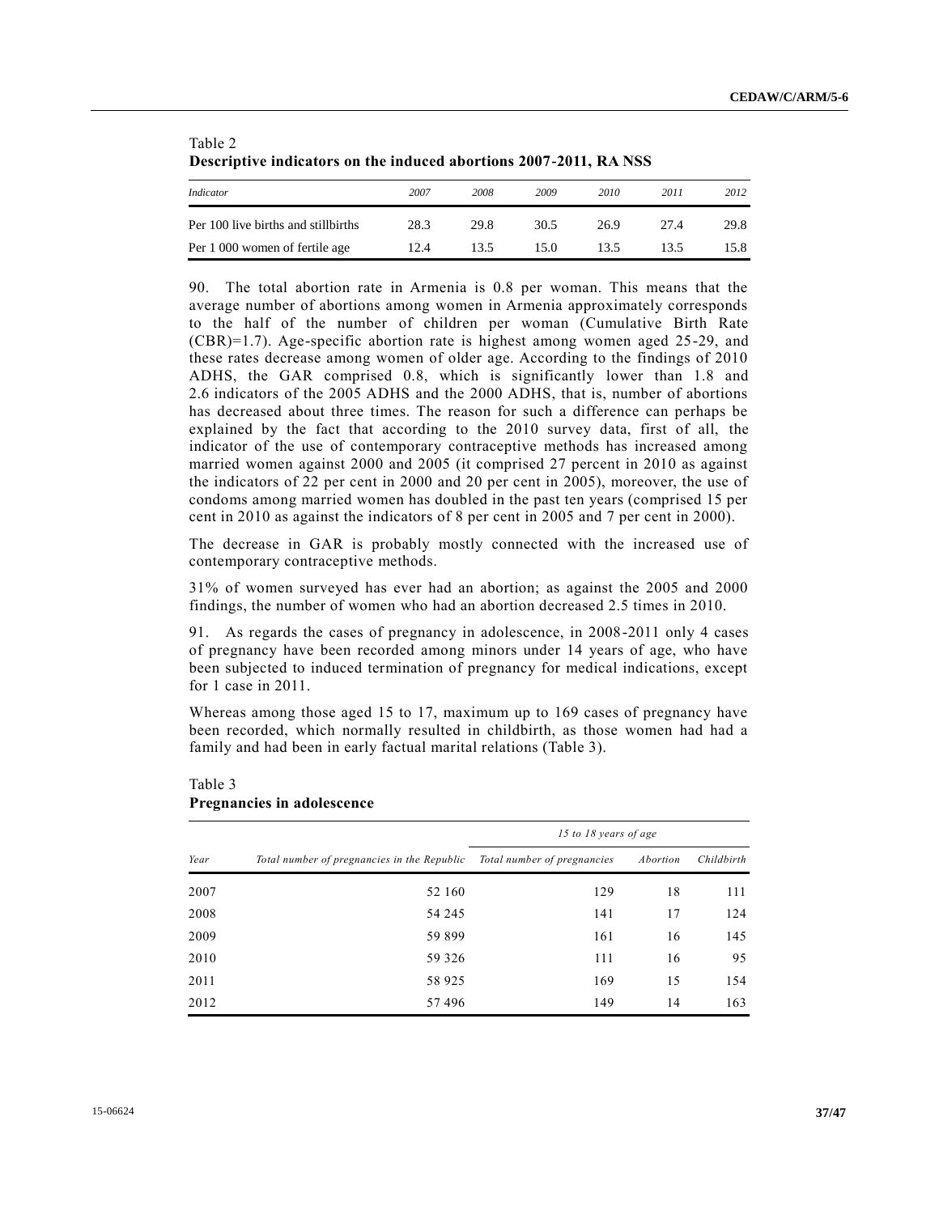Table 2
**Descriptive indicators on the induced abortions 2007-2011, RA NSS**

| *Indicator* | *2007* | *2008* | *2009* | *2010* | *2011* | *2012* |
|---|---|---|---|---|---|---|
| Per 100 live births and stillbirths | 28.3 | 29.8 | 30.5 | 26.9 | 27.4 | 29.8 |
| Per 1 000 women of fertile age | 12.4 | 13.5 | 15.0 | 13.5 | 13.5 | 15.8 |

90. The total abortion rate in Armenia is 0.8 per woman. This means that the average number of abortions among women in Armenia approximately corresponds to the half of the number of children per woman (Cumulative Birth Rate (CBR)=1.7). Age-specific abortion rate is highest among women aged 25-29, and these rates decrease among women of older age. According to the findings of 2010 ADHS, the GAR comprised 0.8, which is significantly lower than 1.8 and 2.6 indicators of the 2005 ADHS and the 2000 ADHS, that is, number of abortions has decreased about three times. The reason for such a difference can perhaps be explained by the fact that according to the 2010 survey data, first of all, the indicator of the use of contemporary contraceptive methods has increased among married women against 2000 and 2005 (it comprised 27 percent in 2010 as against the indicators of 22 per cent in 2000 and 20 per cent in 2005), moreover, the use of condoms among married women has doubled in the past ten years (comprised 15 per cent in 2010 as against the indicators of 8 per cent in 2005 and 7 per cent in 2000).

The decrease in GAR is probably mostly connected with the increased use of contemporary contraceptive methods.

31% of women surveyed has ever had an abortion; as against the 2005 and 2000 findings, the number of women who had an abortion decreased 2.5 times in 2010.

91. As regards the cases of pregnancy in adolescence, in 2008-2011 only 4 cases of pregnancy have been recorded among minors under 14 years of age, who have been subjected to induced termination of pregnancy for medical indications, except for 1 case in 2011.

Whereas among those aged 15 to 17, maximum up to 169 cases of pregnancy have been recorded, which normally resulted in childbirth, as those women had had a family and had been in early factual marital relations (Table 3).

Table 3
**Pregnancies in adolescence**

| | | *15 to 18 years of age* | | |
|---|---|---|---|---|
| *Year* | *Total number of pregnancies in the Republic* | *Total number of pregnancies* | *Abortion* | *Childbirth* |
| 2007 | 52 160 | 129 | 18 | 111 |
| 2008 | 54 245 | 141 | 17 | 124 |
| 2009 | 59 899 | 161 | 16 | 145 |
| 2010 | 59 326 | 111 | 16 | 95 |
| 2011 | 58 925 | 169 | 15 | 154 |
| 2012 | 57 496 | 149 | 14 | 163 |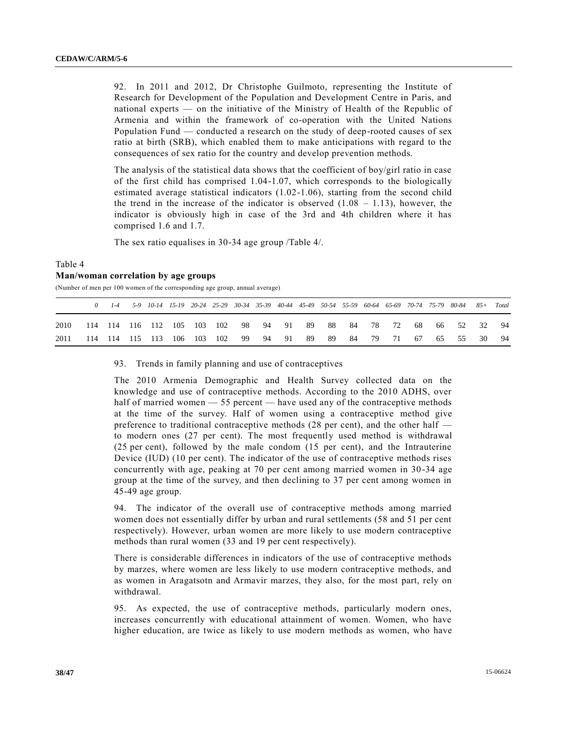92. In 2011 and 2012, Dr Christophe Guilmoto, representing the Institute of Research for Development of the Population and Development Centre in Paris, and national experts — on the initiative of the Ministry of Health of the Republic of Armenia and within the framework of co-operation with the United Nations Population Fund — conducted a research on the study of deep-rooted causes of sex ratio at birth (SRB), which enabled them to make anticipations with regard to the consequences of sex ratio for the country and develop prevention methods.

The analysis of the statistical data shows that the coefficient of boy/girl ratio in case of the first child has comprised 1.04-1.07, which corresponds to the biologically estimated average statistical indicators (1.02-1.06), starting from the second child the trend in the increase of the indicator is observed (1.08 – 1.13), however, the indicator is obviously high in case of the 3rd and 4th children where it has comprised 1.6 and 1.7.

The sex ratio equalises in 30-34 age group /Table 4/.

Table 4
**Man/woman correlation by age groups**

(Number of men per 100 women of the corresponding age group, annual average)

| | *0* | *1-4* | *5-9* | *10-14* | *15-19* | *20-24* | *25-29* | *30-34* | *35-39* | *40-44* | *45-49* | *50-54* | *55-59* | *60-64* | *65-69* | *70-74* | *75-79* | *80-84* | *85+* | *Total* |
|---|---|---|---|---|---|---|---|---|---|---|---|---|---|---|---|---|---|---|---|---|
| 2010 | 114 | 114 | 116 | 112 | 105 | 103 | 102 | 98 | 94 | 91 | 89 | 88 | 84 | 78 | 72 | 68 | 66 | 52 | 32 | 94 |
| 2011 | 114 | 114 | 115 | 113 | 106 | 103 | 102 | 99 | 94 | 91 | 89 | 89 | 84 | 79 | 71 | 67 | 65 | 55 | 30 | 94 |

93. Trends in family planning and use of contraceptives

The 2010 Armenia Demographic and Health Survey collected data on the knowledge and use of contraceptive methods. According to the 2010 ADHS, over half of married women — 55 percent — have used any of the contraceptive methods at the time of the survey. Half of women using a contraceptive method give preference to traditional contraceptive methods (28 per cent), and the other half — to modern ones (27 per cent). The most frequently used method is withdrawal (25 per cent), followed by the male condom (15 per cent), and the Intrauterine Device (IUD) (10 per cent). The indicator of the use of contraceptive methods rises concurrently with age, peaking at 70 per cent among married women in 30-34 age group at the time of the survey, and then declining to 37 per cent among women in 45-49 age group.

94. The indicator of the overall use of contraceptive methods among married women does not essentially differ by urban and rural settlements (58 and 51 per cent respectively). However, urban women are more likely to use modern contraceptive methods than rural women (33 and 19 per cent respectively).

There is considerable differences in indicators of the use of contraceptive methods by marzes, where women are less likely to use modern contraceptive methods, and as women in Aragatsotn and Armavir marzes, they also, for the most part, rely on withdrawal.

95. As expected, the use of contraceptive methods, particularly modern ones, increases concurrently with educational attainment of women. Women, who have higher education, are twice as likely to use modern methods as women, who have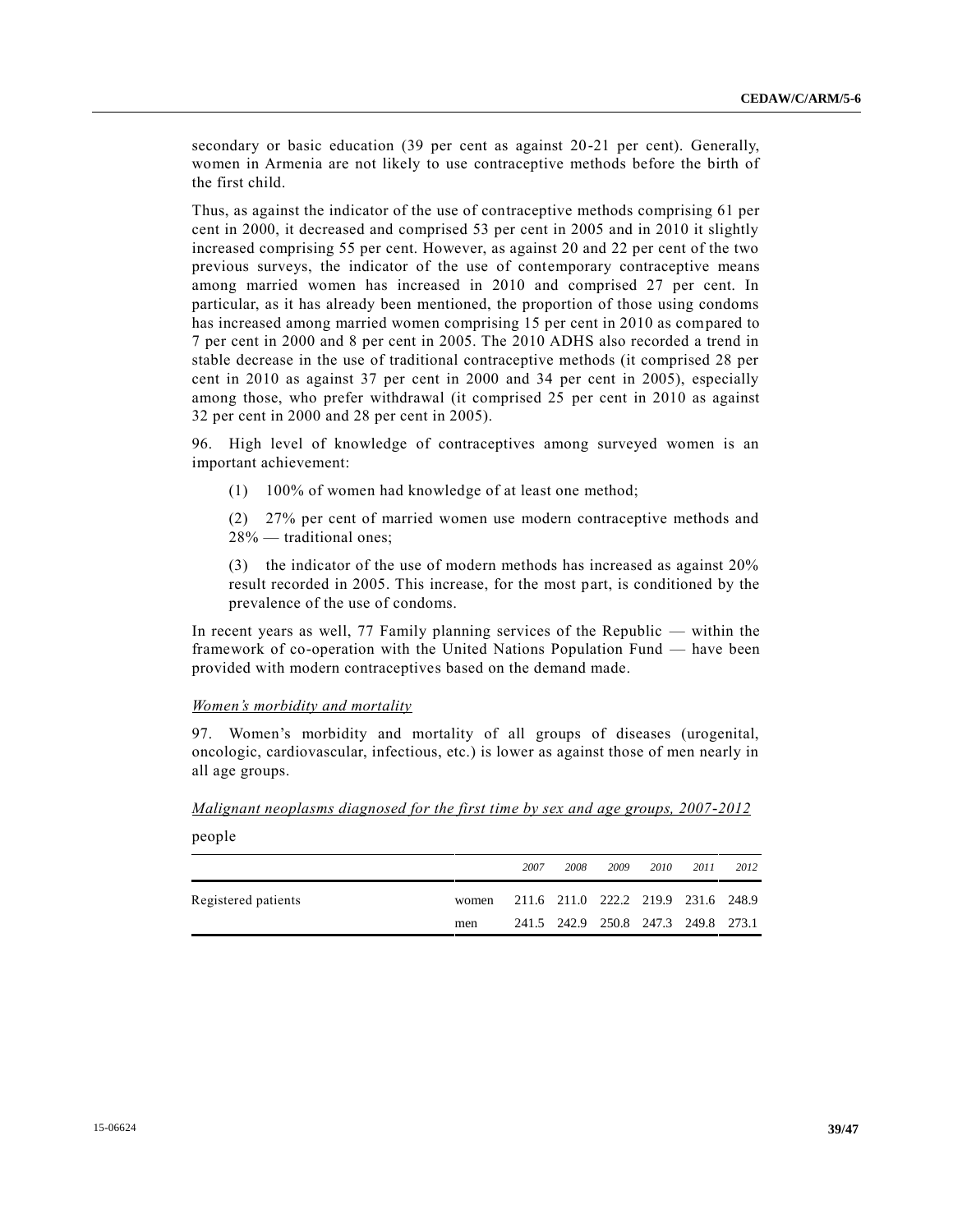secondary or basic education (39 per cent as against 20-21 per cent). Generally, women in Armenia are not likely to use contraceptive methods before the birth of the first child.

Thus, as against the indicator of the use of contraceptive methods comprising 61 per cent in 2000, it decreased and comprised 53 per cent in 2005 and in 2010 it slightly increased comprising 55 per cent. However, as against 20 and 22 per cent of the two previous surveys, the indicator of the use of contemporary contraceptive means among married women has increased in 2010 and comprised 27 per cent. In particular, as it has already been mentioned, the proportion of those using condoms has increased among married women comprising 15 per cent in 2010 as compared to 7 per cent in 2000 and 8 per cent in 2005. The 2010 ADHS also recorded a trend in stable decrease in the use of traditional contraceptive methods (it comprised 28 per cent in 2010 as against 37 per cent in 2000 and 34 per cent in 2005), especially among those, who prefer withdrawal (it comprised 25 per cent in 2010 as against 32 per cent in 2000 and 28 per cent in 2005).

96. High level of knowledge of contraceptives among surveyed women is an important achievement:

(1) 100% of women had knowledge of at least one method;

(2) 27% per cent of married women use modern contraceptive methods and 28% — traditional ones;

(3) the indicator of the use of modern methods has increased as against 20% result recorded in 2005. This increase, for the most part, is conditioned by the prevalence of the use of condoms.

In recent years as well, 77 Family planning services of the Republic — within the framework of co-operation with the United Nations Population Fund — have been provided with modern contraceptives based on the demand made.

*Women's morbidity and mortality*

97. Women's morbidity and mortality of all groups of diseases (urogenital, oncologic, cardiovascular, infectious, etc.) is lower as against those of men nearly in all age groups.

*Malignant neoplasms diagnosed for the first time by sex and age groups, 2007-2012*

people

| | | *2007* | *2008* | *2009* | *2010* | *2011* | *2012* |
|---|---|---|---|---|---|---|---|
| Registered patients | women | 211.6 | 211.0 | 222.2 | 219.9 | 231.6 | 248.9 |
| | men | 241.5 | 242.9 | 250.8 | 247.3 | 249.8 | 273.1 |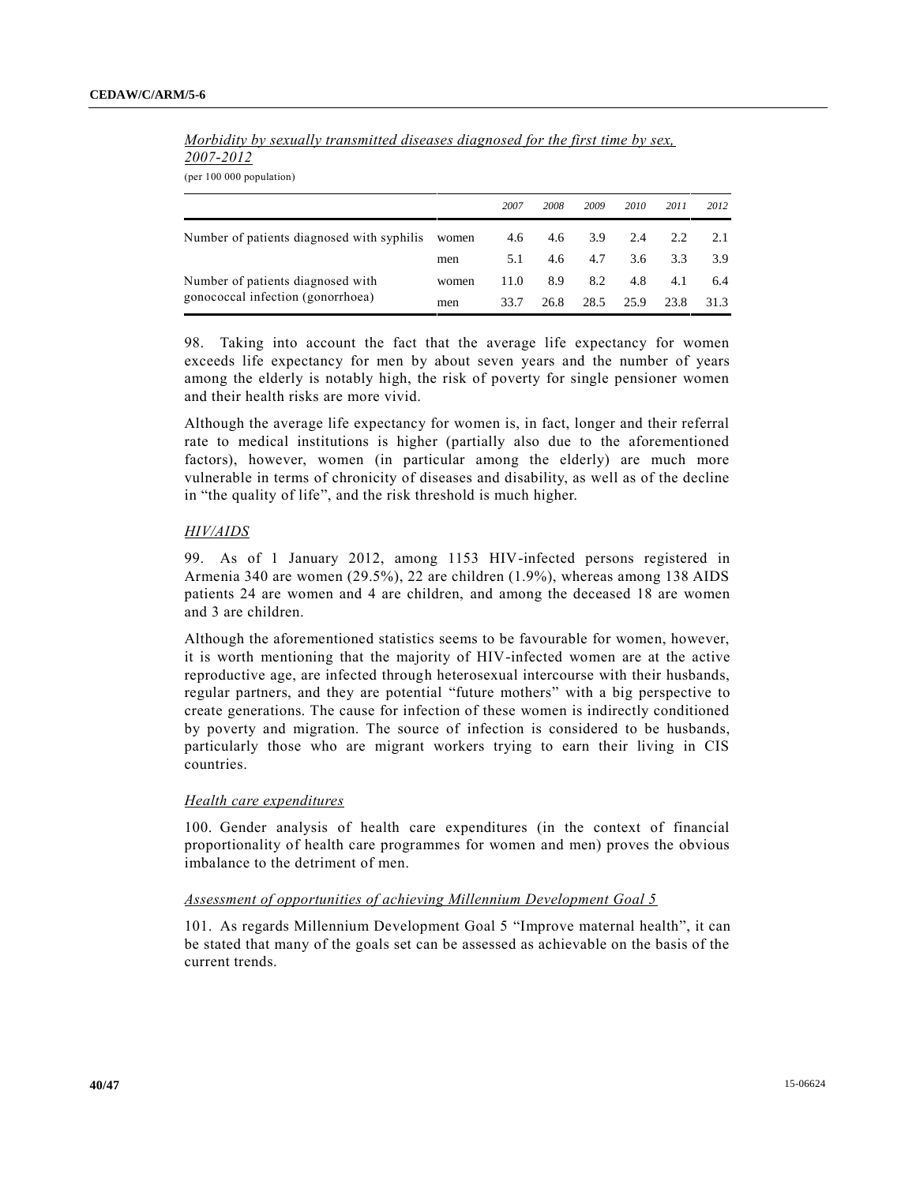*Morbidity by sexually transmitted diseases diagnosed for the first time by sex, 2007-2012*

(per 100 000 population)

| | | *2007* | *2008* | *2009* | *2010* | *2011* | *2012* |
|---|---|---|---|---|---|---|---|
| Number of patients diagnosed with syphilis | women | 4.6 | 4.6 | 3.9 | 2.4 | 2.2 | 2.1 |
| | men | 5.1 | 4.6 | 4.7 | 3.6 | 3.3 | 3.9 |
| Number of patients diagnosed with gonococcal infection (gonorrhoea) | women | 11.0 | 8.9 | 8.2 | 4.8 | 4.1 | 6.4 |
| | men | 33.7 | 26.8 | 28.5 | 25.9 | 23.8 | 31.3 |

98. Taking into account the fact that the average life expectancy for women exceeds life expectancy for men by about seven years and the number of years among the elderly is notably high, the risk of poverty for single pensioner women and their health risks are more vivid.

Although the average life expectancy for women is, in fact, longer and their referral rate to medical institutions is higher (partially also due to the aforementioned factors), however, women (in particular among the elderly) are much more vulnerable in terms of chronicity of diseases and disability, as well as of the decline in "the quality of life", and the risk threshold is much higher.

*HIV/AIDS*

99. As of 1 January 2012, among 1153 HIV-infected persons registered in Armenia 340 are women (29.5%), 22 are children (1.9%), whereas among 138 AIDS patients 24 are women and 4 are children, and among the deceased 18 are women and 3 are children.

Although the aforementioned statistics seems to be favourable for women, however, it is worth mentioning that the majority of HIV-infected women are at the active reproductive age, are infected through heterosexual intercourse with their husbands, regular partners, and they are potential "future mothers" with a big perspective to create generations. The cause for infection of these women is indirectly conditioned by poverty and migration. The source of infection is considered to be husbands, particularly those who are migrant workers trying to earn their living in CIS countries.

*Health care expenditures*

100. Gender analysis of health care expenditures (in the context of financial proportionality of health care programmes for women and men) proves the obvious imbalance to the detriment of men.

*Assessment of opportunities of achieving Millennium Development Goal 5*

101. As regards Millennium Development Goal 5 "Improve maternal health", it can be stated that many of the goals set can be assessed as achievable on the basis of the current trends.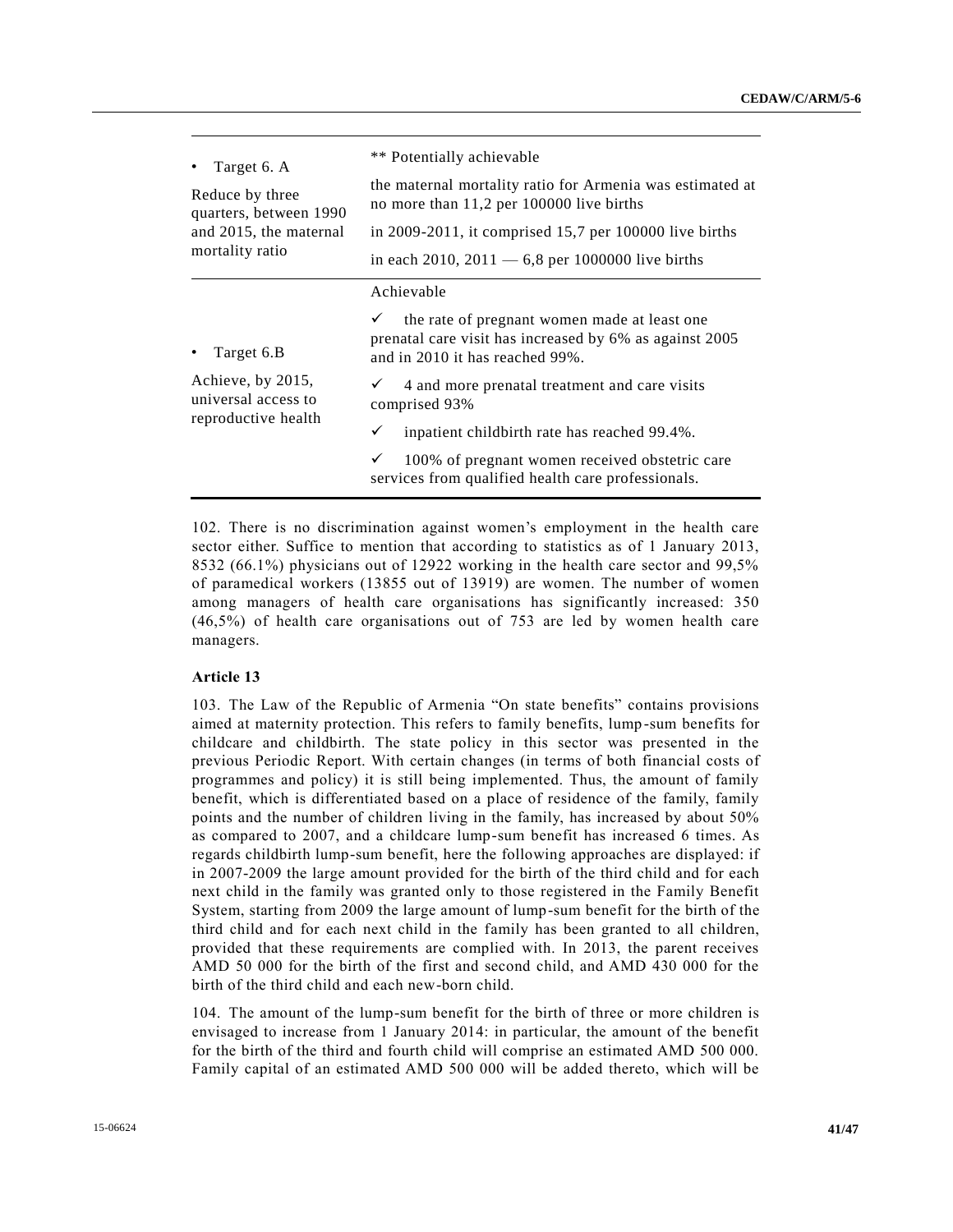|  |  |
| --- | --- |
| • Target 6. A<br><br>Reduce by three quarters, between 1990 and 2015, the maternal mortality ratio | ** Potentially achievable<br><br>the maternal mortality ratio for Armenia was estimated at no more than 11,2 per 100000 live births<br><br>in 2009-2011, it comprised 15,7 per 100000 live births<br><br>in each 2010, 2011 — 6,8 per 1000000 live births |
| • Target 6.B<br><br>Achieve, by 2015, universal access to reproductive health | Achievable<br><br>✓ the rate of pregnant women made at least one prenatal care visit has increased by 6% as against 2005 and in 2010 it has reached 99%.<br><br>✓ 4 and more prenatal treatment and care visits comprised 93%<br><br>✓ inpatient childbirth rate has reached 99.4%.<br><br>✓ 100% of pregnant women received obstetric care services from qualified health care professionals. |

102. There is no discrimination against women's employment in the health care sector either. Suffice to mention that according to statistics as of 1 January 2013, 8532 (66.1%) physicians out of 12922 working in the health care sector and 99,5% of paramedical workers (13855 out of 13919) are women. The number of women among managers of health care organisations has significantly increased: 350 (46,5%) of health care organisations out of 753 are led by women health care managers.

**Article 13**

103. The Law of the Republic of Armenia "On state benefits" contains provisions aimed at maternity protection. This refers to family benefits, lump-sum benefits for childcare and childbirth. The state policy in this sector was presented in the previous Periodic Report. With certain changes (in terms of both financial costs of programmes and policy) it is still being implemented. Thus, the amount of family benefit, which is differentiated based on a place of residence of the family, family points and the number of children living in the family, has increased by about 50% as compared to 2007, and a childcare lump-sum benefit has increased 6 times. As regards childbirth lump-sum benefit, here the following approaches are displayed: if in 2007-2009 the large amount provided for the birth of the third child and for each next child in the family was granted only to those registered in the Family Benefit System, starting from 2009 the large amount of lump-sum benefit for the birth of the third child and for each next child in the family has been granted to all children, provided that these requirements are complied with. In 2013, the parent receives AMD 50 000 for the birth of the first and second child, and AMD 430 000 for the birth of the third child and each new-born child.

104. The amount of the lump-sum benefit for the birth of three or more children is envisaged to increase from 1 January 2014: in particular, the amount of the benefit for the birth of the third and fourth child will comprise an estimated AMD 500 000. Family capital of an estimated AMD 500 000 will be added thereto, which will be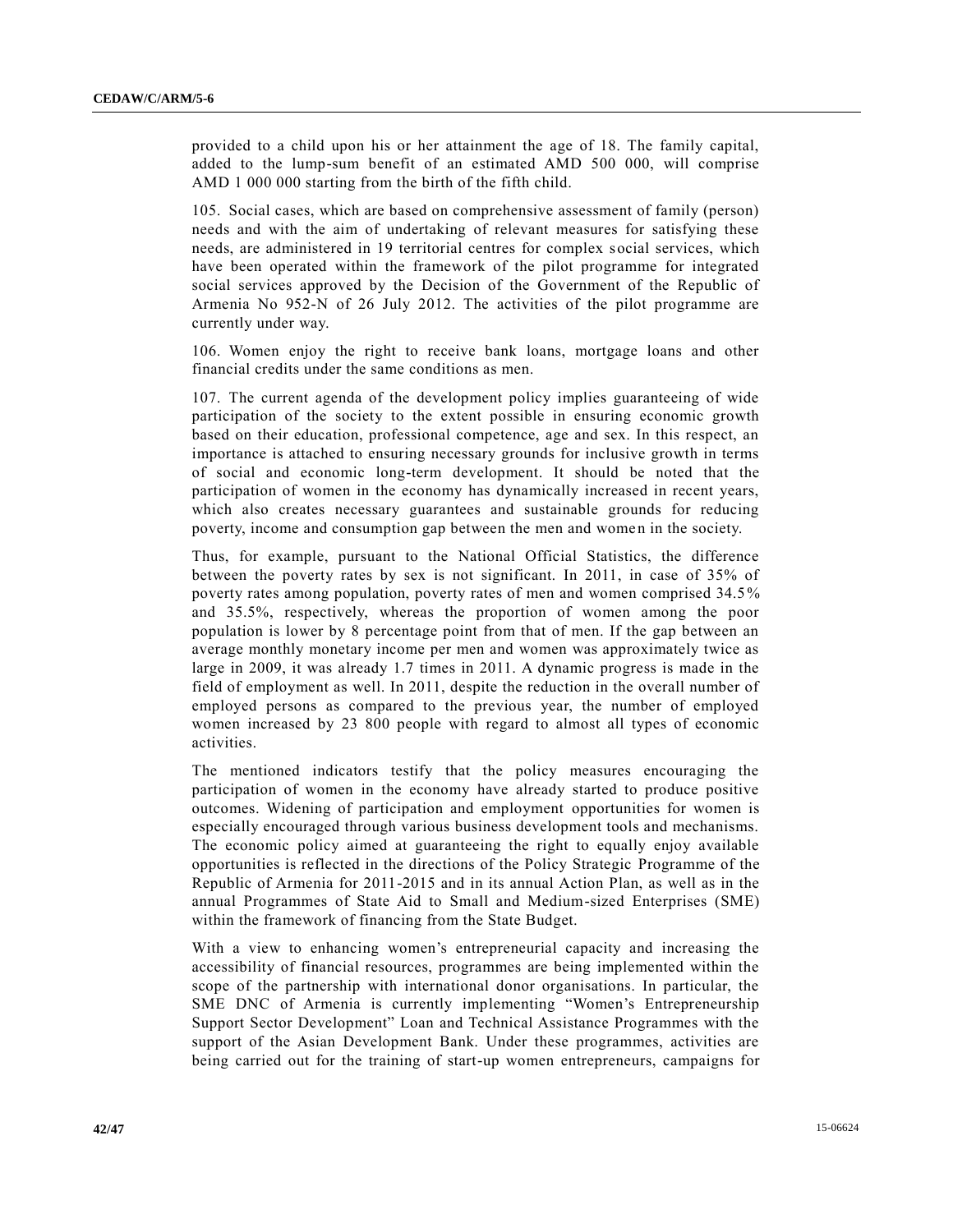provided to a child upon his or her attainment the age of 18. The family capital, added to the lump-sum benefit of an estimated AMD 500 000, will comprise AMD 1 000 000 starting from the birth of the fifth child.

105. Social cases, which are based on comprehensive assessment of family (person) needs and with the aim of undertaking of relevant measures for satisfying these needs, are administered in 19 territorial centres for complex social services, which have been operated within the framework of the pilot programme for integrated social services approved by the Decision of the Government of the Republic of Armenia No 952-N of 26 July 2012. The activities of the pilot programme are currently under way.

106. Women enjoy the right to receive bank loans, mortgage loans and other financial credits under the same conditions as men.

107. The current agenda of the development policy implies guaranteeing of wide participation of the society to the extent possible in ensuring economic growth based on their education, professional competence, age and sex. In this respect, an importance is attached to ensuring necessary grounds for inclusive growth in terms of social and economic long-term development. It should be noted that the participation of women in the economy has dynamically increased in recent years, which also creates necessary guarantees and sustainable grounds for reducing poverty, income and consumption gap between the men and women in the society.

Thus, for example, pursuant to the National Official Statistics, the difference between the poverty rates by sex is not significant. In 2011, in case of 35% of poverty rates among population, poverty rates of men and women comprised 34.5% and 35.5%, respectively, whereas the proportion of women among the poor population is lower by 8 percentage point from that of men. If the gap between an average monthly monetary income per men and women was approximately twice as large in 2009, it was already 1.7 times in 2011. A dynamic progress is made in the field of employment as well. In 2011, despite the reduction in the overall number of employed persons as compared to the previous year, the number of employed women increased by 23 800 people with regard to almost all types of economic activities.

The mentioned indicators testify that the policy measures encouraging the participation of women in the economy have already started to produce positive outcomes. Widening of participation and employment opportunities for women is especially encouraged through various business development tools and mechanisms. The economic policy aimed at guaranteeing the right to equally enjoy available opportunities is reflected in the directions of the Policy Strategic Programme of the Republic of Armenia for 2011-2015 and in its annual Action Plan, as well as in the annual Programmes of State Aid to Small and Medium-sized Enterprises (SME) within the framework of financing from the State Budget.

With a view to enhancing women's entrepreneurial capacity and increasing the accessibility of financial resources, programmes are being implemented within the scope of the partnership with international donor organisations. In particular, the SME DNC of Armenia is currently implementing "Women's Entrepreneurship Support Sector Development" Loan and Technical Assistance Programmes with the support of the Asian Development Bank. Under these programmes, activities are being carried out for the training of start-up women entrepreneurs, campaigns for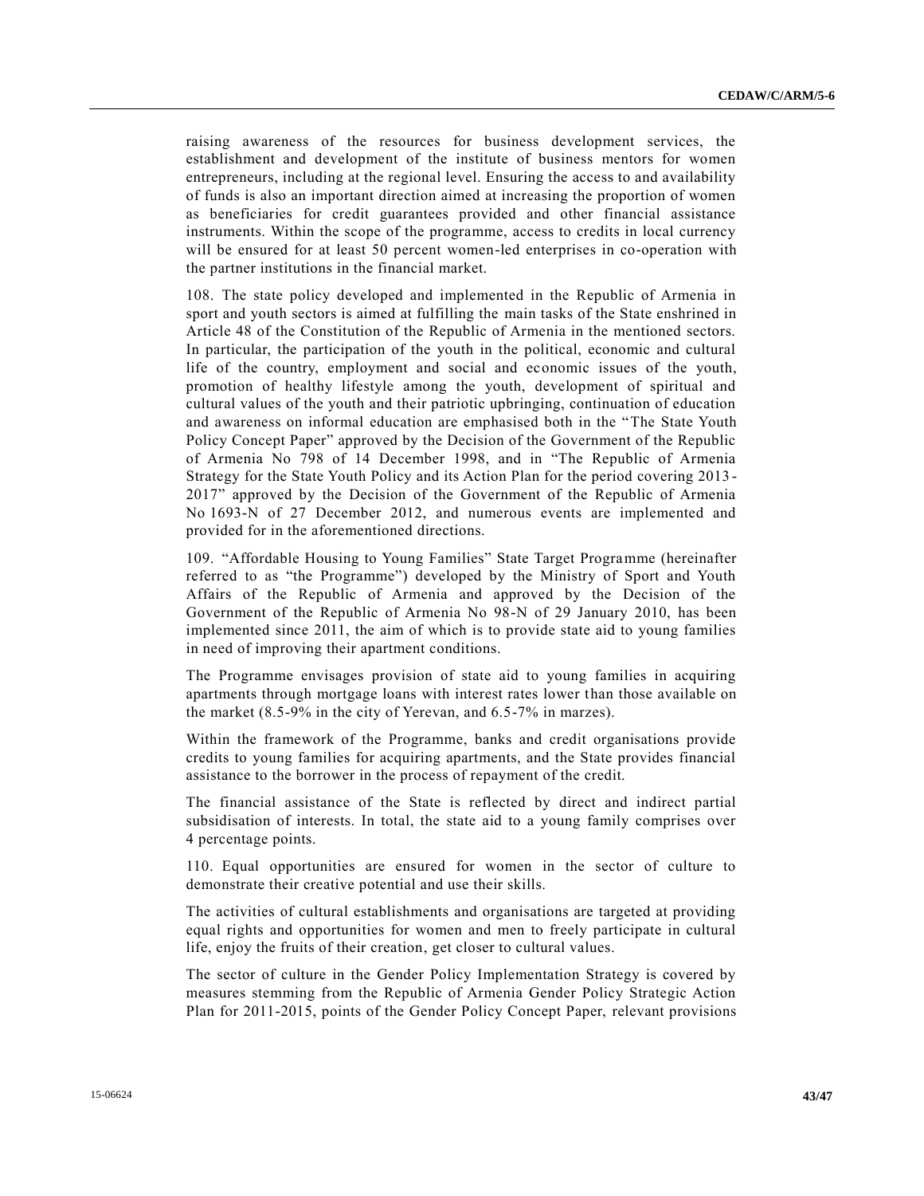raising awareness of the resources for business development services, the establishment and development of the institute of business mentors for women entrepreneurs, including at the regional level. Ensuring the access to and availability of funds is also an important direction aimed at increasing the proportion of women as beneficiaries for credit guarantees provided and other financial assistance instruments. Within the scope of the programme, access to credits in local currency will be ensured for at least 50 percent women-led enterprises in co-operation with the partner institutions in the financial market.

108. The state policy developed and implemented in the Republic of Armenia in sport and youth sectors is aimed at fulfilling the main tasks of the State enshrined in Article 48 of the Constitution of the Republic of Armenia in the mentioned sectors. In particular, the participation of the youth in the political, economic and cultural life of the country, employment and social and economic issues of the youth, promotion of healthy lifestyle among the youth, development of spiritual and cultural values of the youth and their patriotic upbringing, continuation of education and awareness on informal education are emphasised both in the "The State Youth Policy Concept Paper" approved by the Decision of the Government of the Republic of Armenia No 798 of 14 December 1998, and in "The Republic of Armenia Strategy for the State Youth Policy and its Action Plan for the period covering 2013-2017" approved by the Decision of the Government of the Republic of Armenia No 1693-N of 27 December 2012, and numerous events are implemented and provided for in the aforementioned directions.

109. "Affordable Housing to Young Families" State Target Programme (hereinafter referred to as "the Programme") developed by the Ministry of Sport and Youth Affairs of the Republic of Armenia and approved by the Decision of the Government of the Republic of Armenia No 98-N of 29 January 2010, has been implemented since 2011, the aim of which is to provide state aid to young families in need of improving their apartment conditions.

The Programme envisages provision of state aid to young families in acquiring apartments through mortgage loans with interest rates lower than those available on the market (8.5-9% in the city of Yerevan, and 6.5-7% in marzes).

Within the framework of the Programme, banks and credit organisations provide credits to young families for acquiring apartments, and the State provides financial assistance to the borrower in the process of repayment of the credit.

The financial assistance of the State is reflected by direct and indirect partial subsidisation of interests. In total, the state aid to a young family comprises over 4 percentage points.

110. Equal opportunities are ensured for women in the sector of culture to demonstrate their creative potential and use their skills.

The activities of cultural establishments and organisations are targeted at providing equal rights and opportunities for women and men to freely participate in cultural life, enjoy the fruits of their creation, get closer to cultural values.

The sector of culture in the Gender Policy Implementation Strategy is covered by measures stemming from the Republic of Armenia Gender Policy Strategic Action Plan for 2011-2015, points of the Gender Policy Concept Paper, relevant provisions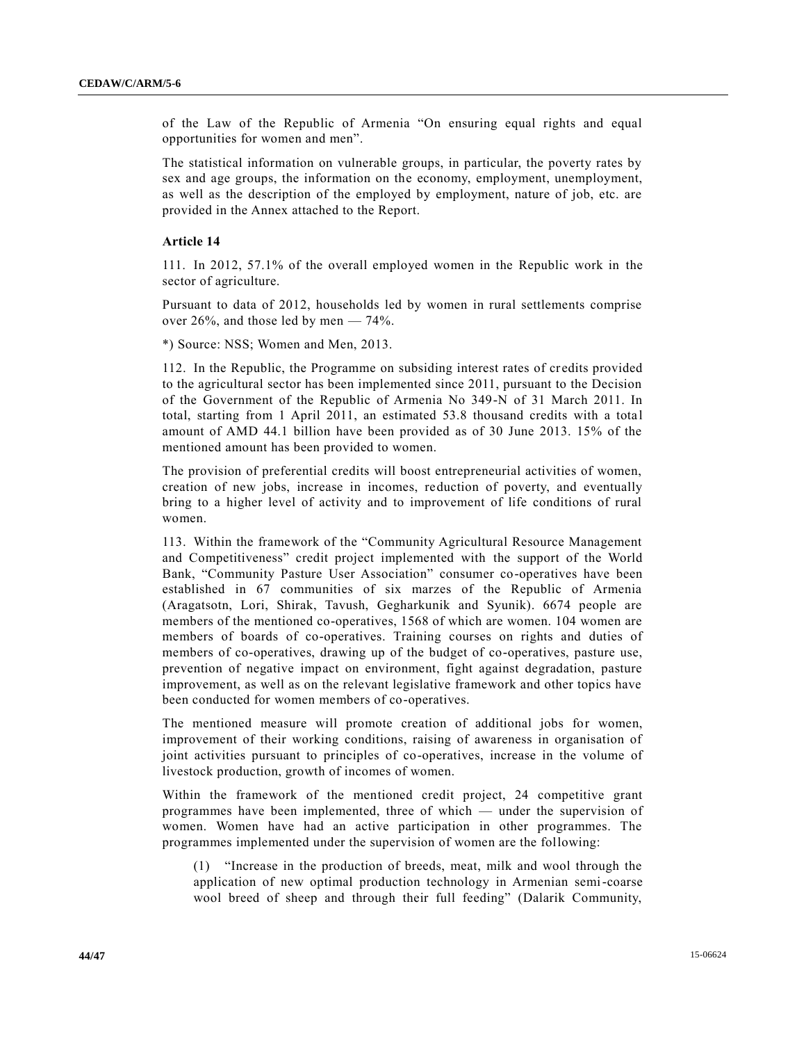of the Law of the Republic of Armenia "On ensuring equal rights and equal opportunities for women and men".

The statistical information on vulnerable groups, in particular, the poverty rates by sex and age groups, the information on the economy, employment, unemployment, as well as the description of the employed by employment, nature of job, etc. are provided in the Annex attached to the Report.

**Article 14**

111. In 2012, 57.1% of the overall employed women in the Republic work in the sector of agriculture.

Pursuant to data of 2012, households led by women in rural settlements comprise over 26%, and those led by men — 74%.

*) Source: NSS; Women and Men, 2013.

112. In the Republic, the Programme on subsiding interest rates of credits provided to the agricultural sector has been implemented since 2011, pursuant to the Decision of the Government of the Republic of Armenia No 349-N of 31 March 2011. In total, starting from 1 April 2011, an estimated 53.8 thousand credits with a total amount of AMD 44.1 billion have been provided as of 30 June 2013. 15% of the mentioned amount has been provided to women.

The provision of preferential credits will boost entrepreneurial activities of women, creation of new jobs, increase in incomes, reduction of poverty, and eventually bring to a higher level of activity and to improvement of life conditions of rural women.

113. Within the framework of the "Community Agricultural Resource Management and Competitiveness" credit project implemented with the support of the World Bank, "Community Pasture User Association" consumer co-operatives have been established in 67 communities of six marzes of the Republic of Armenia (Aragatsotn, Lori, Shirak, Tavush, Gegharkunik and Syunik). 6674 people are members of the mentioned co-operatives, 1568 of which are women. 104 women are members of boards of co-operatives. Training courses on rights and duties of members of co-operatives, drawing up of the budget of co-operatives, pasture use, prevention of negative impact on environment, fight against degradation, pasture improvement, as well as on the relevant legislative framework and other topics have been conducted for women members of co-operatives.

The mentioned measure will promote creation of additional jobs for women, improvement of their working conditions, raising of awareness in organisation of joint activities pursuant to principles of co-operatives, increase in the volume of livestock production, growth of incomes of women.

Within the framework of the mentioned credit project, 24 competitive grant programmes have been implemented, three of which — under the supervision of women. Women have had an active participation in other programmes. The programmes implemented under the supervision of women are the following:

(1) "Increase in the production of breeds, meat, milk and wool through the application of new optimal production technology in Armenian semi-coarse wool breed of sheep and through their full feeding" (Dalarik Community,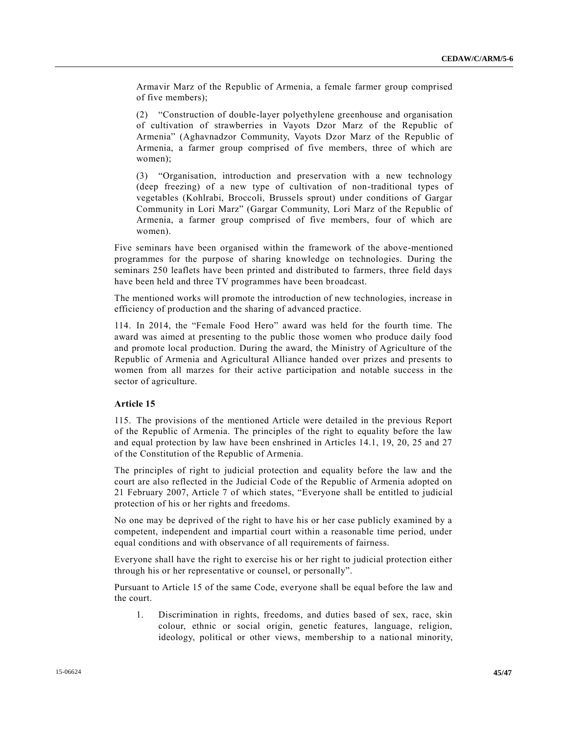Armavir Marz of the Republic of Armenia, a female farmer group comprised of five members);

(2) "Construction of double-layer polyethylene greenhouse and organisation of cultivation of strawberries in Vayots Dzor Marz of the Republic of Armenia" (Aghavnadzor Community, Vayots Dzor Marz of the Republic of Armenia, a farmer group comprised of five members, three of which are women);

(3) "Organisation, introduction and preservation with a new technology (deep freezing) of a new type of cultivation of non-traditional types of vegetables (Kohlrabi, Broccoli, Brussels sprout) under conditions of Gargar Community in Lori Marz" (Gargar Community, Lori Marz of the Republic of Armenia, a farmer group comprised of five members, four of which are women).

Five seminars have been organised within the framework of the above-mentioned programmes for the purpose of sharing knowledge on technologies. During the seminars 250 leaflets have been printed and distributed to farmers, three field days have been held and three TV programmes have been broadcast.

The mentioned works will promote the introduction of new technologies, increase in efficiency of production and the sharing of advanced practice.

114. In 2014, the "Female Food Hero" award was held for the fourth time. The award was aimed at presenting to the public those women who produce daily food and promote local production. During the award, the Ministry of Agriculture of the Republic of Armenia and Agricultural Alliance handed over prizes and presents to women from all marzes for their active participation and notable success in the sector of agriculture.

### Article 15

115. The provisions of the mentioned Article were detailed in the previous Report of the Republic of Armenia. The principles of the right to equality before the law and equal protection by law have been enshrined in Articles 14.1, 19, 20, 25 and 27 of the Constitution of the Republic of Armenia.

The principles of right to judicial protection and equality before the law and the court are also reflected in the Judicial Code of the Republic of Armenia adopted on 21 February 2007, Article 7 of which states, "Everyone shall be entitled to judicial protection of his or her rights and freedoms.

No one may be deprived of the right to have his or her case publicly examined by a competent, independent and impartial court within a reasonable time period, under equal conditions and with observance of all requirements of fairness.

Everyone shall have the right to exercise his or her right to judicial protection either through his or her representative or counsel, or personally".

Pursuant to Article 15 of the same Code, everyone shall be equal before the law and the court.

1. Discrimination in rights, freedoms, and duties based of sex, race, skin colour, ethnic or social origin, genetic features, language, religion, ideology, political or other views, membership to a national minority,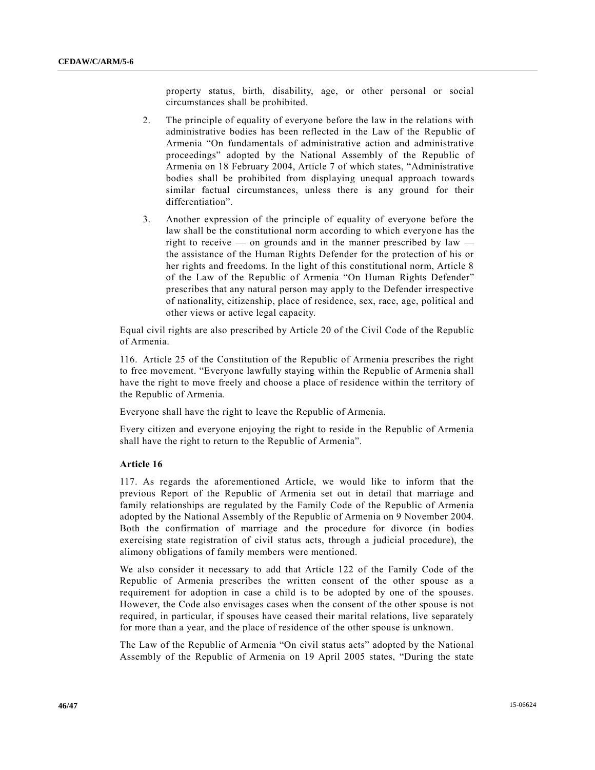property status, birth, disability, age, or other personal or social circumstances shall be prohibited.

2. The principle of equality of everyone before the law in the relations with administrative bodies has been reflected in the Law of the Republic of Armenia "On fundamentals of administrative action and administrative proceedings" adopted by the National Assembly of the Republic of Armenia on 18 February 2004, Article 7 of which states, "Administrative bodies shall be prohibited from displaying unequal approach towards similar factual circumstances, unless there is any ground for their differentiation".

3. Another expression of the principle of equality of everyone before the law shall be the constitutional norm according to which everyone has the right to receive — on grounds and in the manner prescribed by law — the assistance of the Human Rights Defender for the protection of his or her rights and freedoms. In the light of this constitutional norm, Article 8 of the Law of the Republic of Armenia "On Human Rights Defender" prescribes that any natural person may apply to the Defender irrespective of nationality, citizenship, place of residence, sex, race, age, political and other views or active legal capacity.

Equal civil rights are also prescribed by Article 20 of the Civil Code of the Republic of Armenia.

116. Article 25 of the Constitution of the Republic of Armenia prescribes the right to free movement. "Everyone lawfully staying within the Republic of Armenia shall have the right to move freely and choose a place of residence within the territory of the Republic of Armenia.

Everyone shall have the right to leave the Republic of Armenia.

Every citizen and everyone enjoying the right to reside in the Republic of Armenia shall have the right to return to the Republic of Armenia".

**Article 16**

117. As regards the aforementioned Article, we would like to inform that the previous Report of the Republic of Armenia set out in detail that marriage and family relationships are regulated by the Family Code of the Republic of Armenia adopted by the National Assembly of the Republic of Armenia on 9 November 2004. Both the confirmation of marriage and the procedure for divorce (in bodies exercising state registration of civil status acts, through a judicial procedure), the alimony obligations of family members were mentioned.

We also consider it necessary to add that Article 122 of the Family Code of the Republic of Armenia prescribes the written consent of the other spouse as a requirement for adoption in case a child is to be adopted by one of the spouses. However, the Code also envisages cases when the consent of the other spouse is not required, in particular, if spouses have ceased their marital relations, live separately for more than a year, and the place of residence of the other spouse is unknown.

The Law of the Republic of Armenia "On civil status acts" adopted by the National Assembly of the Republic of Armenia on 19 April 2005 states, "During the state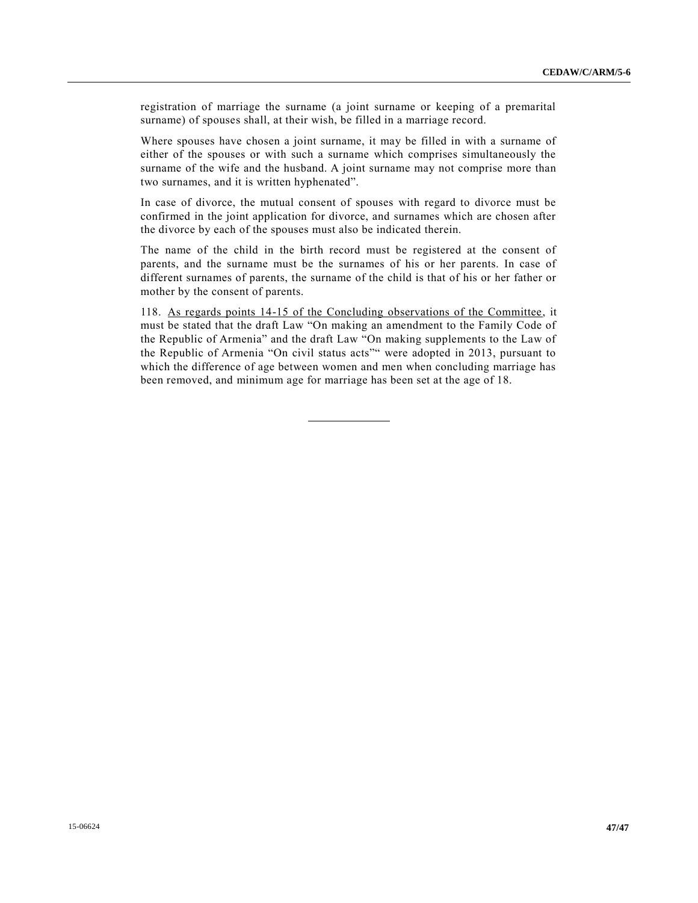registration of marriage the surname (a joint surname or keeping of a premarital surname) of spouses shall, at their wish, be filled in a marriage record.

Where spouses have chosen a joint surname, it may be filled in with a surname of either of the spouses or with such a surname which comprises simultaneously the surname of the wife and the husband. A joint surname may not comprise more than two surnames, and it is written hyphenated".

In case of divorce, the mutual consent of spouses with regard to divorce must be confirmed in the joint application for divorce, and surnames which are chosen after the divorce by each of the spouses must also be indicated therein.

The name of the child in the birth record must be registered at the consent of parents, and the surname must be the surnames of his or her parents. In case of different surnames of parents, the surname of the child is that of his or her father or mother by the consent of parents.

118. As regards points 14-15 of the Concluding observations of the Committee, it must be stated that the draft Law "On making an amendment to the Family Code of the Republic of Armenia" and the draft Law "On making supplements to the Law of the Republic of Armenia "On civil status acts"" were adopted in 2013, pursuant to which the difference of age between women and men when concluding marriage has been removed, and minimum age for marriage has been set at the age of 18.